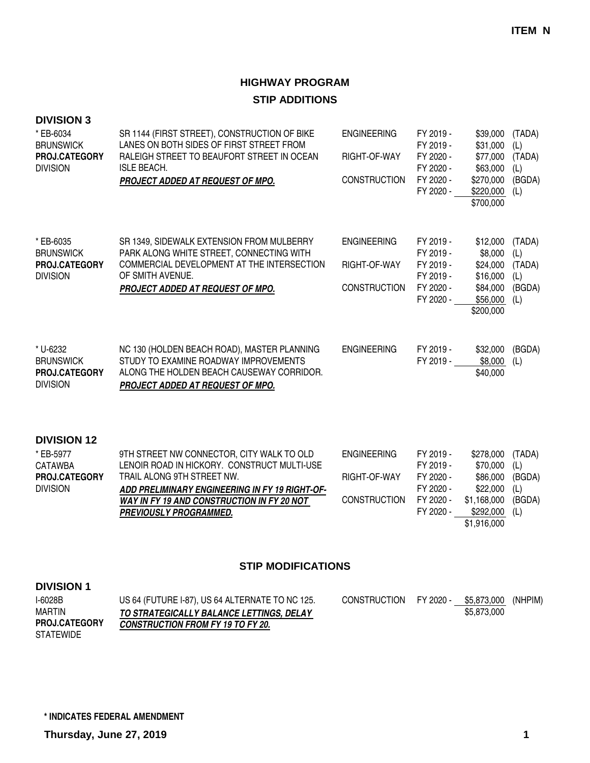**ITEM N**

# HIGHWAY PROGRAM

## STIP ADDITIONS

### DIVISION 3

| Project | Description | Phase | Fiscal Year | Amount | Source |
|---|---|---|---|---|---|
| * EB-6034<br>BRUNSWICK<br>**PROJ.CATEGORY**<br>DIVISION | SR 1144 (FIRST STREET), CONSTRUCTION OF BIKE LANES ON BOTH SIDES OF FIRST STREET FROM RALEIGH STREET TO BEAUFORT STREET IN OCEAN ISLE BEACH.<br>***PROJECT ADDED AT REQUEST OF MPO.*** | ENGINEERING | FY 2019 - | $39,000 | (TADA) |
| | | | FY 2019 - | $31,000 | (L) |
| | | RIGHT-OF-WAY | FY 2020 - | $77,000 | (TADA) |
| | | | FY 2020 - | $63,000 | (L) |
| | | CONSTRUCTION | FY 2020 - | $270,000 | (BGDA) |
| | | | FY 2020 - | $220,000 | (L) |
| | | | | $700,000 | |
| * EB-6035<br>BRUNSWICK<br>**PROJ.CATEGORY**<br>DIVISION | SR 1349, SIDEWALK EXTENSION FROM MULBERRY PARK ALONG WHITE STREET, CONNECTING WITH COMMERCIAL DEVELOPMENT AT THE INTERSECTION OF SMITH AVENUE.<br>***PROJECT ADDED AT REQUEST OF MPO.*** | ENGINEERING | FY 2019 - | $12,000 | (TADA) |
| | | | FY 2019 - | $8,000 | (L) |
| | | RIGHT-OF-WAY | FY 2019 - | $24,000 | (TADA) |
| | | | FY 2019 - | $16,000 | (L) |
| | | CONSTRUCTION | FY 2020 - | $84,000 | (BGDA) |
| | | | FY 2020 - | $56,000 | (L) |
| | | | | $200,000 | |
| * U-6232<br>BRUNSWICK<br>**PROJ.CATEGORY**<br>DIVISION | NC 130 (HOLDEN BEACH ROAD), MASTER PLANNING STUDY TO EXAMINE ROADWAY IMPROVEMENTS ALONG THE HOLDEN BEACH CAUSEWAY CORRIDOR.<br>***PROJECT ADDED AT REQUEST OF MPO.*** | ENGINEERING | FY 2019 - | $32,000 | (BGDA) |
| | | | FY 2019 - | $8,000 | (L) |
| | | | | $40,000 | |

### DIVISION 12

| Project | Description | Phase | Fiscal Year | Amount | Source |
|---|---|---|---|---|---|
| * EB-5977<br>CATAWBA<br>**PROJ.CATEGORY**<br>DIVISION | 9TH STREET NW CONNECTOR, CITY WALK TO OLD LENOIR ROAD IN HICKORY. CONSTRUCT MULTI-USE TRAIL ALONG 9TH STREET NW.<br>***ADD PRELIMINARY ENGINEERING IN FY 19 RIGHT-OF-WAY IN FY 19 AND CONSTRUCTION IN FY 20 NOT PREVIOUSLY PROGRAMMED.*** | ENGINEERING | FY 2019 - | $278,000 | (TADA) |
| | | | FY 2019 - | $70,000 | (L) |
| | | RIGHT-OF-WAY | FY 2020 - | $86,000 | (BGDA) |
| | | | FY 2020 - | $22,000 | (L) |
| | | CONSTRUCTION | FY 2020 - | $1,168,000 | (BGDA) |
| | | | FY 2020 - | $292,000 | (L) |
| | | | | $1,916,000 | |

## STIP MODIFICATIONS

### DIVISION 1

| Project | Description | Phase | Fiscal Year | Amount | Source |
|---|---|---|---|---|---|
| I-6028B<br>MARTIN<br>**PROJ.CATEGORY**<br>STATEWIDE | US 64 (FUTURE I-87), US 64 ALTERNATE TO NC 125.<br>***TO STRATEGICALLY BALANCE LETTINGS, DELAY CONSTRUCTION FROM FY 19 TO FY 20.*** | CONSTRUCTION | FY 2020 - | $5,873,000 | (NHPIM) |
| | | | | $5,873,000 | |

**\* INDICATES FEDERAL AMENDMENT**

**Thursday, June 27, 2019**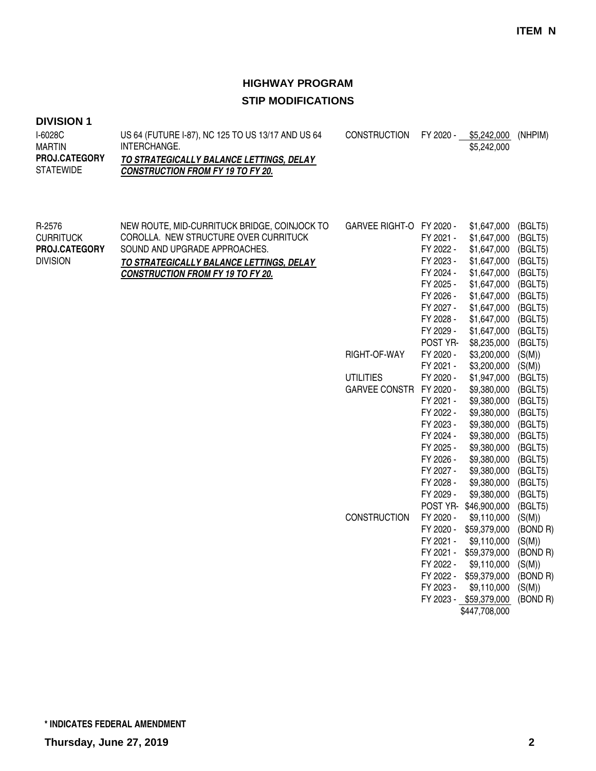**ITEM N**

# HIGHWAY PROGRAM
## STIP MODIFICATIONS

### DIVISION 1

| Project | Description | Work Type | Fiscal Year | Amount | Funding |
|---|---|---|---|---|---|
| I-6028C<br>MARTIN<br>**PROJ.CATEGORY**<br>STATEWIDE | US 64 (FUTURE I-87), NC 125 TO US 13/17 AND US 64 INTERCHANGE.<br>***TO STRATEGICALLY BALANCE LETTINGS, DELAY CONSTRUCTION FROM FY 19 TO FY 20.*** | CONSTRUCTION | FY 2020 - | $5,242,000 | (NHPIM) |
| | | | | $5,242,000 | |
| R-2576<br>CURRITUCK<br>**PROJ.CATEGORY**<br>DIVISION | NEW ROUTE, MID-CURRITUCK BRIDGE, COINJOCK TO COROLLA. NEW STRUCTURE OVER CURRITUCK SOUND AND UPGRADE APPROACHES.<br>***TO STRATEGICALLY BALANCE LETTINGS, DELAY CONSTRUCTION FROM FY 19 TO FY 20.*** | GARVEE RIGHT-O | FY 2020 - | $1,647,000 | (BGLT5) |
| | | | FY 2021 - | $1,647,000 | (BGLT5) |
| | | | FY 2022 - | $1,647,000 | (BGLT5) |
| | | | FY 2023 - | $1,647,000 | (BGLT5) |
| | | | FY 2024 - | $1,647,000 | (BGLT5) |
| | | | FY 2025 - | $1,647,000 | (BGLT5) |
| | | | FY 2026 - | $1,647,000 | (BGLT5) |
| | | | FY 2027 - | $1,647,000 | (BGLT5) |
| | | | FY 2028 - | $1,647,000 | (BGLT5) |
| | | | FY 2029 - | $1,647,000 | (BGLT5) |
| | | | POST YR- | $8,235,000 | (BGLT5) |
| | | RIGHT-OF-WAY | FY 2020 - | $3,200,000 | (S(M)) |
| | | | FY 2021 - | $3,200,000 | (S(M)) |
| | | UTILITIES | FY 2020 - | $1,947,000 | (BGLT5) |
| | | GARVEE CONSTR | FY 2020 - | $9,380,000 | (BGLT5) |
| | | | FY 2021 - | $9,380,000 | (BGLT5) |
| | | | FY 2022 - | $9,380,000 | (BGLT5) |
| | | | FY 2023 - | $9,380,000 | (BGLT5) |
| | | | FY 2024 - | $9,380,000 | (BGLT5) |
| | | | FY 2025 - | $9,380,000 | (BGLT5) |
| | | | FY 2026 - | $9,380,000 | (BGLT5) |
| | | | FY 2027 - | $9,380,000 | (BGLT5) |
| | | | FY 2028 - | $9,380,000 | (BGLT5) |
| | | | FY 2029 - | $9,380,000 | (BGLT5) |
| | | | POST YR- | $46,900,000 | (BGLT5) |
| | | CONSTRUCTION | FY 2020 - | $9,110,000 | (S(M)) |
| | | | FY 2020 - | $59,379,000 | (BOND R) |
| | | | FY 2021 - | $9,110,000 | (S(M)) |
| | | | FY 2021 - | $59,379,000 | (BOND R) |
| | | | FY 2022 - | $9,110,000 | (S(M)) |
| | | | FY 2022 - | $59,379,000 | (BOND R) |
| | | | FY 2023 - | $9,110,000 | (S(M)) |
| | | | FY 2023 - | $59,379,000 | (BOND R) |
| | | | | $447,708,000 | |

**\* INDICATES FEDERAL AMENDMENT**

**Thursday, June 27, 2019**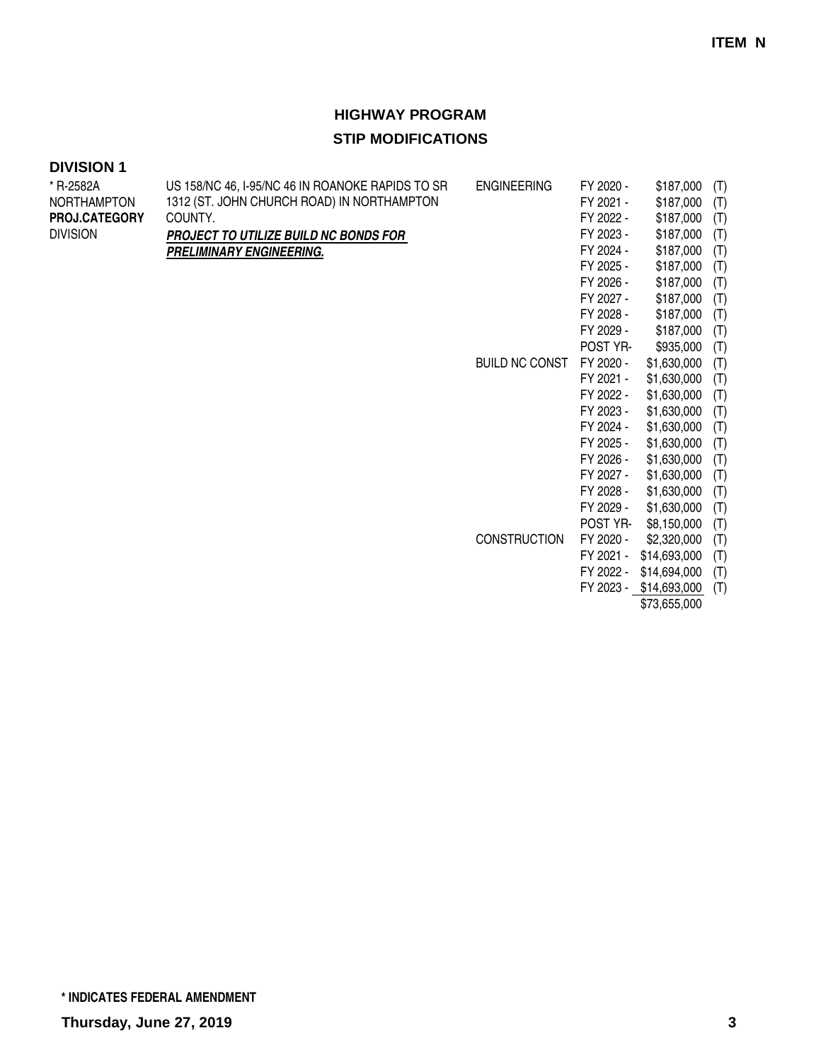**ITEM N**

# HIGHWAY PROGRAM

## STIP MODIFICATIONS

### DIVISION 1

| Project | Description | Phase | Year | Amount | |
|---|---|---|---|---|---|
| * R-2582A<br>NORTHAMPTON<br>**PROJ.CATEGORY**<br>DIVISION | US 158/NC 46, I-95/NC 46 IN ROANOKE RAPIDS TO SR 1312 (ST. JOHN CHURCH ROAD) IN NORTHAMPTON COUNTY.<br>***PROJECT TO UTILIZE BUILD NC BONDS FOR PRELIMINARY ENGINEERING.*** | ENGINEERING | FY 2020 - | $187,000 | (T) |
| | | | FY 2021 - | $187,000 | (T) |
| | | | FY 2022 - | $187,000 | (T) |
| | | | FY 2023 - | $187,000 | (T) |
| | | | FY 2024 - | $187,000 | (T) |
| | | | FY 2025 - | $187,000 | (T) |
| | | | FY 2026 - | $187,000 | (T) |
| | | | FY 2027 - | $187,000 | (T) |
| | | | FY 2028 - | $187,000 | (T) |
| | | | FY 2029 - | $187,000 | (T) |
| | | | POST YR- | $935,000 | (T) |
| | | BUILD NC CONST | FY 2020 - | $1,630,000 | (T) |
| | | | FY 2021 - | $1,630,000 | (T) |
| | | | FY 2022 - | $1,630,000 | (T) |
| | | | FY 2023 - | $1,630,000 | (T) |
| | | | FY 2024 - | $1,630,000 | (T) |
| | | | FY 2025 - | $1,630,000 | (T) |
| | | | FY 2026 - | $1,630,000 | (T) |
| | | | FY 2027 - | $1,630,000 | (T) |
| | | | FY 2028 - | $1,630,000 | (T) |
| | | | FY 2029 - | $1,630,000 | (T) |
| | | | POST YR- | $8,150,000 | (T) |
| | | CONSTRUCTION | FY 2020 - | $2,320,000 | (T) |
| | | | FY 2021 - | $14,693,000 | (T) |
| | | | FY 2022 - | $14,694,000 | (T) |
| | | | FY 2023 - | $14,693,000 | (T) |
| | | | | $73,655,000 | |

**\* INDICATES FEDERAL AMENDMENT**

**Thursday, June 27, 2019**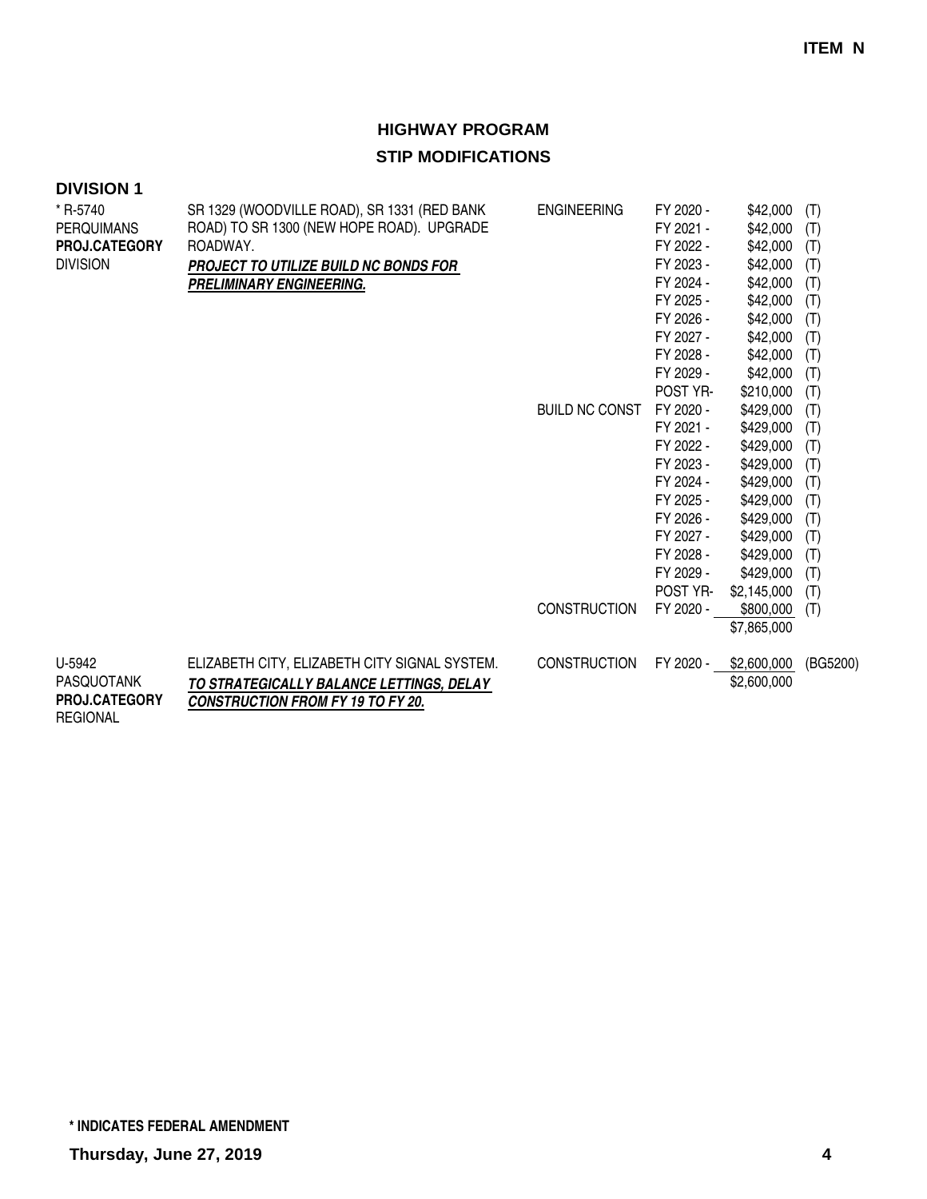**ITEM N**

# HIGHWAY PROGRAM

## STIP MODIFICATIONS

### DIVISION 1

| Project | Description | Phase | Year | Amount | Funding |
|---|---|---|---|---|---|
| * R-5740<br>PERQUIMANS<br>**PROJ.CATEGORY**<br>DIVISION | SR 1329 (WOODVILLE ROAD), SR 1331 (RED BANK ROAD) TO SR 1300 (NEW HOPE ROAD). UPGRADE ROADWAY.<br>***PROJECT TO UTILIZE BUILD NC BONDS FOR PRELIMINARY ENGINEERING.*** | ENGINEERING | FY 2020 - | $42,000 | (T) |
| | | | FY 2021 - | $42,000 | (T) |
| | | | FY 2022 - | $42,000 | (T) |
| | | | FY 2023 - | $42,000 | (T) |
| | | | FY 2024 - | $42,000 | (T) |
| | | | FY 2025 - | $42,000 | (T) |
| | | | FY 2026 - | $42,000 | (T) |
| | | | FY 2027 - | $42,000 | (T) |
| | | | FY 2028 - | $42,000 | (T) |
| | | | FY 2029 - | $42,000 | (T) |
| | | | POST YR- | $210,000 | (T) |
| | | BUILD NC CONST | FY 2020 - | $429,000 | (T) |
| | | | FY 2021 - | $429,000 | (T) |
| | | | FY 2022 - | $429,000 | (T) |
| | | | FY 2023 - | $429,000 | (T) |
| | | | FY 2024 - | $429,000 | (T) |
| | | | FY 2025 - | $429,000 | (T) |
| | | | FY 2026 - | $429,000 | (T) |
| | | | FY 2027 - | $429,000 | (T) |
| | | | FY 2028 - | $429,000 | (T) |
| | | | FY 2029 - | $429,000 | (T) |
| | | | POST YR- | $2,145,000 | (T) |
| | | CONSTRUCTION | FY 2020 - | $800,000 | (T) |
| | | | | $7,865,000 | |
| U-5942<br>PASQUOTANK<br>**PROJ.CATEGORY**<br>REGIONAL | ELIZABETH CITY, ELIZABETH CITY SIGNAL SYSTEM.<br>***TO STRATEGICALLY BALANCE LETTINGS, DELAY CONSTRUCTION FROM FY 19 TO FY 20.*** | CONSTRUCTION | FY 2020 - | $2,600,000 | (BG5200) |
| | | | | $2,600,000 | |

**\* INDICATES FEDERAL AMENDMENT**

**Thursday, June 27, 2019**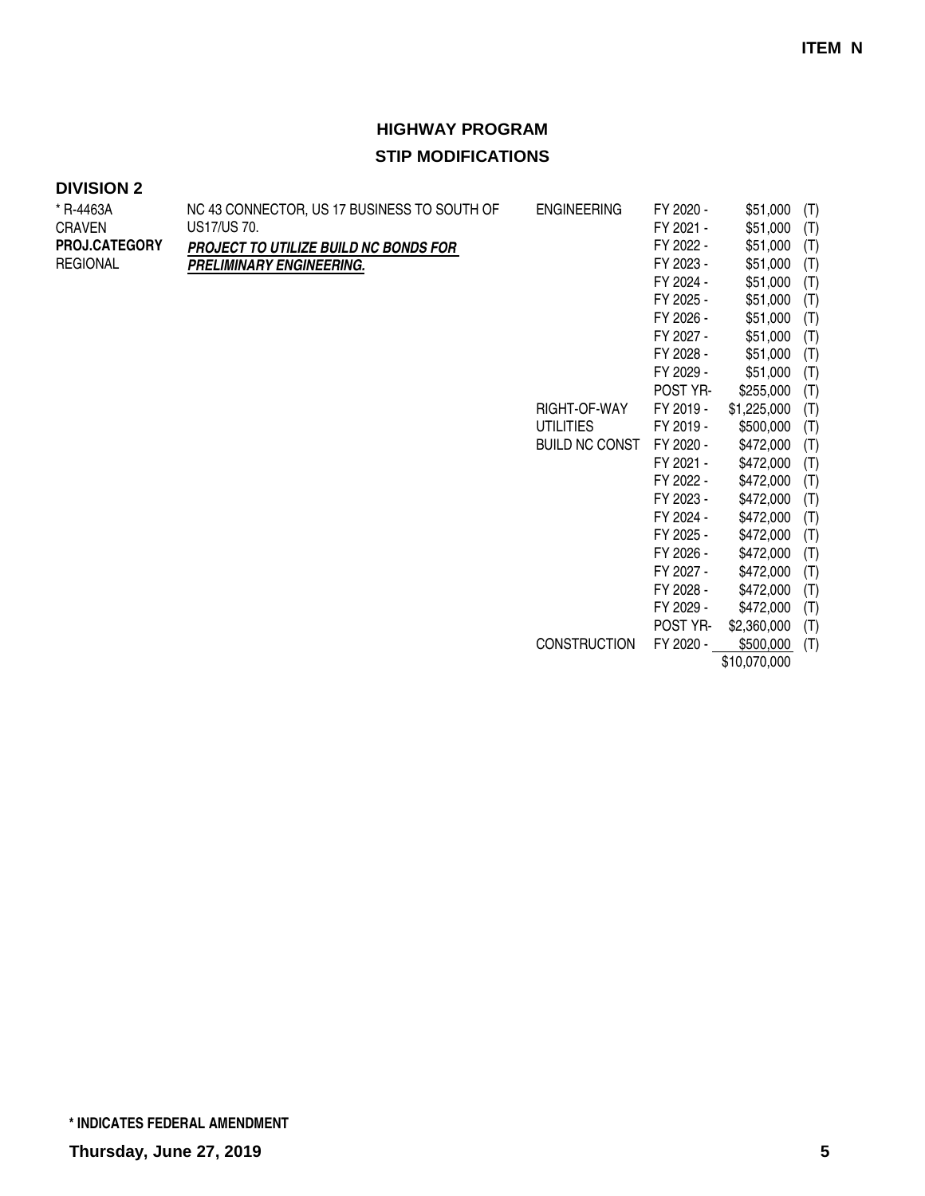**ITEM N**

## HIGHWAY PROGRAM

## STIP MODIFICATIONS

### DIVISION 2

| | | | | | |
|---|---|---|---|---|---|
| * R-4463A<br>CRAVEN<br>**PROJ.CATEGORY**<br>REGIONAL | NC 43 CONNECTOR, US 17 BUSINESS TO SOUTH OF US17/US 70.<br>***PROJECT TO UTILIZE BUILD NC BONDS FOR PRELIMINARY ENGINEERING.*** | ENGINEERING | FY 2020 - | $51,000 | (T) |
| | | | FY 2021 - | $51,000 | (T) |
| | | | FY 2022 - | $51,000 | (T) |
| | | | FY 2023 - | $51,000 | (T) |
| | | | FY 2024 - | $51,000 | (T) |
| | | | FY 2025 - | $51,000 | (T) |
| | | | FY 2026 - | $51,000 | (T) |
| | | | FY 2027 - | $51,000 | (T) |
| | | | FY 2028 - | $51,000 | (T) |
| | | | FY 2029 - | $51,000 | (T) |
| | | | POST YR- | $255,000 | (T) |
| | | RIGHT-OF-WAY | FY 2019 - | $1,225,000 | (T) |
| | | UTILITIES | FY 2019 - | $500,000 | (T) |
| | | BUILD NC CONST | FY 2020 - | $472,000 | (T) |
| | | | FY 2021 - | $472,000 | (T) |
| | | | FY 2022 - | $472,000 | (T) |
| | | | FY 2023 - | $472,000 | (T) |
| | | | FY 2024 - | $472,000 | (T) |
| | | | FY 2025 - | $472,000 | (T) |
| | | | FY 2026 - | $472,000 | (T) |
| | | | FY 2027 - | $472,000 | (T) |
| | | | FY 2028 - | $472,000 | (T) |
| | | | FY 2029 - | $472,000 | (T) |
| | | | POST YR- | $2,360,000 | (T) |
| | | CONSTRUCTION | FY 2020 - | $500,000 | (T) |
| | | | | $10,070,000 | |

**\* INDICATES FEDERAL AMENDMENT**

**Thursday, June 27, 2019**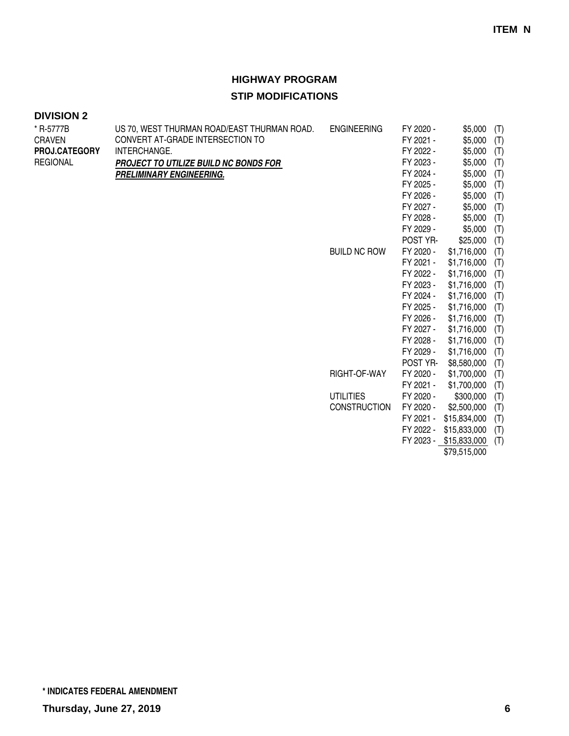ITEM N

# HIGHWAY PROGRAM

## STIP MODIFICATIONS

### DIVISION 2

| | | | | | |
|---|---|---|---|---|---|
| * R-5777B<br>CRAVEN<br>**PROJ.CATEGORY**<br>REGIONAL | US 70, WEST THURMAN ROAD/EAST THURMAN ROAD. CONVERT AT-GRADE INTERSECTION TO INTERCHANGE.<br>***PROJECT TO UTILIZE BUILD NC BONDS FOR PRELIMINARY ENGINEERING.*** | ENGINEERING | FY 2020 - | $5,000 | (T) |
| | | | FY 2021 - | $5,000 | (T) |
| | | | FY 2022 - | $5,000 | (T) |
| | | | FY 2023 - | $5,000 | (T) |
| | | | FY 2024 - | $5,000 | (T) |
| | | | FY 2025 - | $5,000 | (T) |
| | | | FY 2026 - | $5,000 | (T) |
| | | | FY 2027 - | $5,000 | (T) |
| | | | FY 2028 - | $5,000 | (T) |
| | | | FY 2029 - | $5,000 | (T) |
| | | | POST YR- | $25,000 | (T) |
| | | BUILD NC ROW | FY 2020 - | $1,716,000 | (T) |
| | | | FY 2021 - | $1,716,000 | (T) |
| | | | FY 2022 - | $1,716,000 | (T) |
| | | | FY 2023 - | $1,716,000 | (T) |
| | | | FY 2024 - | $1,716,000 | (T) |
| | | | FY 2025 - | $1,716,000 | (T) |
| | | | FY 2026 - | $1,716,000 | (T) |
| | | | FY 2027 - | $1,716,000 | (T) |
| | | | FY 2028 - | $1,716,000 | (T) |
| | | | FY 2029 - | $1,716,000 | (T) |
| | | | POST YR- | $8,580,000 | (T) |
| | | RIGHT-OF-WAY | FY 2020 - | $1,700,000 | (T) |
| | | | FY 2021 - | $1,700,000 | (T) |
| | | UTILITIES | FY 2020 - | $300,000 | (T) |
| | | CONSTRUCTION | FY 2020 - | $2,500,000 | (T) |
| | | | FY 2021 - | $15,834,000 | (T) |
| | | | FY 2022 - | $15,833,000 | (T) |
| | | | FY 2023 - | $15,833,000 | (T) |
| | | | | $79,515,000 | |

**\* INDICATES FEDERAL AMENDMENT**

**Thursday, June 27, 2019**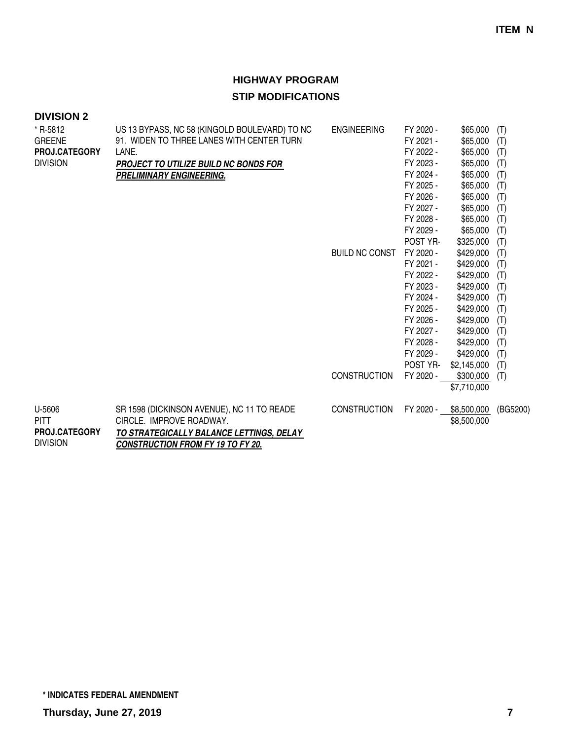**ITEM N**

## HIGHWAY PROGRAM
## STIP MODIFICATIONS

### DIVISION 2

| Project | Description | Phase | Year | Amount | Fund |
|---|---|---|---|---|---|
| * R-5812<br>GREENE<br>**PROJ.CATEGORY**<br>DIVISION | US 13 BYPASS, NC 58 (KINGOLD BOULEVARD) TO NC 91. WIDEN TO THREE LANES WITH CENTER TURN LANE.<br>***PROJECT TO UTILIZE BUILD NC BONDS FOR PRELIMINARY ENGINEERING.*** | ENGINEERING | FY 2020 - | $65,000 | (T) |
| | | | FY 2021 - | $65,000 | (T) |
| | | | FY 2022 - | $65,000 | (T) |
| | | | FY 2023 - | $65,000 | (T) |
| | | | FY 2024 - | $65,000 | (T) |
| | | | FY 2025 - | $65,000 | (T) |
| | | | FY 2026 - | $65,000 | (T) |
| | | | FY 2027 - | $65,000 | (T) |
| | | | FY 2028 - | $65,000 | (T) |
| | | | FY 2029 - | $65,000 | (T) |
| | | | POST YR- | $325,000 | (T) |
| | | BUILD NC CONST | FY 2020 - | $429,000 | (T) |
| | | | FY 2021 - | $429,000 | (T) |
| | | | FY 2022 - | $429,000 | (T) |
| | | | FY 2023 - | $429,000 | (T) |
| | | | FY 2024 - | $429,000 | (T) |
| | | | FY 2025 - | $429,000 | (T) |
| | | | FY 2026 - | $429,000 | (T) |
| | | | FY 2027 - | $429,000 | (T) |
| | | | FY 2028 - | $429,000 | (T) |
| | | | FY 2029 - | $429,000 | (T) |
| | | | POST YR- | $2,145,000 | (T) |
| | | CONSTRUCTION | FY 2020 - | $300,000 | (T) |
| | | | | $7,710,000 | |
| U-5606<br>PITT<br>**PROJ.CATEGORY**<br>DIVISION | SR 1598 (DICKINSON AVENUE), NC 11 TO READE CIRCLE. IMPROVE ROADWAY.<br>***TO STRATEGICALLY BALANCE LETTINGS, DELAY CONSTRUCTION FROM FY 19 TO FY 20.*** | CONSTRUCTION | FY 2020 - | $8,500,000 | (BG5200) |
| | | | | $8,500,000 | |

**\* INDICATES FEDERAL AMENDMENT**

**Thursday, June 27, 2019**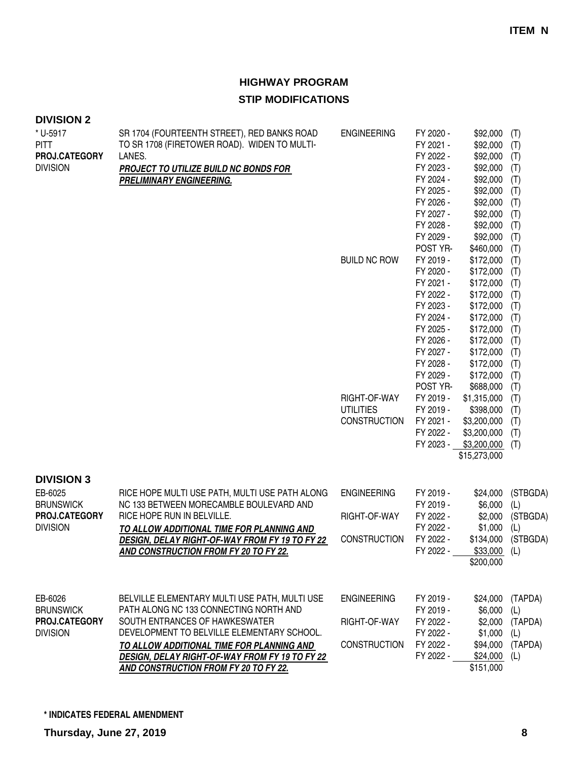**ITEM N**

# HIGHWAY PROGRAM

## STIP MODIFICATIONS

### DIVISION 2

| Project | Description | Phase | Year | Amount | Fund |
|---|---|---|---|---|---|
| * U-5917<br>PITT<br>**PROJ.CATEGORY**<br>DIVISION | SR 1704 (FOURTEENTH STREET), RED BANKS ROAD TO SR 1708 (FIRETOWER ROAD). WIDEN TO MULTI-LANES.<br>***PROJECT TO UTILIZE BUILD NC BONDS FOR PRELIMINARY ENGINEERING.*** | ENGINEERING | FY 2020 - | $92,000 | (T) |
| | | | FY 2021 - | $92,000 | (T) |
| | | | FY 2022 - | $92,000 | (T) |
| | | | FY 2023 - | $92,000 | (T) |
| | | | FY 2024 - | $92,000 | (T) |
| | | | FY 2025 - | $92,000 | (T) |
| | | | FY 2026 - | $92,000 | (T) |
| | | | FY 2027 - | $92,000 | (T) |
| | | | FY 2028 - | $92,000 | (T) |
| | | | FY 2029 - | $92,000 | (T) |
| | | | POST YR- | $460,000 | (T) |
| | | BUILD NC ROW | FY 2019 - | $172,000 | (T) |
| | | | FY 2020 - | $172,000 | (T) |
| | | | FY 2021 - | $172,000 | (T) |
| | | | FY 2022 - | $172,000 | (T) |
| | | | FY 2023 - | $172,000 | (T) |
| | | | FY 2024 - | $172,000 | (T) |
| | | | FY 2025 - | $172,000 | (T) |
| | | | FY 2026 - | $172,000 | (T) |
| | | | FY 2027 - | $172,000 | (T) |
| | | | FY 2028 - | $172,000 | (T) |
| | | | FY 2029 - | $172,000 | (T) |
| | | | POST YR- | $688,000 | (T) |
| | | RIGHT-OF-WAY | FY 2019 - | $1,315,000 | (T) |
| | | UTILITIES | FY 2019 - | $398,000 | (T) |
| | | CONSTRUCTION | FY 2021 - | $3,200,000 | (T) |
| | | | FY 2022 - | $3,200,000 | (T) |
| | | | FY 2023 - | $3,200,000 | (T) |
| | | | | $15,273,000 | |

### DIVISION 3

| Project | Description | Phase | Year | Amount | Fund |
|---|---|---|---|---|---|
| EB-6025<br>BRUNSWICK<br>**PROJ.CATEGORY**<br>DIVISION | RICE HOPE MULTI USE PATH, MULTI USE PATH ALONG NC 133 BETWEEN MORECAMBLE BOULEVARD AND RICE HOPE RUN IN BELVILLE.<br>***TO ALLOW ADDITIONAL TIME FOR PLANNING AND DESIGN, DELAY RIGHT-OF-WAY FROM FY 19 TO FY 22 AND CONSTRUCTION FROM FY 20 TO FY 22.*** | ENGINEERING | FY 2019 - | $24,000 | (STBGDA) |
| | | | FY 2019 - | $6,000 | (L) |
| | | RIGHT-OF-WAY | FY 2022 - | $2,000 | (STBGDA) |
| | | | FY 2022 - | $1,000 | (L) |
| | | CONSTRUCTION | FY 2022 - | $134,000 | (STBGDA) |
| | | | FY 2022 - | $33,000 | (L) |
| | | | | $200,000 | |

| Project | Description | Phase | Year | Amount | Fund |
|---|---|---|---|---|---|
| EB-6026<br>BRUNSWICK<br>**PROJ.CATEGORY**<br>DIVISION | BELVILLE ELEMENTARY MULTI USE PATH, MULTI USE PATH ALONG NC 133 CONNECTING NORTH AND SOUTH ENTRANCES OF HAWKESWATER DEVELOPMENT TO BELVILLE ELEMENTARY SCHOOL.<br>***TO ALLOW ADDITIONAL TIME FOR PLANNING AND DESIGN, DELAY RIGHT-OF-WAY FROM FY 19 TO FY 22 AND CONSTRUCTION FROM FY 20 TO FY 22.*** | ENGINEERING | FY 2019 - | $24,000 | (TAPDA) |
| | | | FY 2019 - | $6,000 | (L) |
| | | RIGHT-OF-WAY | FY 2022 - | $2,000 | (TAPDA) |
| | | | FY 2022 - | $1,000 | (L) |
| | | CONSTRUCTION | FY 2022 - | $94,000 | (TAPDA) |
| | | | FY 2022 - | $24,000 | (L) |
| | | | | $151,000 | |

**\* INDICATES FEDERAL AMENDMENT**

**Thursday, June 27, 2019**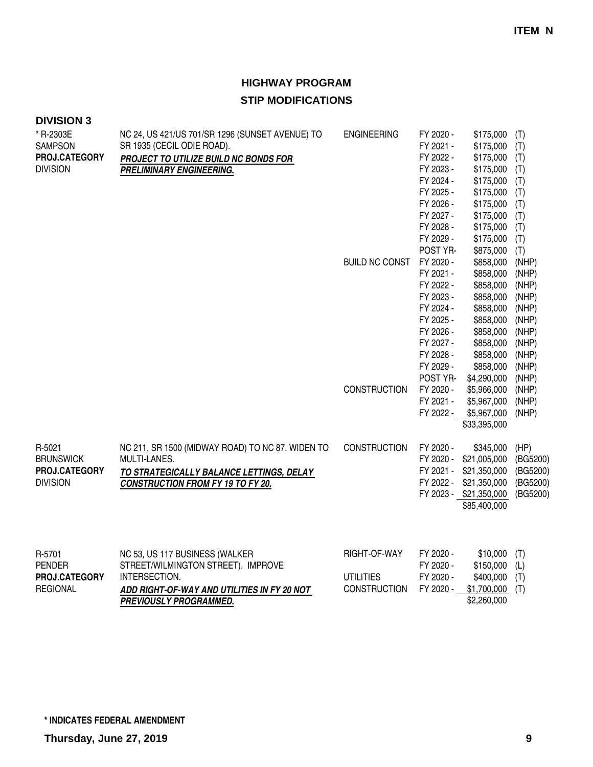**ITEM N**

## HIGHWAY PROGRAM
## STIP MODIFICATIONS

### DIVISION 3

| Project | Description | Phase | Year | Amount | Fund |
|---|---|---|---|---|---|
| * R-2303E<br>SAMPSON<br>**PROJ.CATEGORY**<br>DIVISION | NC 24, US 421/US 701/SR 1296 (SUNSET AVENUE) TO SR 1935 (CECIL ODIE ROAD).<br>***PROJECT TO UTILIZE BUILD NC BONDS FOR PRELIMINARY ENGINEERING.*** | ENGINEERING | FY 2020 - | $175,000 | (T) |
| | | | FY 2021 - | $175,000 | (T) |
| | | | FY 2022 - | $175,000 | (T) |
| | | | FY 2023 - | $175,000 | (T) |
| | | | FY 2024 - | $175,000 | (T) |
| | | | FY 2025 - | $175,000 | (T) |
| | | | FY 2026 - | $175,000 | (T) |
| | | | FY 2027 - | $175,000 | (T) |
| | | | FY 2028 - | $175,000 | (T) |
| | | | FY 2029 - | $175,000 | (T) |
| | | | POST YR- | $875,000 | (T) |
| | | BUILD NC CONST | FY 2020 - | $858,000 | (NHP) |
| | | | FY 2021 - | $858,000 | (NHP) |
| | | | FY 2022 - | $858,000 | (NHP) |
| | | | FY 2023 - | $858,000 | (NHP) |
| | | | FY 2024 - | $858,000 | (NHP) |
| | | | FY 2025 - | $858,000 | (NHP) |
| | | | FY 2026 - | $858,000 | (NHP) |
| | | | FY 2027 - | $858,000 | (NHP) |
| | | | FY 2028 - | $858,000 | (NHP) |
| | | | FY 2029 - | $858,000 | (NHP) |
| | | | POST YR- | $4,290,000 | (NHP) |
| | | CONSTRUCTION | FY 2020 - | $5,966,000 | (NHP) |
| | | | FY 2021 - | $5,967,000 | (NHP) |
| | | | FY 2022 - | $5,967,000 | (NHP) |
| | | | | $33,395,000 | |
| R-5021<br>BRUNSWICK<br>**PROJ.CATEGORY**<br>DIVISION | NC 211, SR 1500 (MIDWAY ROAD) TO NC 87. WIDEN TO MULTI-LANES.<br>***TO STRATEGICALLY BALANCE LETTINGS, DELAY CONSTRUCTION FROM FY 19 TO FY 20.*** | CONSTRUCTION | FY 2020 - | $345,000 | (HP) |
| | | | FY 2020 - | $21,005,000 | (BG5200) |
| | | | FY 2021 - | $21,350,000 | (BG5200) |
| | | | FY 2022 - | $21,350,000 | (BG5200) |
| | | | FY 2023 - | $21,350,000 | (BG5200) |
| | | | | $85,400,000 | |
| R-5701<br>PENDER<br>**PROJ.CATEGORY**<br>REGIONAL | NC 53, US 117 BUSINESS (WALKER STREET/WILMINGTON STREET). IMPROVE INTERSECTION.<br>***ADD RIGHT-OF-WAY AND UTILITIES IN FY 20 NOT PREVIOUSLY PROGRAMMED.*** | RIGHT-OF-WAY | FY 2020 - | $10,000 | (T) |
| | | | FY 2020 - | $150,000 | (L) |
| | | UTILITIES | FY 2020 - | $400,000 | (T) |
| | | CONSTRUCTION | FY 2020 - | $1,700,000 | (T) |
| | | | | $2,260,000 | |

**\* INDICATES FEDERAL AMENDMENT**

**Thursday, June 27, 2019**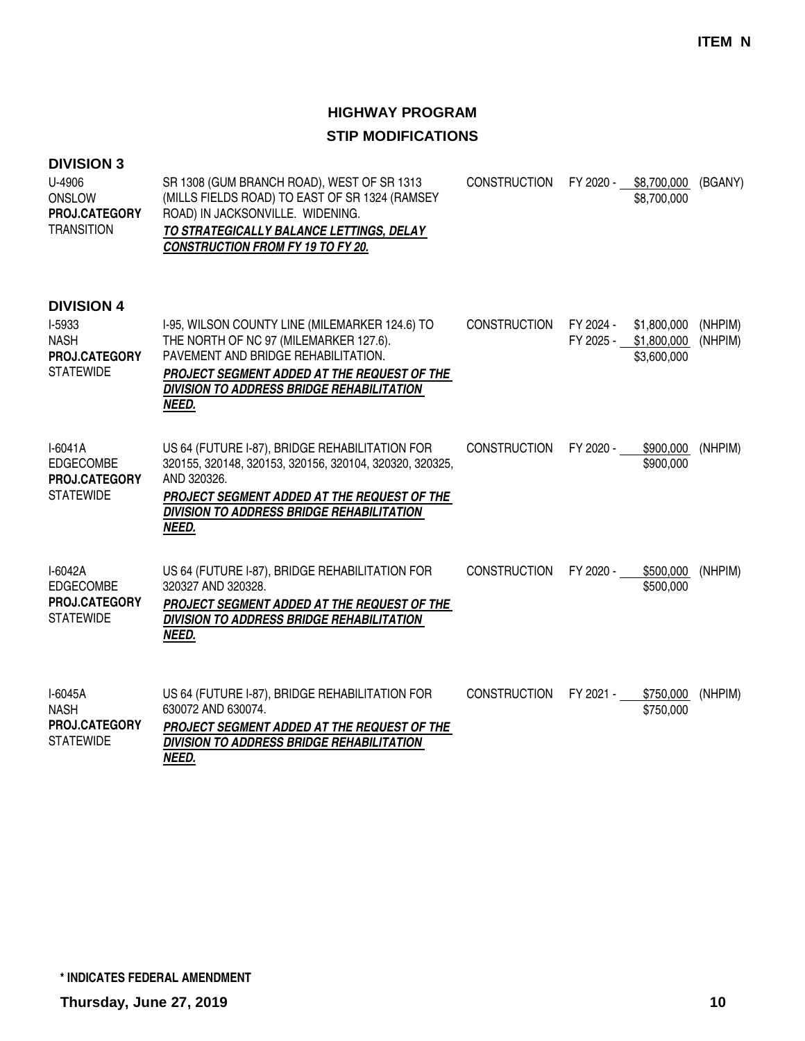**ITEM N**

## HIGHWAY PROGRAM
## STIP MODIFICATIONS

### DIVISION 3

| Project | Description | Phase | Fiscal Year | Amount | Fund |
|---|---|---|---|---|---|
| U-4906<br>ONSLOW<br>**PROJ.CATEGORY**<br>TRANSITION | SR 1308 (GUM BRANCH ROAD), WEST OF SR 1313 (MILLS FIELDS ROAD) TO EAST OF SR 1324 (RAMSEY ROAD) IN JACKSONVILLE. WIDENING.<br>***TO STRATEGICALLY BALANCE LETTINGS, DELAY CONSTRUCTION FROM FY 19 TO FY 20.*** | CONSTRUCTION | FY 2020 - | $8,700,000 | (BGANY) |
| | | | | $8,700,000 | |

### DIVISION 4

| Project | Description | Phase | Fiscal Year | Amount | Fund |
|---|---|---|---|---|---|
| I-5933<br>NASH<br>**PROJ.CATEGORY**<br>STATEWIDE | I-95, WILSON COUNTY LINE (MILEMARKER 124.6) TO THE NORTH OF NC 97 (MILEMARKER 127.6). PAVEMENT AND BRIDGE REHABILITATION.<br>***PROJECT SEGMENT ADDED AT THE REQUEST OF THE DIVISION TO ADDRESS BRIDGE REHABILITATION NEED.*** | CONSTRUCTION | FY 2024 - | $1,800,000 | (NHPIM) |
| | | | FY 2025 - | $1,800,000 | (NHPIM) |
| | | | | $3,600,000 | |
| I-6041A<br>EDGECOMBE<br>**PROJ.CATEGORY**<br>STATEWIDE | US 64 (FUTURE I-87), BRIDGE REHABILITATION FOR 320155, 320148, 320153, 320156, 320104, 320320, 320325, AND 320326.<br>***PROJECT SEGMENT ADDED AT THE REQUEST OF THE DIVISION TO ADDRESS BRIDGE REHABILITATION NEED.*** | CONSTRUCTION | FY 2020 - | $900,000 | (NHPIM) |
| | | | | $900,000 | |
| I-6042A<br>EDGECOMBE<br>**PROJ.CATEGORY**<br>STATEWIDE | US 64 (FUTURE I-87), BRIDGE REHABILITATION FOR 320327 AND 320328.<br>***PROJECT SEGMENT ADDED AT THE REQUEST OF THE DIVISION TO ADDRESS BRIDGE REHABILITATION NEED.*** | CONSTRUCTION | FY 2020 - | $500,000 | (NHPIM) |
| | | | | $500,000 | |
| I-6045A<br>NASH<br>**PROJ.CATEGORY**<br>STATEWIDE | US 64 (FUTURE I-87), BRIDGE REHABILITATION FOR 630072 AND 630074.<br>***PROJECT SEGMENT ADDED AT THE REQUEST OF THE DIVISION TO ADDRESS BRIDGE REHABILITATION NEED.*** | CONSTRUCTION | FY 2021 - | $750,000 | (NHPIM) |
| | | | | $750,000 | |

**\* INDICATES FEDERAL AMENDMENT**

**Thursday, June 27, 2019**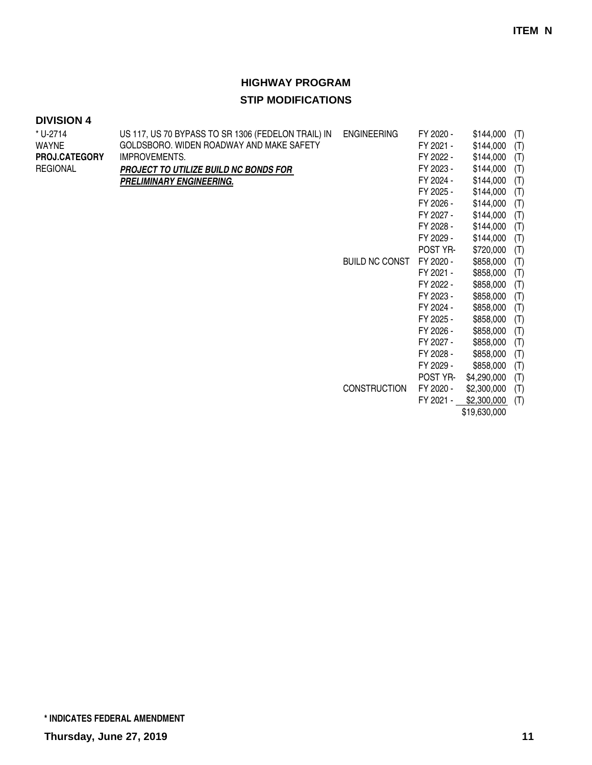**ITEM N**

## HIGHWAY PROGRAM

## STIP MODIFICATIONS

### DIVISION 4

| | | | | | |
|---|---|---|---|---|---|
| * U-2714 | US 117, US 70 BYPASS TO SR 1306 (FEDELON TRAIL) IN | ENGINEERING | FY 2020 - | $144,000 | (T) |
| WAYNE | GOLDSBORO. WIDEN ROADWAY AND MAKE SAFETY | | FY 2021 - | $144,000 | (T) |
| **PROJ.CATEGORY** | IMPROVEMENTS. | | FY 2022 - | $144,000 | (T) |
| REGIONAL | ***PROJECT TO UTILIZE BUILD NC BONDS FOR*** | | FY 2023 - | $144,000 | (T) |
| | ***PRELIMINARY ENGINEERING.*** | | FY 2024 - | $144,000 | (T) |
| | | | FY 2025 - | $144,000 | (T) |
| | | | FY 2026 - | $144,000 | (T) |
| | | | FY 2027 - | $144,000 | (T) |
| | | | FY 2028 - | $144,000 | (T) |
| | | | FY 2029 - | $144,000 | (T) |
| | | | POST YR- | $720,000 | (T) |
| | | BUILD NC CONST | FY 2020 - | $858,000 | (T) |
| | | | FY 2021 - | $858,000 | (T) |
| | | | FY 2022 - | $858,000 | (T) |
| | | | FY 2023 - | $858,000 | (T) |
| | | | FY 2024 - | $858,000 | (T) |
| | | | FY 2025 - | $858,000 | (T) |
| | | | FY 2026 - | $858,000 | (T) |
| | | | FY 2027 - | $858,000 | (T) |
| | | | FY 2028 - | $858,000 | (T) |
| | | | FY 2029 - | $858,000 | (T) |
| | | | POST YR- | $4,290,000 | (T) |
| | | CONSTRUCTION | FY 2020 - | $2,300,000 | (T) |
| | | | FY 2021 - | $2,300,000 | (T) |
| | | | | $19,630,000 | |

**\* INDICATES FEDERAL AMENDMENT**

**Thursday, June 27, 2019**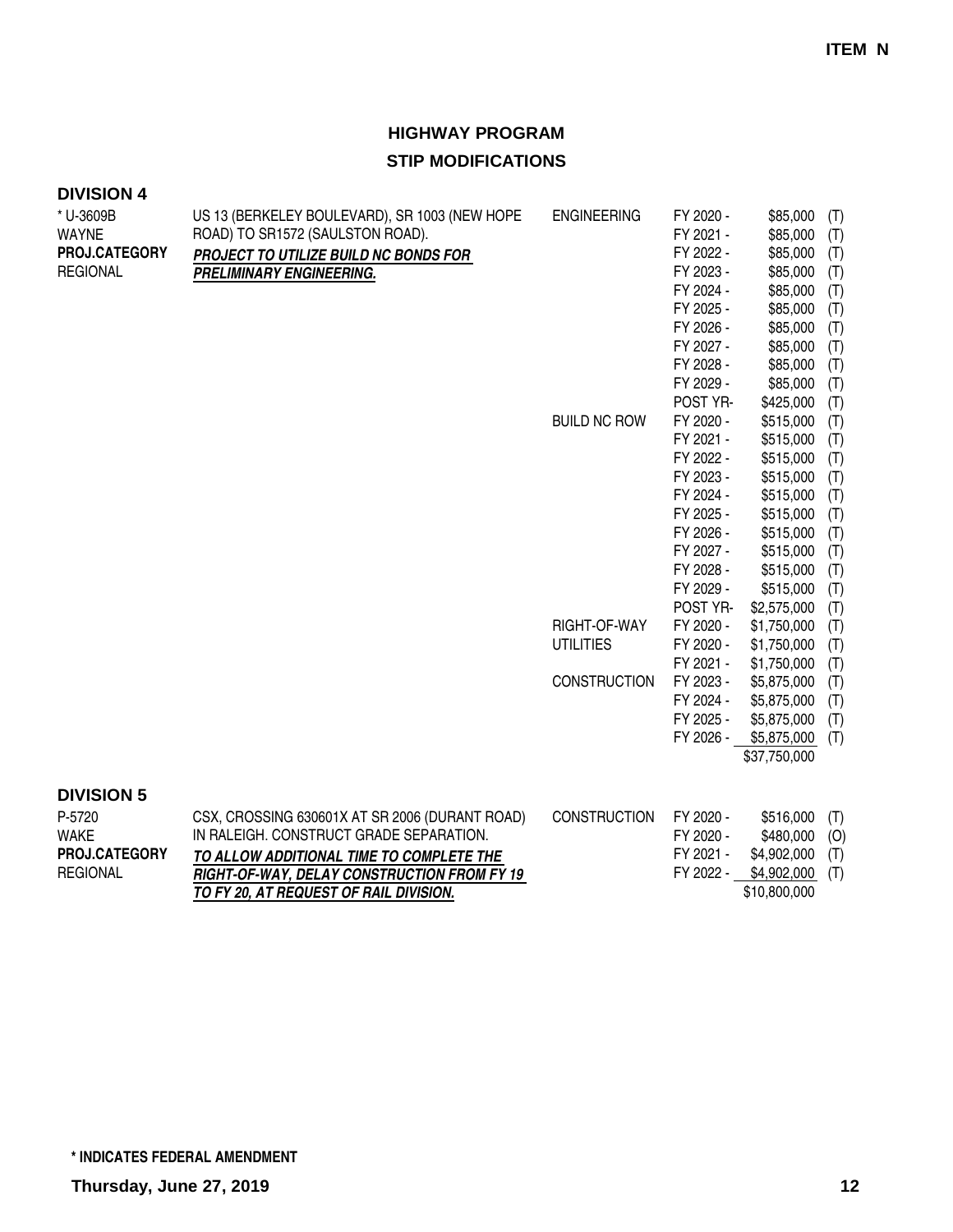**ITEM N**

# HIGHWAY PROGRAM

## STIP MODIFICATIONS

### DIVISION 4

| | | | | | |
|---|---|---|---|---|---|
| * U-3609B<br>WAYNE<br>**PROJ.CATEGORY**<br>REGIONAL | US 13 (BERKELEY BOULEVARD), SR 1003 (NEW HOPE ROAD) TO SR1572 (SAULSTON ROAD).<br>***PROJECT TO UTILIZE BUILD NC BONDS FOR PRELIMINARY ENGINEERING.*** | ENGINEERING | FY 2020 - | \$85,000 | (T) |
| | | | FY 2021 - | \$85,000 | (T) |
| | | | FY 2022 - | \$85,000 | (T) |
| | | | FY 2023 - | \$85,000 | (T) |
| | | | FY 2024 - | \$85,000 | (T) |
| | | | FY 2025 - | \$85,000 | (T) |
| | | | FY 2026 - | \$85,000 | (T) |
| | | | FY 2027 - | \$85,000 | (T) |
| | | | FY 2028 - | \$85,000 | (T) |
| | | | FY 2029 - | \$85,000 | (T) |
| | | | POST YR- | \$425,000 | (T) |
| | | BUILD NC ROW | FY 2020 - | \$515,000 | (T) |
| | | | FY 2021 - | \$515,000 | (T) |
| | | | FY 2022 - | \$515,000 | (T) |
| | | | FY 2023 - | \$515,000 | (T) |
| | | | FY 2024 - | \$515,000 | (T) |
| | | | FY 2025 - | \$515,000 | (T) |
| | | | FY 2026 - | \$515,000 | (T) |
| | | | FY 2027 - | \$515,000 | (T) |
| | | | FY 2028 - | \$515,000 | (T) |
| | | | FY 2029 - | \$515,000 | (T) |
| | | | POST YR- | \$2,575,000 | (T) |
| | | RIGHT-OF-WAY | FY 2020 - | \$1,750,000 | (T) |
| | | UTILITIES | FY 2020 - | \$1,750,000 | (T) |
| | | | FY 2021 - | \$1,750,000 | (T) |
| | | CONSTRUCTION | FY 2023 - | \$5,875,000 | (T) |
| | | | FY 2024 - | \$5,875,000 | (T) |
| | | | FY 2025 - | \$5,875,000 | (T) |
| | | | FY 2026 - | \$5,875,000 | (T) |
| | | | | \$37,750,000 | |

### DIVISION 5

| | | | | | |
|---|---|---|---|---|---|
| P-5720<br>WAKE<br>**PROJ.CATEGORY**<br>REGIONAL | CSX, CROSSING 630601X AT SR 2006 (DURANT ROAD) IN RALEIGH. CONSTRUCT GRADE SEPARATION.<br>***TO ALLOW ADDITIONAL TIME TO COMPLETE THE RIGHT-OF-WAY, DELAY CONSTRUCTION FROM FY 19 TO FY 20, AT REQUEST OF RAIL DIVISION.*** | CONSTRUCTION | FY 2020 - | \$516,000 | (T) |
| | | | FY 2020 - | \$480,000 | (O) |
| | | | FY 2021 - | \$4,902,000 | (T) |
| | | | FY 2022 - | \$4,902,000 | (T) |
| | | | | \$10,800,000 | |

**\* INDICATES FEDERAL AMENDMENT**

**Thursday, June 27, 2019**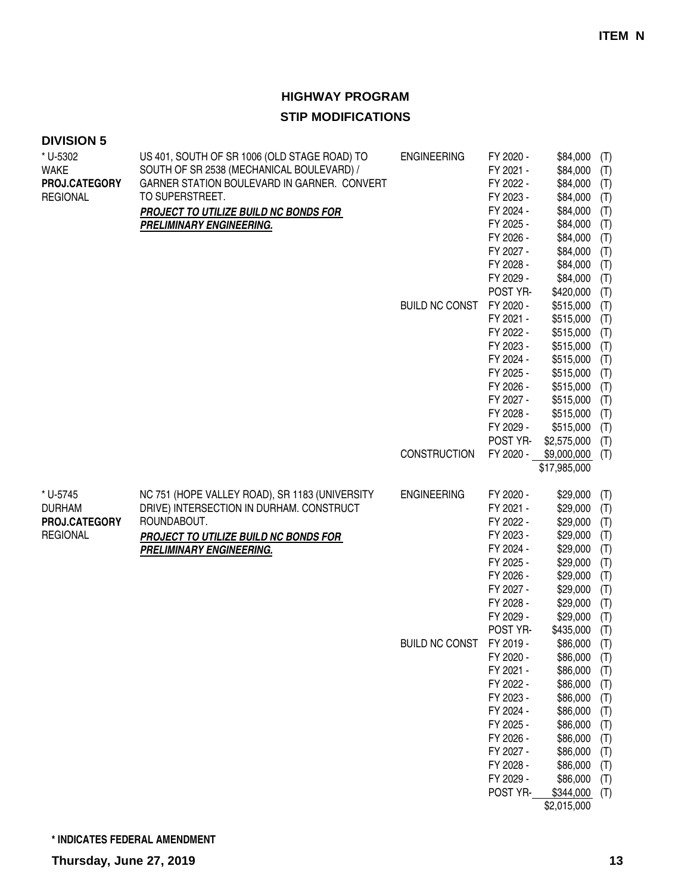**ITEM N**

# HIGHWAY PROGRAM
## STIP MODIFICATIONS

### DIVISION 5

| Project | Description | Work Type | Year | Amount | |
|---|---|---|---|---|---|
| * U-5302<br>WAKE<br>**PROJ.CATEGORY**<br>REGIONAL | US 401, SOUTH OF SR 1006 (OLD STAGE ROAD) TO SOUTH OF SR 2538 (MECHANICAL BOULEVARD) / GARNER STATION BOULEVARD IN GARNER. CONVERT TO SUPERSTREET.<br>***PROJECT TO UTILIZE BUILD NC BONDS FOR PRELIMINARY ENGINEERING.*** | ENGINEERING | FY 2020 - | $84,000 | (T) |
| | | | FY 2021 - | $84,000 | (T) |
| | | | FY 2022 - | $84,000 | (T) |
| | | | FY 2023 - | $84,000 | (T) |
| | | | FY 2024 - | $84,000 | (T) |
| | | | FY 2025 - | $84,000 | (T) |
| | | | FY 2026 - | $84,000 | (T) |
| | | | FY 2027 - | $84,000 | (T) |
| | | | FY 2028 - | $84,000 | (T) |
| | | | FY 2029 - | $84,000 | (T) |
| | | | POST YR- | $420,000 | (T) |
| | | BUILD NC CONST | FY 2020 - | $515,000 | (T) |
| | | | FY 2021 - | $515,000 | (T) |
| | | | FY 2022 - | $515,000 | (T) |
| | | | FY 2023 - | $515,000 | (T) |
| | | | FY 2024 - | $515,000 | (T) |
| | | | FY 2025 - | $515,000 | (T) |
| | | | FY 2026 - | $515,000 | (T) |
| | | | FY 2027 - | $515,000 | (T) |
| | | | FY 2028 - | $515,000 | (T) |
| | | | FY 2029 - | $515,000 | (T) |
| | | | POST YR- | $2,575,000 | (T) |
| | | CONSTRUCTION | FY 2020 - | $9,000,000 | (T) |
| | | | | $17,985,000 | |
| * U-5745<br>DURHAM<br>**PROJ.CATEGORY**<br>REGIONAL | NC 751 (HOPE VALLEY ROAD), SR 1183 (UNIVERSITY DRIVE) INTERSECTION IN DURHAM. CONSTRUCT ROUNDABOUT.<br>***PROJECT TO UTILIZE BUILD NC BONDS FOR PRELIMINARY ENGINEERING.*** | ENGINEERING | FY 2020 - | $29,000 | (T) |
| | | | FY 2021 - | $29,000 | (T) |
| | | | FY 2022 - | $29,000 | (T) |
| | | | FY 2023 - | $29,000 | (T) |
| | | | FY 2024 - | $29,000 | (T) |
| | | | FY 2025 - | $29,000 | (T) |
| | | | FY 2026 - | $29,000 | (T) |
| | | | FY 2027 - | $29,000 | (T) |
| | | | FY 2028 - | $29,000 | (T) |
| | | | FY 2029 - | $29,000 | (T) |
| | | | POST YR- | $435,000 | (T) |
| | | BUILD NC CONST | FY 2019 - | $86,000 | (T) |
| | | | FY 2020 - | $86,000 | (T) |
| | | | FY 2021 - | $86,000 | (T) |
| | | | FY 2022 - | $86,000 | (T) |
| | | | FY 2023 - | $86,000 | (T) |
| | | | FY 2024 - | $86,000 | (T) |
| | | | FY 2025 - | $86,000 | (T) |
| | | | FY 2026 - | $86,000 | (T) |
| | | | FY 2027 - | $86,000 | (T) |
| | | | FY 2028 - | $86,000 | (T) |
| | | | FY 2029 - | $86,000 | (T) |
| | | | POST YR- | $344,000 | (T) |
| | | | | $2,015,000 | |

**\* INDICATES FEDERAL AMENDMENT**

**Thursday, June 27, 2019**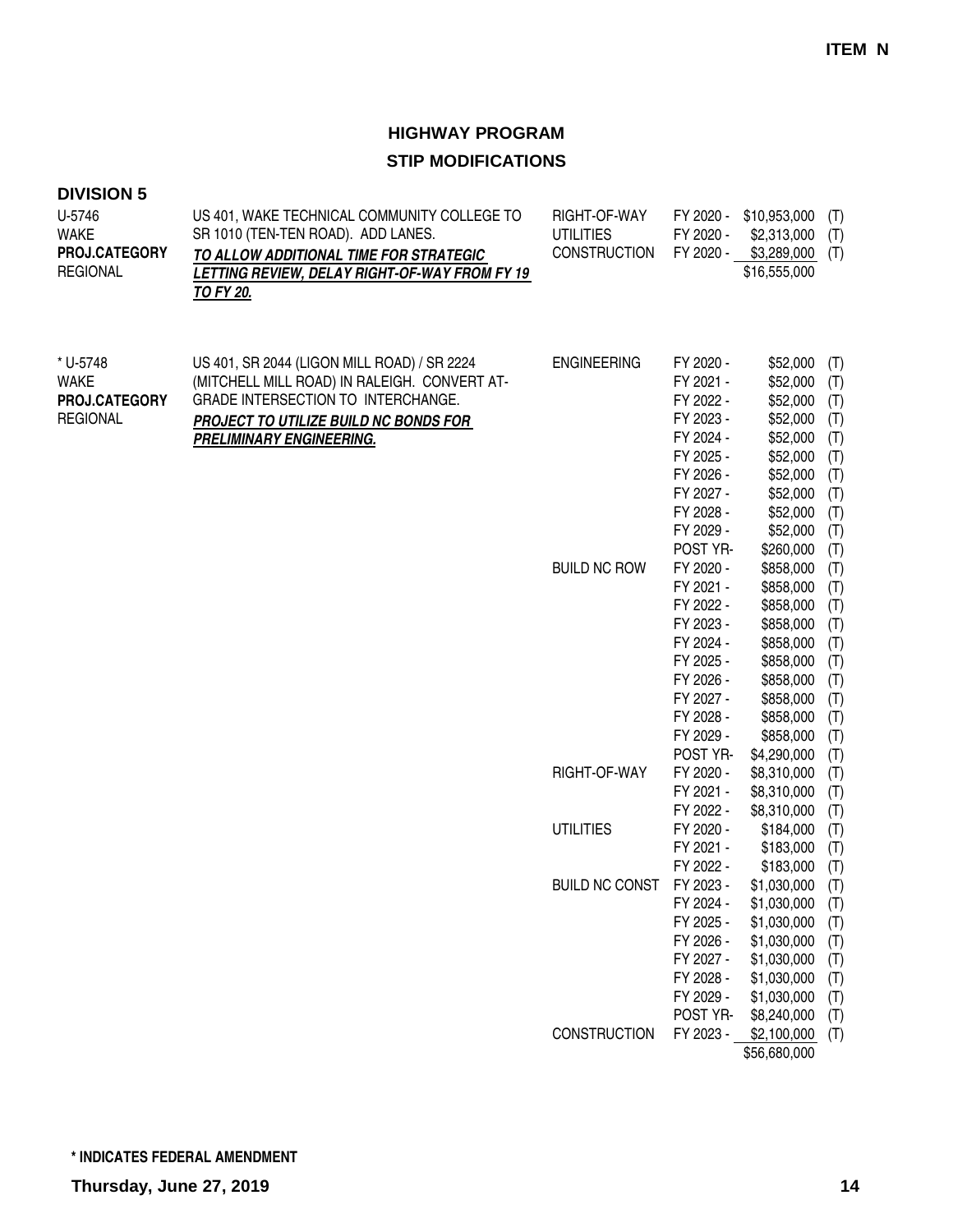**ITEM N**

## HIGHWAY PROGRAM

## STIP MODIFICATIONS

### DIVISION 5

| Project | Description | Phase | Year | Amount | |
|---|---|---|---|---|---|
| U-5746<br>WAKE<br>**PROJ.CATEGORY**<br>REGIONAL | US 401, WAKE TECHNICAL COMMUNITY COLLEGE TO SR 1010 (TEN-TEN ROAD). ADD LANES.<br>***TO ALLOW ADDITIONAL TIME FOR STRATEGIC LETTING REVIEW, DELAY RIGHT-OF-WAY FROM FY 19 TO FY 20.*** | RIGHT-OF-WAY | FY 2020 - | $10,953,000 | (T) |
| | | UTILITIES | FY 2020 - | $2,313,000 | (T) |
| | | CONSTRUCTION | FY 2020 - | $3,289,000 | (T) |
| | | | | $16,555,000 | |
| * U-5748<br>WAKE<br>**PROJ.CATEGORY**<br>REGIONAL | US 401, SR 2044 (LIGON MILL ROAD) / SR 2224 (MITCHELL MILL ROAD) IN RALEIGH. CONVERT AT-GRADE INTERSECTION TO INTERCHANGE.<br>***PROJECT TO UTILIZE BUILD NC BONDS FOR PRELIMINARY ENGINEERING.*** | ENGINEERING | FY 2020 - | $52,000 | (T) |
| | | | FY 2021 - | $52,000 | (T) |
| | | | FY 2022 - | $52,000 | (T) |
| | | | FY 2023 - | $52,000 | (T) |
| | | | FY 2024 - | $52,000 | (T) |
| | | | FY 2025 - | $52,000 | (T) |
| | | | FY 2026 - | $52,000 | (T) |
| | | | FY 2027 - | $52,000 | (T) |
| | | | FY 2028 - | $52,000 | (T) |
| | | | FY 2029 - | $52,000 | (T) |
| | | | POST YR- | $260,000 | (T) |
| | | BUILD NC ROW | FY 2020 - | $858,000 | (T) |
| | | | FY 2021 - | $858,000 | (T) |
| | | | FY 2022 - | $858,000 | (T) |
| | | | FY 2023 - | $858,000 | (T) |
| | | | FY 2024 - | $858,000 | (T) |
| | | | FY 2025 - | $858,000 | (T) |
| | | | FY 2026 - | $858,000 | (T) |
| | | | FY 2027 - | $858,000 | (T) |
| | | | FY 2028 - | $858,000 | (T) |
| | | | FY 2029 - | $858,000 | (T) |
| | | | POST YR- | $4,290,000 | (T) |
| | | RIGHT-OF-WAY | FY 2020 - | $8,310,000 | (T) |
| | | | FY 2021 - | $8,310,000 | (T) |
| | | | FY 2022 - | $8,310,000 | (T) |
| | | UTILITIES | FY 2020 - | $184,000 | (T) |
| | | | FY 2021 - | $183,000 | (T) |
| | | | FY 2022 - | $183,000 | (T) |
| | | BUILD NC CONST | FY 2023 - | $1,030,000 | (T) |
| | | | FY 2024 - | $1,030,000 | (T) |
| | | | FY 2025 - | $1,030,000 | (T) |
| | | | FY 2026 - | $1,030,000 | (T) |
| | | | FY 2027 - | $1,030,000 | (T) |
| | | | FY 2028 - | $1,030,000 | (T) |
| | | | FY 2029 - | $1,030,000 | (T) |
| | | | POST YR- | $8,240,000 | (T) |
| | | CONSTRUCTION | FY 2023 - | $2,100,000 | (T) |
| | | | | $56,680,000 | |

**\* INDICATES FEDERAL AMENDMENT**

**Thursday, June 27, 2019**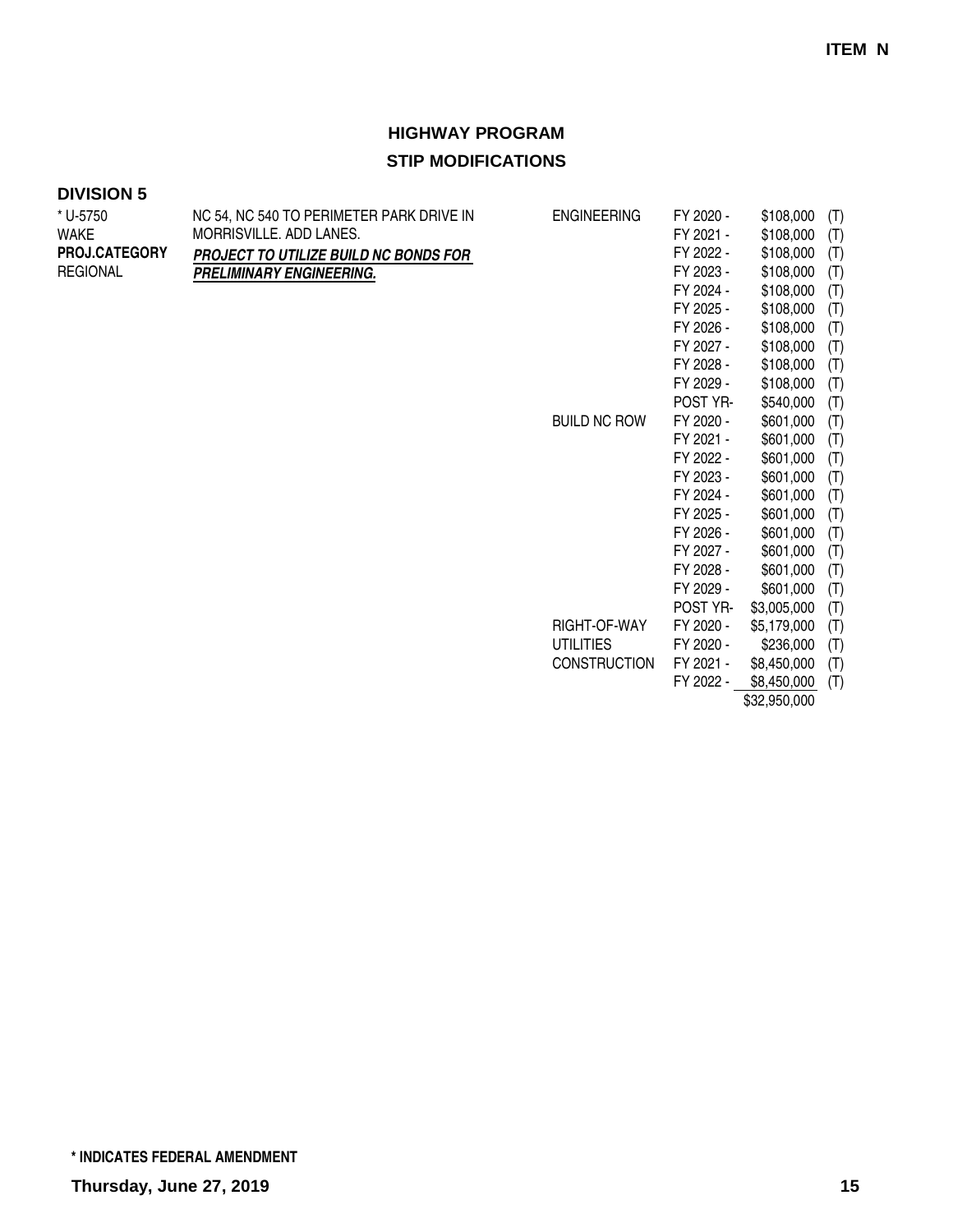**ITEM N**

## HIGHWAY PROGRAM

## STIP MODIFICATIONS

### DIVISION 5

| Project | Description | Work Type | Fiscal Year | Amount | |
|---|---|---|---|---|---|
| * U-5750<br>WAKE<br>**PROJ.CATEGORY**<br>REGIONAL | NC 54, NC 540 TO PERIMETER PARK DRIVE IN MORRISVILLE. ADD LANES.<br>***PROJECT TO UTILIZE BUILD NC BONDS FOR PRELIMINARY ENGINEERING.*** | ENGINEERING | FY 2020 - | $108,000 | (T) |
| | | | FY 2021 - | $108,000 | (T) |
| | | | FY 2022 - | $108,000 | (T) |
| | | | FY 2023 - | $108,000 | (T) |
| | | | FY 2024 - | $108,000 | (T) |
| | | | FY 2025 - | $108,000 | (T) |
| | | | FY 2026 - | $108,000 | (T) |
| | | | FY 2027 - | $108,000 | (T) |
| | | | FY 2028 - | $108,000 | (T) |
| | | | FY 2029 - | $108,000 | (T) |
| | | | POST YR- | $540,000 | (T) |
| | | BUILD NC ROW | FY 2020 - | $601,000 | (T) |
| | | | FY 2021 - | $601,000 | (T) |
| | | | FY 2022 - | $601,000 | (T) |
| | | | FY 2023 - | $601,000 | (T) |
| | | | FY 2024 - | $601,000 | (T) |
| | | | FY 2025 - | $601,000 | (T) |
| | | | FY 2026 - | $601,000 | (T) |
| | | | FY 2027 - | $601,000 | (T) |
| | | | FY 2028 - | $601,000 | (T) |
| | | | FY 2029 - | $601,000 | (T) |
| | | | POST YR- | $3,005,000 | (T) |
| | | RIGHT-OF-WAY | FY 2020 - | $5,179,000 | (T) |
| | | UTILITIES | FY 2020 - | $236,000 | (T) |
| | | CONSTRUCTION | FY 2021 - | $8,450,000 | (T) |
| | | | FY 2022 - | $8,450,000 | (T) |
| | | | | $32,950,000 | |

**\* INDICATES FEDERAL AMENDMENT**

**Thursday, June 27, 2019**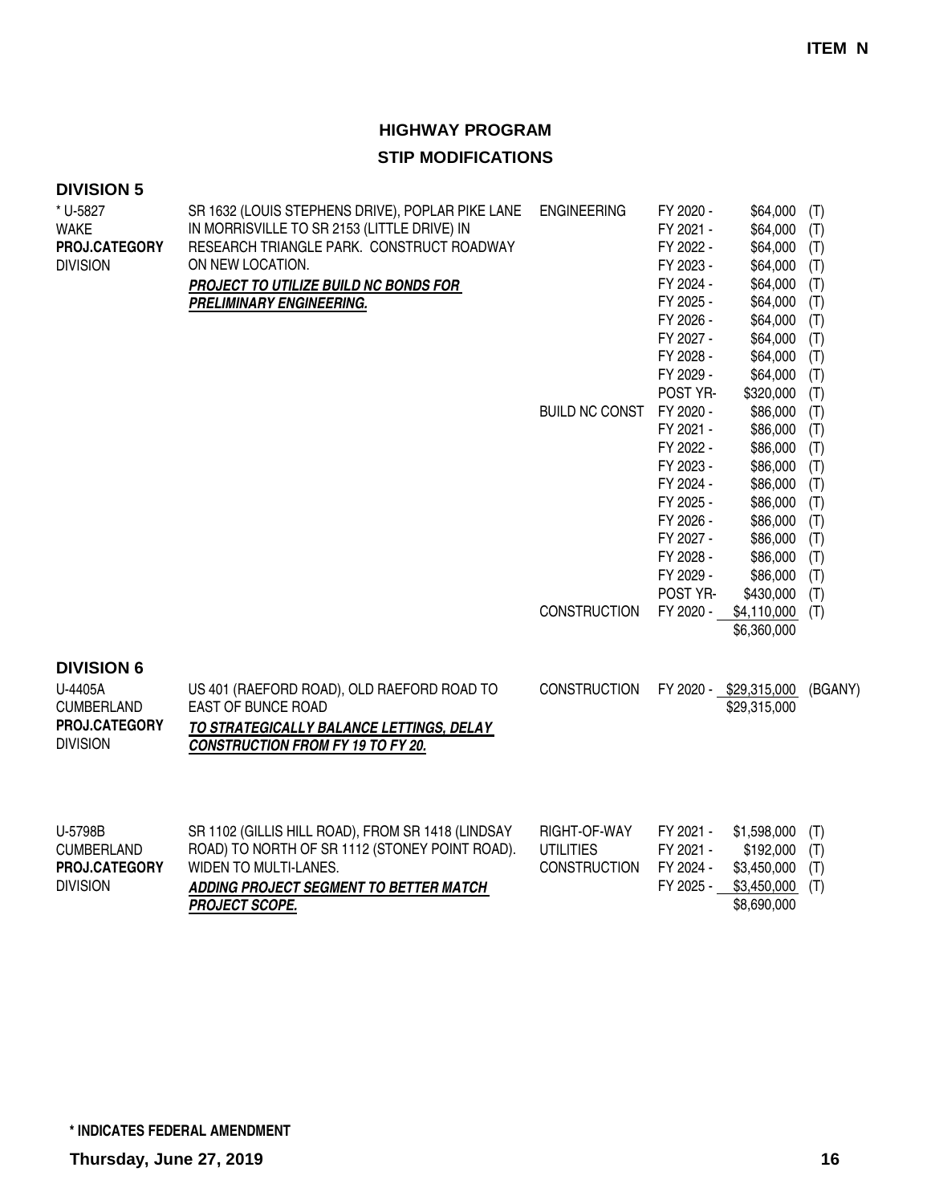**ITEM N**

# HIGHWAY PROGRAM

## STIP MODIFICATIONS

### DIVISION 5

| Project | Description | Phase | Fiscal Year | Amount | Funding |
|---|---|---|---|---|---|
| * U-5827<br>WAKE<br>**PROJ.CATEGORY**<br>DIVISION | SR 1632 (LOUIS STEPHENS DRIVE), POPLAR PIKE LANE IN MORRISVILLE TO SR 2153 (LITTLE DRIVE) IN RESEARCH TRIANGLE PARK. CONSTRUCT ROADWAY ON NEW LOCATION.<br>***PROJECT TO UTILIZE BUILD NC BONDS FOR PRELIMINARY ENGINEERING.*** | ENGINEERING | FY 2020 - | $64,000 | (T) |
| | | | FY 2021 - | $64,000 | (T) |
| | | | FY 2022 - | $64,000 | (T) |
| | | | FY 2023 - | $64,000 | (T) |
| | | | FY 2024 - | $64,000 | (T) |
| | | | FY 2025 - | $64,000 | (T) |
| | | | FY 2026 - | $64,000 | (T) |
| | | | FY 2027 - | $64,000 | (T) |
| | | | FY 2028 - | $64,000 | (T) |
| | | | FY 2029 - | $64,000 | (T) |
| | | | POST YR- | $320,000 | (T) |
| | | BUILD NC CONST | FY 2020 - | $86,000 | (T) |
| | | | FY 2021 - | $86,000 | (T) |
| | | | FY 2022 - | $86,000 | (T) |
| | | | FY 2023 - | $86,000 | (T) |
| | | | FY 2024 - | $86,000 | (T) |
| | | | FY 2025 - | $86,000 | (T) |
| | | | FY 2026 - | $86,000 | (T) |
| | | | FY 2027 - | $86,000 | (T) |
| | | | FY 2028 - | $86,000 | (T) |
| | | | FY 2029 - | $86,000 | (T) |
| | | | POST YR- | $430,000 | (T) |
| | | CONSTRUCTION | FY 2020 - | $4,110,000 | (T) |
| | | | | $6,360,000 | |

### DIVISION 6

| Project | Description | Phase | Fiscal Year | Amount | Funding |
|---|---|---|---|---|---|
| U-4405A<br>CUMBERLAND<br>**PROJ.CATEGORY**<br>DIVISION | US 401 (RAEFORD ROAD), OLD RAEFORD ROAD TO EAST OF BUNCE ROAD<br>***TO STRATEGICALLY BALANCE LETTINGS, DELAY CONSTRUCTION FROM FY 19 TO FY 20.*** | CONSTRUCTION | FY 2020 - | $29,315,000 | (BGANY) |
| | | | | $29,315,000 | |
| U-5798B<br>CUMBERLAND<br>**PROJ.CATEGORY**<br>DIVISION | SR 1102 (GILLIS HILL ROAD), FROM SR 1418 (LINDSAY ROAD) TO NORTH OF SR 1112 (STONEY POINT ROAD). WIDEN TO MULTI-LANES.<br>***ADDING PROJECT SEGMENT TO BETTER MATCH PROJECT SCOPE.*** | RIGHT-OF-WAY | FY 2021 - | $1,598,000 | (T) |
| | | UTILITIES | FY 2021 - | $192,000 | (T) |
| | | CONSTRUCTION | FY 2024 - | $3,450,000 | (T) |
| | | | FY 2025 - | $3,450,000 | (T) |
| | | | | $8,690,000 | |

**\* INDICATES FEDERAL AMENDMENT**

**Thursday, June 27, 2019**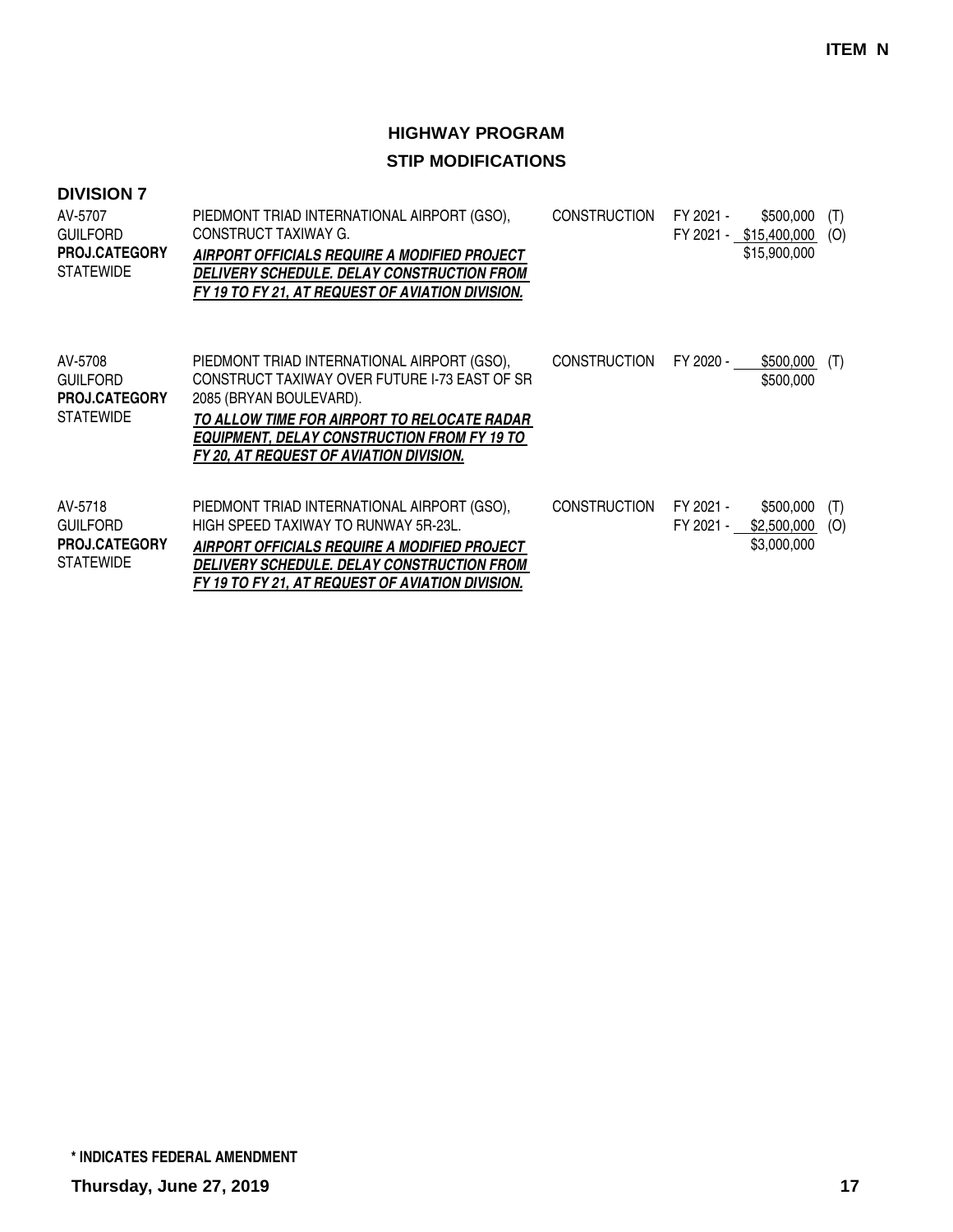**ITEM N**

## HIGHWAY PROGRAM
## STIP MODIFICATIONS

### DIVISION 7

| | | | | | |
|---|---|---|---|---|---|
| AV-5707<br>GUILFORD<br>**PROJ.CATEGORY**<br>STATEWIDE | PIEDMONT TRIAD INTERNATIONAL AIRPORT (GSO), CONSTRUCT TAXIWAY G.<br>***AIRPORT OFFICIALS REQUIRE A MODIFIED PROJECT DELIVERY SCHEDULE. DELAY CONSTRUCTION FROM FY 19 TO FY 21, AT REQUEST OF AVIATION DIVISION.*** | CONSTRUCTION | FY 2021 -<br>FY 2021 - | \$500,000<br>\$15,400,000<br>\$15,900,000 | (T)<br>(O) |
| AV-5708<br>GUILFORD<br>**PROJ.CATEGORY**<br>STATEWIDE | PIEDMONT TRIAD INTERNATIONAL AIRPORT (GSO), CONSTRUCT TAXIWAY OVER FUTURE I-73 EAST OF SR 2085 (BRYAN BOULEVARD).<br>***TO ALLOW TIME FOR AIRPORT TO RELOCATE RADAR EQUIPMENT, DELAY CONSTRUCTION FROM FY 19 TO FY 20, AT REQUEST OF AVIATION DIVISION.*** | CONSTRUCTION | FY 2020 - | \$500,000<br>\$500,000 | (T) |
| AV-5718<br>GUILFORD<br>**PROJ.CATEGORY**<br>STATEWIDE | PIEDMONT TRIAD INTERNATIONAL AIRPORT (GSO), HIGH SPEED TAXIWAY TO RUNWAY 5R-23L.<br>***AIRPORT OFFICIALS REQUIRE A MODIFIED PROJECT DELIVERY SCHEDULE. DELAY CONSTRUCTION FROM FY 19 TO FY 21, AT REQUEST OF AVIATION DIVISION.*** | CONSTRUCTION | FY 2021 -<br>FY 2021 - | \$500,000<br>\$2,500,000<br>\$3,000,000 | (T)<br>(O) |

**\* INDICATES FEDERAL AMENDMENT**

**Thursday, June 27, 2019**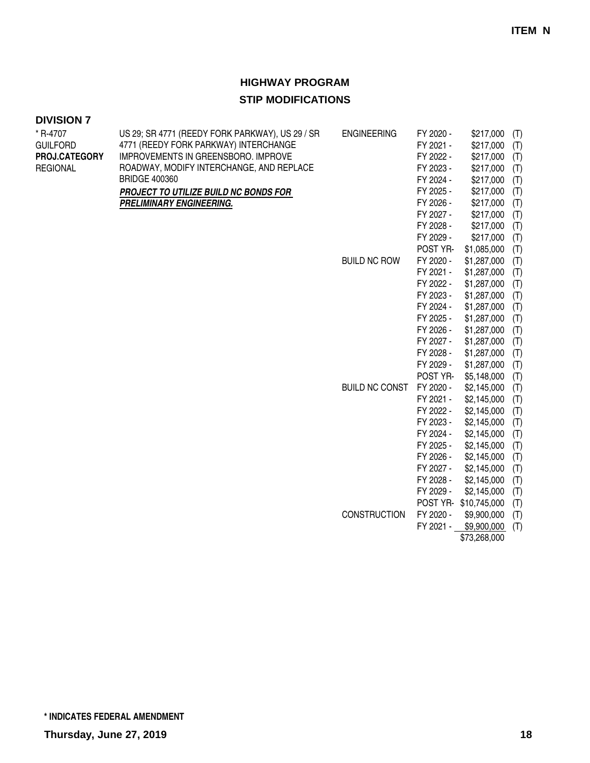**ITEM N**

## HIGHWAY PROGRAM

## STIP MODIFICATIONS

### DIVISION 7

| Project | Description | Work Type | Fiscal Year | Amount | Source |
|---|---|---|---|---|---|
| * R-4707<br>GUILFORD<br>**PROJ.CATEGORY**<br>REGIONAL | US 29; SR 4771 (REEDY FORK PARKWAY), US 29 / SR 4771 (REEDY FORK PARKWAY) INTERCHANGE IMPROVEMENTS IN GREENSBORO. IMPROVE ROADWAY, MODIFY INTERCHANGE, AND REPLACE BRIDGE 400360<br>***PROJECT TO UTILIZE BUILD NC BONDS FOR PRELIMINARY ENGINEERING.*** | ENGINEERING | FY 2020 - | $217,000 | (T) |
| | | | FY 2021 - | $217,000 | (T) |
| | | | FY 2022 - | $217,000 | (T) |
| | | | FY 2023 - | $217,000 | (T) |
| | | | FY 2024 - | $217,000 | (T) |
| | | | FY 2025 - | $217,000 | (T) |
| | | | FY 2026 - | $217,000 | (T) |
| | | | FY 2027 - | $217,000 | (T) |
| | | | FY 2028 - | $217,000 | (T) |
| | | | FY 2029 - | $217,000 | (T) |
| | | | POST YR- | $1,085,000 | (T) |
| | | BUILD NC ROW | FY 2020 - | $1,287,000 | (T) |
| | | | FY 2021 - | $1,287,000 | (T) |
| | | | FY 2022 - | $1,287,000 | (T) |
| | | | FY 2023 - | $1,287,000 | (T) |
| | | | FY 2024 - | $1,287,000 | (T) |
| | | | FY 2025 - | $1,287,000 | (T) |
| | | | FY 2026 - | $1,287,000 | (T) |
| | | | FY 2027 - | $1,287,000 | (T) |
| | | | FY 2028 - | $1,287,000 | (T) |
| | | | FY 2029 - | $1,287,000 | (T) |
| | | | POST YR- | $5,148,000 | (T) |
| | | BUILD NC CONST | FY 2020 - | $2,145,000 | (T) |
| | | | FY 2021 - | $2,145,000 | (T) |
| | | | FY 2022 - | $2,145,000 | (T) |
| | | | FY 2023 - | $2,145,000 | (T) |
| | | | FY 2024 - | $2,145,000 | (T) |
| | | | FY 2025 - | $2,145,000 | (T) |
| | | | FY 2026 - | $2,145,000 | (T) |
| | | | FY 2027 - | $2,145,000 | (T) |
| | | | FY 2028 - | $2,145,000 | (T) |
| | | | FY 2029 - | $2,145,000 | (T) |
| | | | POST YR- | $10,745,000 | (T) |
| | | CONSTRUCTION | FY 2020 - | $9,900,000 | (T) |
| | | | FY 2021 - | $9,900,000 | (T) |
| | | | | $73,268,000 | |

**\* INDICATES FEDERAL AMENDMENT**

**Thursday, June 27, 2019**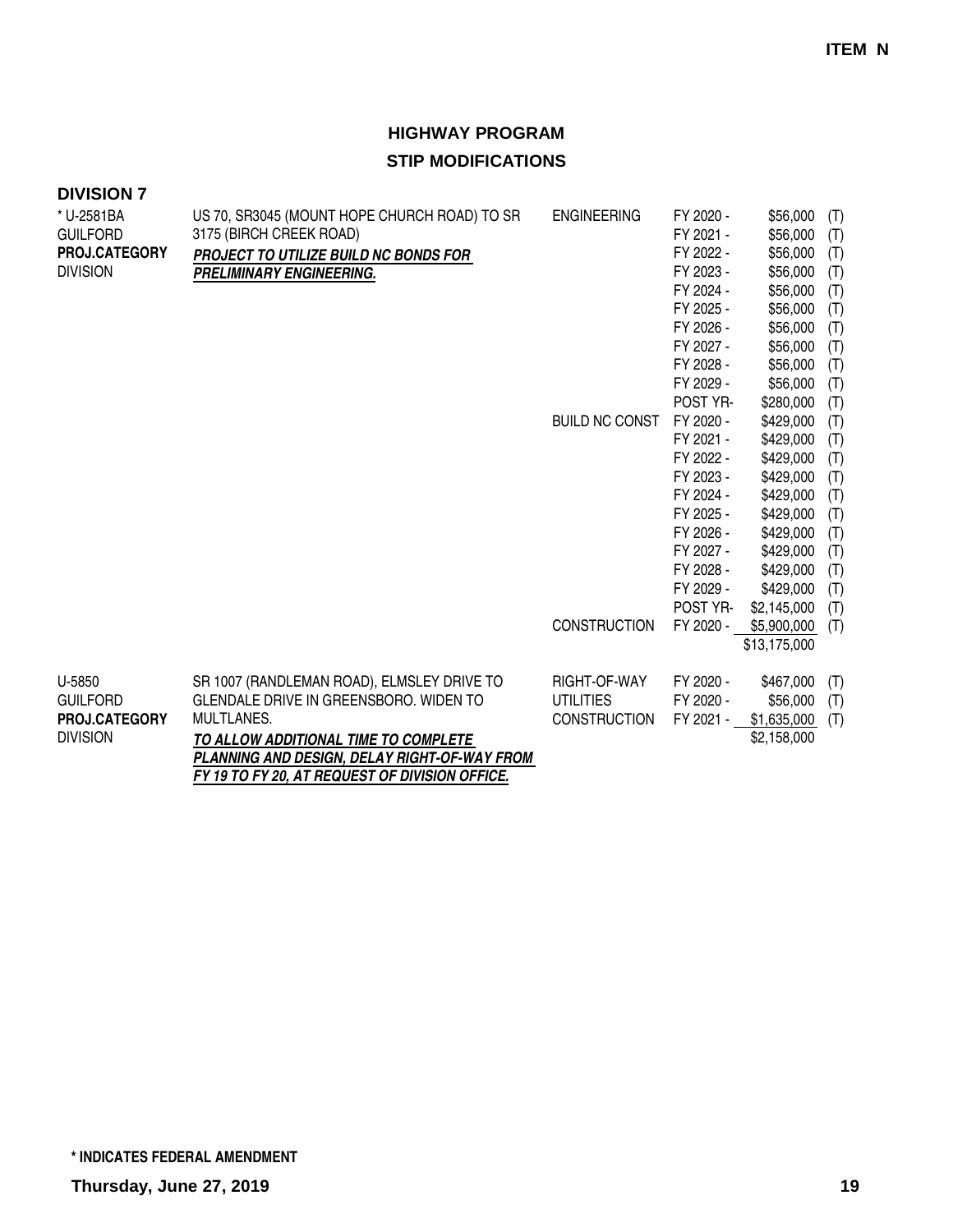**ITEM N**

## HIGHWAY PROGRAM

## STIP MODIFICATIONS

### DIVISION 7

| Project | Description | Phase | Year | Amount | |
|---|---|---|---|---|---|
| * U-2581BA | US 70, SR3045 (MOUNT HOPE CHURCH ROAD) TO SR 3175 (BIRCH CREEK ROAD) | ENGINEERING | FY 2020 - | $56,000 | (T) |
| GUILFORD | ***PROJECT TO UTILIZE BUILD NC BONDS FOR PRELIMINARY ENGINEERING.*** | | FY 2021 - | $56,000 | (T) |
| **PROJ.CATEGORY** | | | FY 2022 - | $56,000 | (T) |
| DIVISION | | | FY 2023 - | $56,000 | (T) |
| | | | FY 2024 - | $56,000 | (T) |
| | | | FY 2025 - | $56,000 | (T) |
| | | | FY 2026 - | $56,000 | (T) |
| | | | FY 2027 - | $56,000 | (T) |
| | | | FY 2028 - | $56,000 | (T) |
| | | | FY 2029 - | $56,000 | (T) |
| | | | POST YR- | $280,000 | (T) |
| | | BUILD NC CONST | FY 2020 - | $429,000 | (T) |
| | | | FY 2021 - | $429,000 | (T) |
| | | | FY 2022 - | $429,000 | (T) |
| | | | FY 2023 - | $429,000 | (T) |
| | | | FY 2024 - | $429,000 | (T) |
| | | | FY 2025 - | $429,000 | (T) |
| | | | FY 2026 - | $429,000 | (T) |
| | | | FY 2027 - | $429,000 | (T) |
| | | | FY 2028 - | $429,000 | (T) |
| | | | FY 2029 - | $429,000 | (T) |
| | | | POST YR- | $2,145,000 | (T) |
| | | CONSTRUCTION | FY 2020 - | $5,900,000 | (T) |
| | | | | $13,175,000 | |
| U-5850 | SR 1007 (RANDLEMAN ROAD), ELMSLEY DRIVE TO GLENDALE DRIVE IN GREENSBORO. WIDEN TO MULTLANES. | RIGHT-OF-WAY | FY 2020 - | $467,000 | (T) |
| GUILFORD | ***TO ALLOW ADDITIONAL TIME TO COMPLETE PLANNING AND DESIGN, DELAY RIGHT-OF-WAY FROM FY 19 TO FY 20, AT REQUEST OF DIVISION OFFICE.*** | UTILITIES | FY 2020 - | $56,000 | (T) |
| **PROJ.CATEGORY** | | CONSTRUCTION | FY 2021 - | $1,635,000 | (T) |
| DIVISION | | | | $2,158,000 | |

**\* INDICATES FEDERAL AMENDMENT**

**Thursday, June 27, 2019**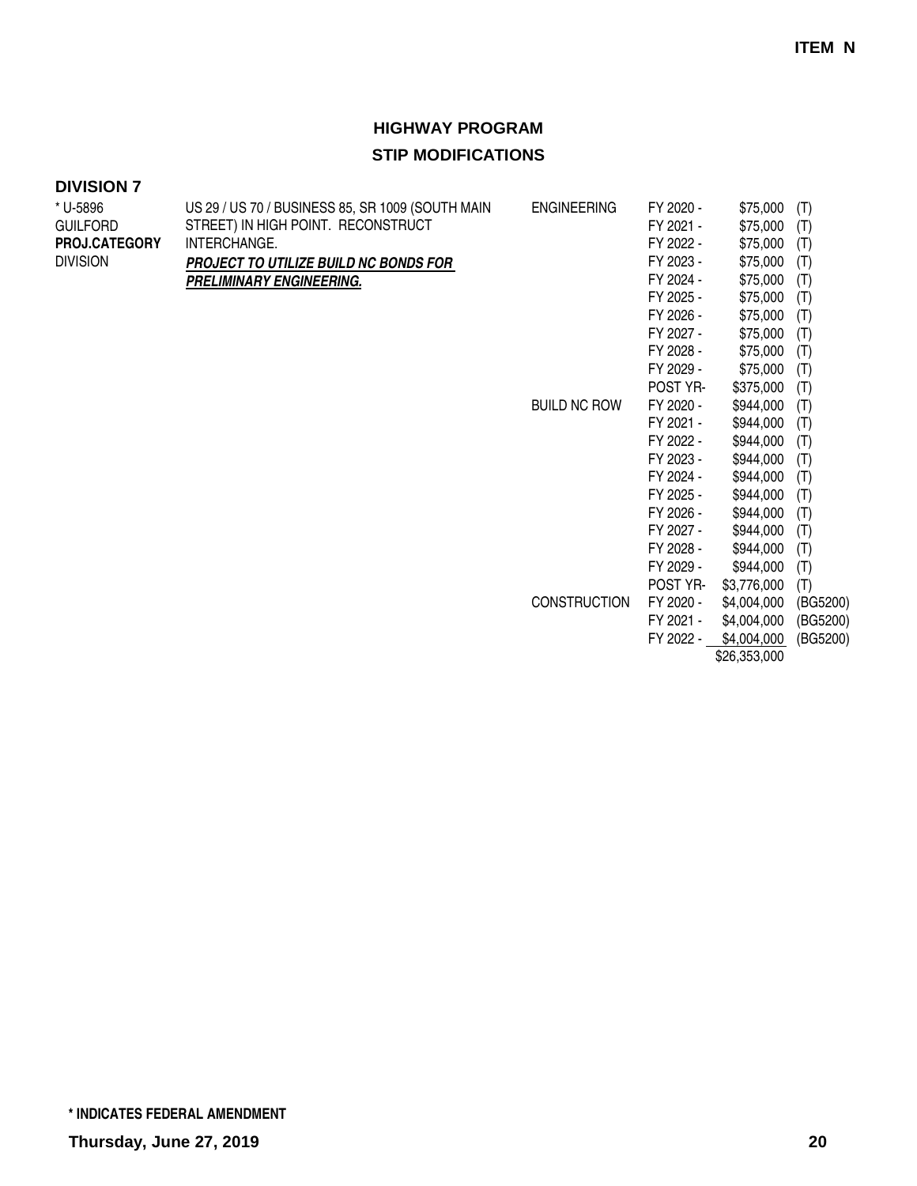**ITEM N**

## HIGHWAY PROGRAM

## STIP MODIFICATIONS

### DIVISION 7

| | | | | | |
|---|---|---|---|---|---|
| * U-5896<br>GUILFORD<br>**PROJ.CATEGORY**<br>DIVISION | US 29 / US 70 / BUSINESS 85, SR 1009 (SOUTH MAIN STREET) IN HIGH POINT. RECONSTRUCT INTERCHANGE.<br>***PROJECT TO UTILIZE BUILD NC BONDS FOR PRELIMINARY ENGINEERING.*** | ENGINEERING | FY 2020 - | $75,000 | (T) |
| | | | FY 2021 - | $75,000 | (T) |
| | | | FY 2022 - | $75,000 | (T) |
| | | | FY 2023 - | $75,000 | (T) |
| | | | FY 2024 - | $75,000 | (T) |
| | | | FY 2025 - | $75,000 | (T) |
| | | | FY 2026 - | $75,000 | (T) |
| | | | FY 2027 - | $75,000 | (T) |
| | | | FY 2028 - | $75,000 | (T) |
| | | | FY 2029 - | $75,000 | (T) |
| | | | POST YR- | $375,000 | (T) |
| | | BUILD NC ROW | FY 2020 - | $944,000 | (T) |
| | | | FY 2021 - | $944,000 | (T) |
| | | | FY 2022 - | $944,000 | (T) |
| | | | FY 2023 - | $944,000 | (T) |
| | | | FY 2024 - | $944,000 | (T) |
| | | | FY 2025 - | $944,000 | (T) |
| | | | FY 2026 - | $944,000 | (T) |
| | | | FY 2027 - | $944,000 | (T) |
| | | | FY 2028 - | $944,000 | (T) |
| | | | FY 2029 - | $944,000 | (T) |
| | | | POST YR- | $3,776,000 | (T) |
| | | CONSTRUCTION | FY 2020 - | $4,004,000 | (BG5200) |
| | | | FY 2021 - | $4,004,000 | (BG5200) |
| | | | FY 2022 - | $4,004,000 | (BG5200) |
| | | | | $26,353,000 | |

**\* INDICATES FEDERAL AMENDMENT**

**Thursday, June 27, 2019**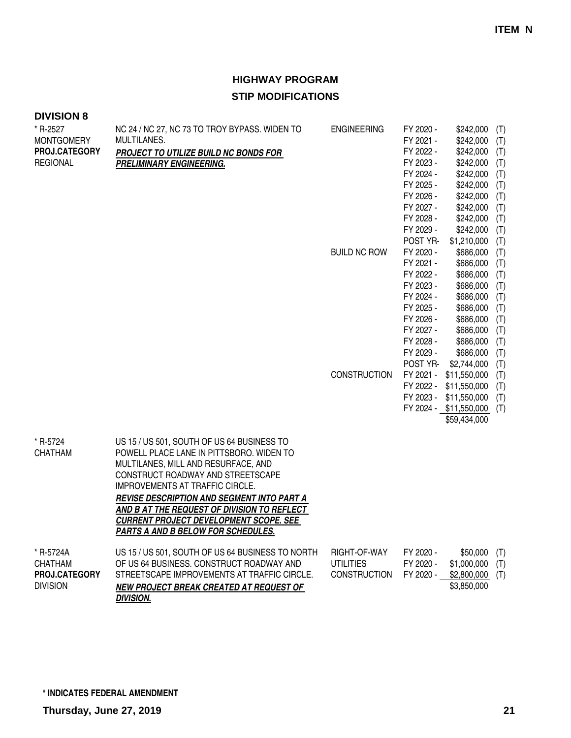**ITEM N**

# HIGHWAY PROGRAM

## STIP MODIFICATIONS

### DIVISION 8

| Project | Description | Phase | Year | Amount | Funding |
|---|---|---|---|---|---|
| * R-2527<br>MONTGOMERY<br>**PROJ.CATEGORY**<br>REGIONAL | NC 24 / NC 27, NC 73 TO TROY BYPASS. WIDEN TO MULTILANES.<br>***PROJECT TO UTILIZE BUILD NC BONDS FOR PRELIMINARY ENGINEERING.*** | ENGINEERING | FY 2020 - | $242,000 | (T) |
| | | | FY 2021 - | $242,000 | (T) |
| | | | FY 2022 - | $242,000 | (T) |
| | | | FY 2023 - | $242,000 | (T) |
| | | | FY 2024 - | $242,000 | (T) |
| | | | FY 2025 - | $242,000 | (T) |
| | | | FY 2026 - | $242,000 | (T) |
| | | | FY 2027 - | $242,000 | (T) |
| | | | FY 2028 - | $242,000 | (T) |
| | | | FY 2029 - | $242,000 | (T) |
| | | | POST YR- | $1,210,000 | (T) |
| | | BUILD NC ROW | FY 2020 - | $686,000 | (T) |
| | | | FY 2021 - | $686,000 | (T) |
| | | | FY 2022 - | $686,000 | (T) |
| | | | FY 2023 - | $686,000 | (T) |
| | | | FY 2024 - | $686,000 | (T) |
| | | | FY 2025 - | $686,000 | (T) |
| | | | FY 2026 - | $686,000 | (T) |
| | | | FY 2027 - | $686,000 | (T) |
| | | | FY 2028 - | $686,000 | (T) |
| | | | FY 2029 - | $686,000 | (T) |
| | | | POST YR- | $2,744,000 | (T) |
| | | CONSTRUCTION | FY 2021 - | $11,550,000 | (T) |
| | | | FY 2022 - | $11,550,000 | (T) |
| | | | FY 2023 - | $11,550,000 | (T) |
| | | | FY 2024 - | $11,550,000 | (T) |
| | | | | $59,434,000 | |
| * R-5724<br>CHATHAM | US 15 / US 501, SOUTH OF US 64 BUSINESS TO POWELL PLACE LANE IN PITTSBORO. WIDEN TO MULTILANES, MILL AND RESURFACE, AND CONSTRUCT ROADWAY AND STREETSCAPE IMPROVEMENTS AT TRAFFIC CIRCLE.<br>***REVISE DESCRIPTION AND SEGMENT INTO PART A AND B AT THE REQUEST OF DIVISION TO REFLECT CURRENT PROJECT DEVELOPMENT SCOPE. SEE PARTS A AND B BELOW FOR SCHEDULES.*** | | | | |
| * R-5724A<br>CHATHAM<br>**PROJ.CATEGORY**<br>DIVISION | US 15 / US 501, SOUTH OF US 64 BUSINESS TO NORTH OF US 64 BUSINESS. CONSTRUCT ROADWAY AND STREETSCAPE IMPROVEMENTS AT TRAFFIC CIRCLE.<br>***NEW PROJECT BREAK CREATED AT REQUEST OF DIVISION.*** | RIGHT-OF-WAY | FY 2020 - | $50,000 | (T) |
| | | UTILITIES | FY 2020 - | $1,000,000 | (T) |
| | | CONSTRUCTION | FY 2020 - | $2,800,000 | (T) |
| | | | | $3,850,000 | |

**\* INDICATES FEDERAL AMENDMENT**

**Thursday, June 27, 2019**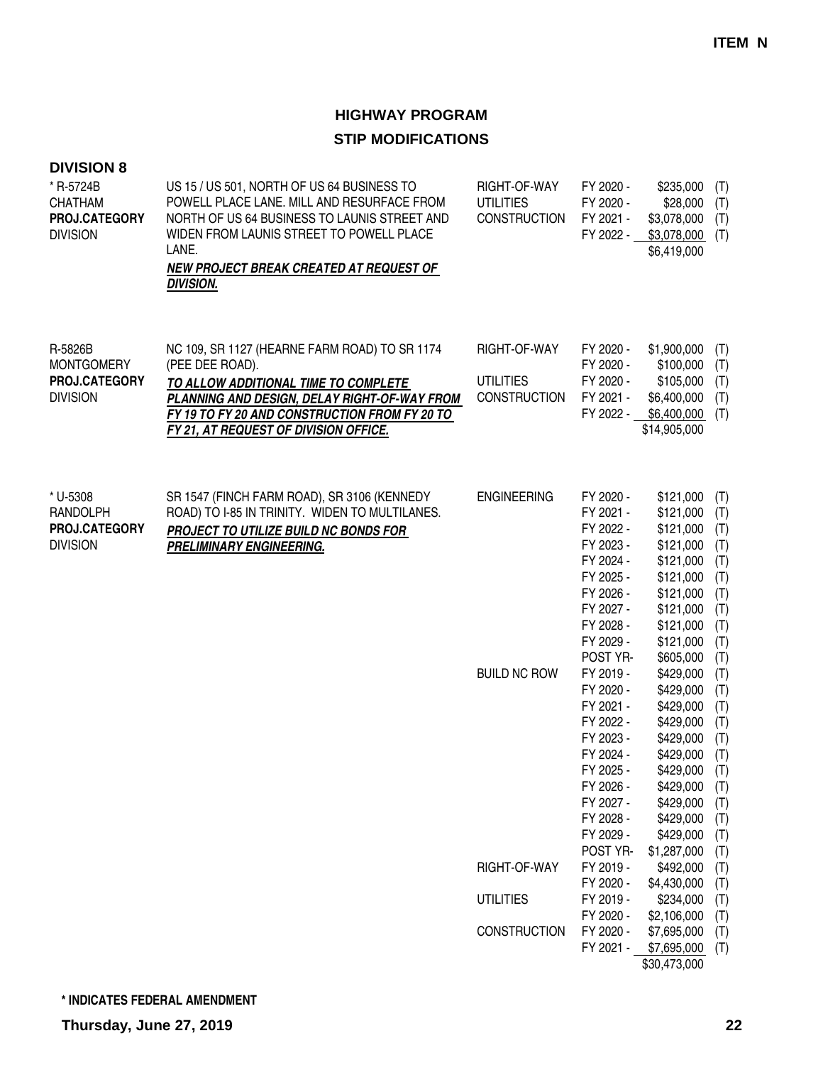**ITEM N**

# HIGHWAY PROGRAM

## STIP MODIFICATIONS

### DIVISION 8

| Project | Description | Phase | Year | Amount | |
|---|---|---|---|---|---|
| * R-5724B<br>CHATHAM<br>**PROJ.CATEGORY**<br>DIVISION | US 15 / US 501, NORTH OF US 64 BUSINESS TO POWELL PLACE LANE. MILL AND RESURFACE FROM NORTH OF US 64 BUSINESS TO LAUNIS STREET AND WIDEN FROM LAUNIS STREET TO POWELL PLACE LANE.<br>***NEW PROJECT BREAK CREATED AT REQUEST OF DIVISION.*** | RIGHT-OF-WAY | FY 2020 - | $235,000 | (T) |
| | | UTILITIES | FY 2020 - | $28,000 | (T) |
| | | CONSTRUCTION | FY 2021 - | $3,078,000 | (T) |
| | | | FY 2022 - | $3,078,000 | (T) |
| | | | | $6,419,000 | |
| R-5826B<br>MONTGOMERY<br>**PROJ.CATEGORY**<br>DIVISION | NC 109, SR 1127 (HEARNE FARM ROAD) TO SR 1174 (PEE DEE ROAD).<br>***TO ALLOW ADDITIONAL TIME TO COMPLETE PLANNING AND DESIGN, DELAY RIGHT-OF-WAY FROM FY 19 TO FY 20 AND CONSTRUCTION FROM FY 20 TO FY 21, AT REQUEST OF DIVISION OFFICE.*** | RIGHT-OF-WAY | FY 2020 - | $1,900,000 | (T) |
| | | | FY 2020 - | $100,000 | (T) |
| | | UTILITIES | FY 2020 - | $105,000 | (T) |
| | | CONSTRUCTION | FY 2021 - | $6,400,000 | (T) |
| | | | FY 2022 - | $6,400,000 | (T) |
| | | | | $14,905,000 | |
| * U-5308<br>RANDOLPH<br>**PROJ.CATEGORY**<br>DIVISION | SR 1547 (FINCH FARM ROAD), SR 3106 (KENNEDY ROAD) TO I-85 IN TRINITY. WIDEN TO MULTILANES.<br>***PROJECT TO UTILIZE BUILD NC BONDS FOR PRELIMINARY ENGINEERING.*** | ENGINEERING | FY 2020 - | $121,000 | (T) |
| | | | FY 2021 - | $121,000 | (T) |
| | | | FY 2022 - | $121,000 | (T) |
| | | | FY 2023 - | $121,000 | (T) |
| | | | FY 2024 - | $121,000 | (T) |
| | | | FY 2025 - | $121,000 | (T) |
| | | | FY 2026 - | $121,000 | (T) |
| | | | FY 2027 - | $121,000 | (T) |
| | | | FY 2028 - | $121,000 | (T) |
| | | | FY 2029 - | $121,000 | (T) |
| | | | POST YR- | $605,000 | (T) |
| | | BUILD NC ROW | FY 2019 - | $429,000 | (T) |
| | | | FY 2020 - | $429,000 | (T) |
| | | | FY 2021 - | $429,000 | (T) |
| | | | FY 2022 - | $429,000 | (T) |
| | | | FY 2023 - | $429,000 | (T) |
| | | | FY 2024 - | $429,000 | (T) |
| | | | FY 2025 - | $429,000 | (T) |
| | | | FY 2026 - | $429,000 | (T) |
| | | | FY 2027 - | $429,000 | (T) |
| | | | FY 2028 - | $429,000 | (T) |
| | | | FY 2029 - | $429,000 | (T) |
| | | | POST YR- | $1,287,000 | (T) |
| | | RIGHT-OF-WAY | FY 2019 - | $492,000 | (T) |
| | | | FY 2020 - | $4,430,000 | (T) |
| | | UTILITIES | FY 2019 - | $234,000 | (T) |
| | | | FY 2020 - | $2,106,000 | (T) |
| | | CONSTRUCTION | FY 2020 - | $7,695,000 | (T) |
| | | | FY 2021 - | $7,695,000 | (T) |
| | | | | $30,473,000 | |

**\* INDICATES FEDERAL AMENDMENT**

**Thursday, June 27, 2019**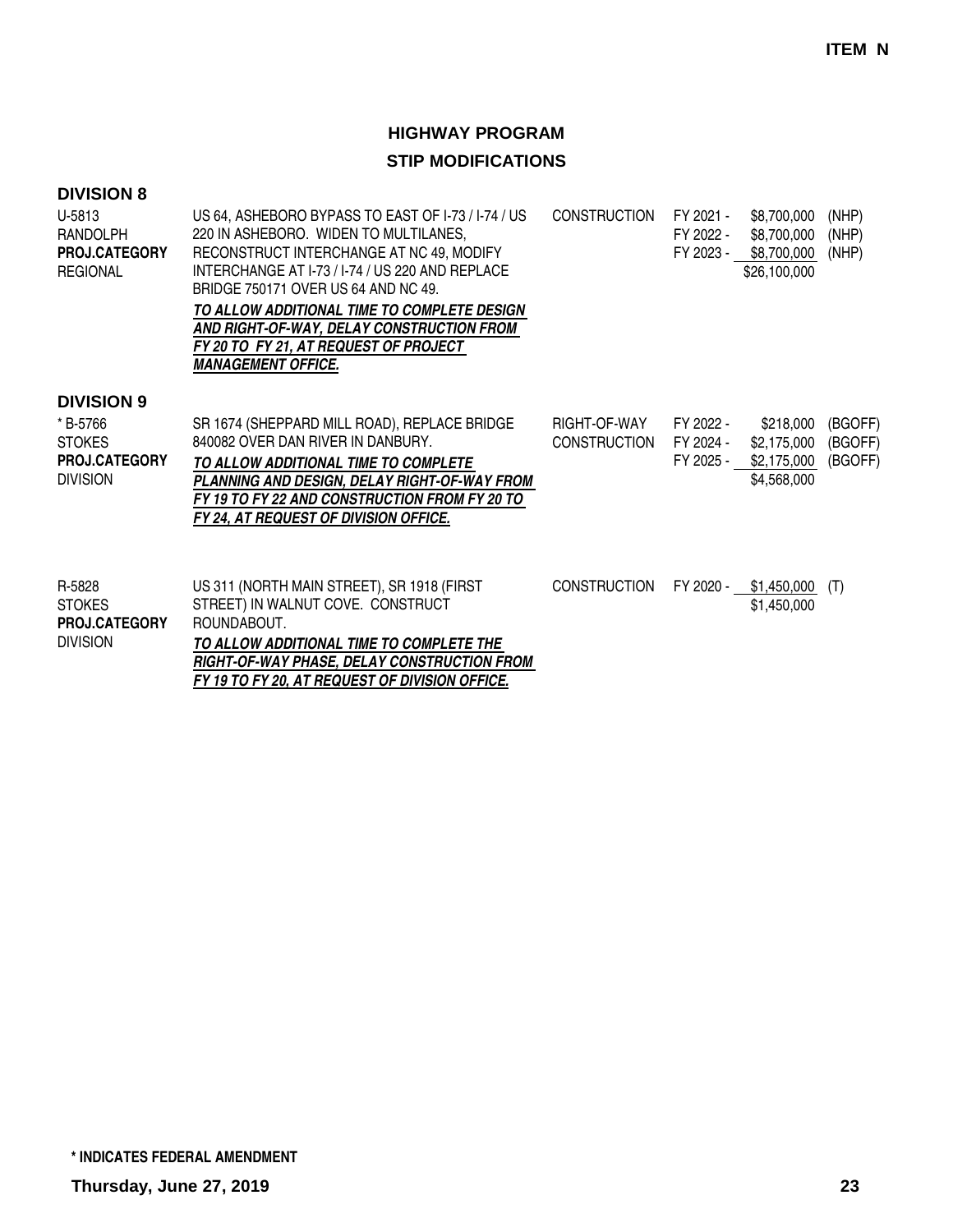**ITEM N**

## HIGHWAY PROGRAM

## STIP MODIFICATIONS

### DIVISION 8

| | | | | | |
|---|---|---|---|---|---|
| U-5813<br>RANDOLPH<br>**PROJ.CATEGORY**<br>REGIONAL | US 64, ASHEBORO BYPASS TO EAST OF I-73 / I-74 / US 220 IN ASHEBORO. WIDEN TO MULTILANES, RECONSTRUCT INTERCHANGE AT NC 49, MODIFY INTERCHANGE AT I-73 / I-74 / US 220 AND REPLACE BRIDGE 750171 OVER US 64 AND NC 49.<br>***TO ALLOW ADDITIONAL TIME TO COMPLETE DESIGN AND RIGHT-OF-WAY, DELAY CONSTRUCTION FROM FY 20 TO FY 21, AT REQUEST OF PROJECT MANAGEMENT OFFICE.*** | CONSTRUCTION | FY 2021 -<br>FY 2022 -<br>FY 2023 - | \$8,700,000<br>\$8,700,000<br>\$8,700,000<br>\$26,100,000 | (NHP)<br>(NHP)<br>(NHP) |

### DIVISION 9

| | | | | | |
|---|---|---|---|---|---|
| * B-5766<br>STOKES<br>**PROJ.CATEGORY**<br>DIVISION | SR 1674 (SHEPPARD MILL ROAD), REPLACE BRIDGE 840082 OVER DAN RIVER IN DANBURY.<br>***TO ALLOW ADDITIONAL TIME TO COMPLETE PLANNING AND DESIGN, DELAY RIGHT-OF-WAY FROM FY 19 TO FY 22 AND CONSTRUCTION FROM FY 20 TO FY 24, AT REQUEST OF DIVISION OFFICE.*** | RIGHT-OF-WAY<br>CONSTRUCTION | FY 2022 -<br>FY 2024 -<br>FY 2025 - | \$218,000<br>\$2,175,000<br>\$2,175,000<br>\$4,568,000 | (BGOFF)<br>(BGOFF)<br>(BGOFF) |
| R-5828<br>STOKES<br>**PROJ.CATEGORY**<br>DIVISION | US 311 (NORTH MAIN STREET), SR 1918 (FIRST STREET) IN WALNUT COVE. CONSTRUCT ROUNDABOUT.<br>***TO ALLOW ADDITIONAL TIME TO COMPLETE THE RIGHT-OF-WAY PHASE, DELAY CONSTRUCTION FROM FY 19 TO FY 20, AT REQUEST OF DIVISION OFFICE.*** | CONSTRUCTION | FY 2020 - | \$1,450,000<br>\$1,450,000 | (T) |

**\* INDICATES FEDERAL AMENDMENT**

**Thursday, June 27, 2019**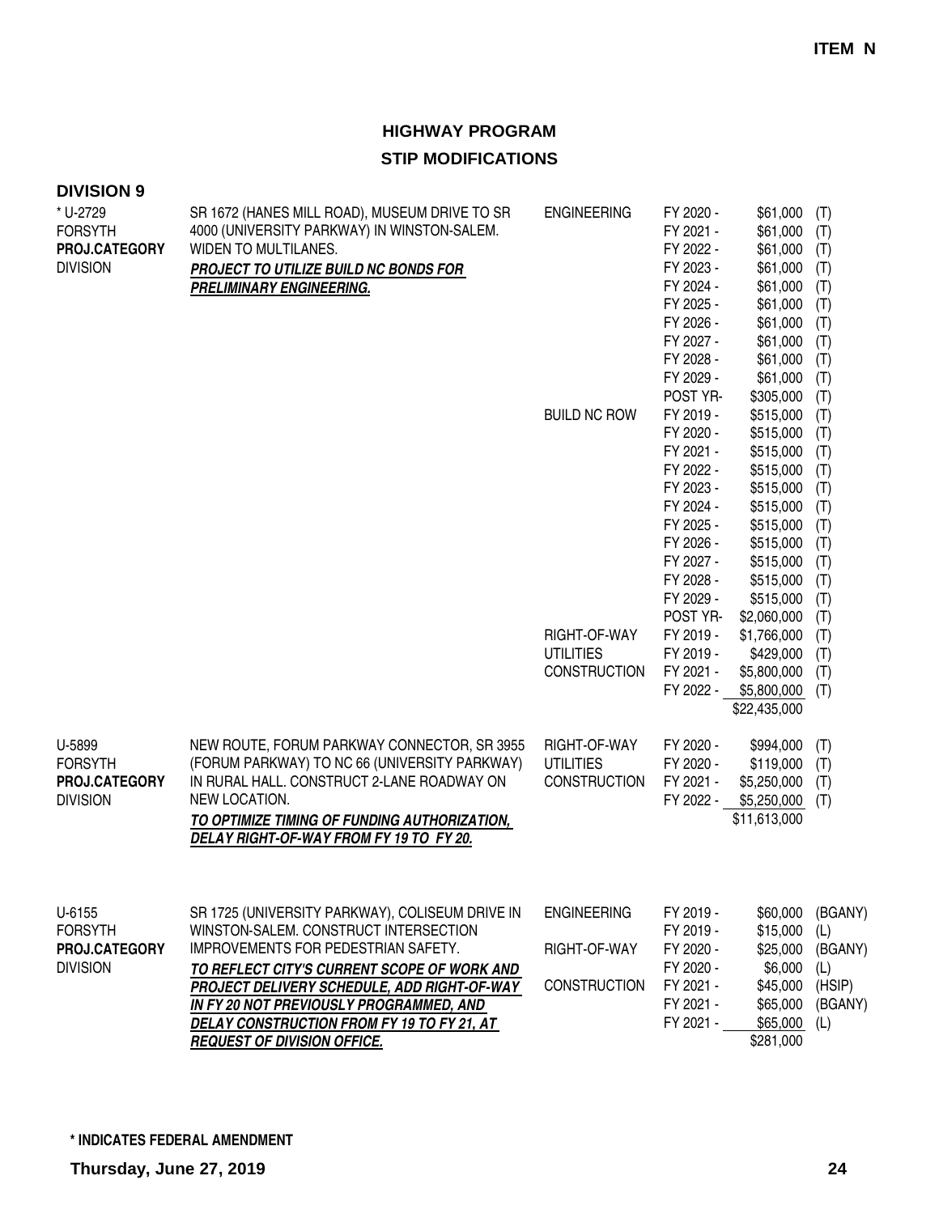**ITEM N**

# HIGHWAY PROGRAM

## STIP MODIFICATIONS

### DIVISION 9

| Project | Description | Phase | Year | Amount | Source |
|---|---|---|---|---|---|
| * U-2729 FORSYTH PROJ.CATEGORY DIVISION | SR 1672 (HANES MILL ROAD), MUSEUM DRIVE TO SR 4000 (UNIVERSITY PARKWAY) IN WINSTON-SALEM. WIDEN TO MULTILANES. ***PROJECT TO UTILIZE BUILD NC BONDS FOR PRELIMINARY ENGINEERING.*** | ENGINEERING | FY 2020 - | $61,000 | (T) |
| | | | FY 2021 - | $61,000 | (T) |
| | | | FY 2022 - | $61,000 | (T) |
| | | | FY 2023 - | $61,000 | (T) |
| | | | FY 2024 - | $61,000 | (T) |
| | | | FY 2025 - | $61,000 | (T) |
| | | | FY 2026 - | $61,000 | (T) |
| | | | FY 2027 - | $61,000 | (T) |
| | | | FY 2028 - | $61,000 | (T) |
| | | | FY 2029 - | $61,000 | (T) |
| | | | POST YR- | $305,000 | (T) |
| | | BUILD NC ROW | FY 2019 - | $515,000 | (T) |
| | | | FY 2020 - | $515,000 | (T) |
| | | | FY 2021 - | $515,000 | (T) |
| | | | FY 2022 - | $515,000 | (T) |
| | | | FY 2023 - | $515,000 | (T) |
| | | | FY 2024 - | $515,000 | (T) |
| | | | FY 2025 - | $515,000 | (T) |
| | | | FY 2026 - | $515,000 | (T) |
| | | | FY 2027 - | $515,000 | (T) |
| | | | FY 2028 - | $515,000 | (T) |
| | | | FY 2029 - | $515,000 | (T) |
| | | | POST YR- | $2,060,000 | (T) |
| | | RIGHT-OF-WAY | FY 2019 - | $1,766,000 | (T) |
| | | UTILITIES | FY 2019 - | $429,000 | (T) |
| | | CONSTRUCTION | FY 2021 - | $5,800,000 | (T) |
| | | | FY 2022 - | $5,800,000 | (T) |
| | | | | $22,435,000 | |
| U-5899 FORSYTH PROJ.CATEGORY DIVISION | NEW ROUTE, FORUM PARKWAY CONNECTOR, SR 3955 (FORUM PARKWAY) TO NC 66 (UNIVERSITY PARKWAY) IN RURAL HALL. CONSTRUCT 2-LANE ROADWAY ON NEW LOCATION. ***TO OPTIMIZE TIMING OF FUNDING AUTHORIZATION, DELAY RIGHT-OF-WAY FROM FY 19 TO FY 20.*** | RIGHT-OF-WAY | FY 2020 - | $994,000 | (T) |
| | | UTILITIES | FY 2020 - | $119,000 | (T) |
| | | CONSTRUCTION | FY 2021 - | $5,250,000 | (T) |
| | | | FY 2022 - | $5,250,000 | (T) |
| | | | | $11,613,000 | |
| U-6155 FORSYTH PROJ.CATEGORY DIVISION | SR 1725 (UNIVERSITY PARKWAY), COLISEUM DRIVE IN WINSTON-SALEM. CONSTRUCT INTERSECTION IMPROVEMENTS FOR PEDESTRIAN SAFETY. ***TO REFLECT CITY'S CURRENT SCOPE OF WORK AND PROJECT DELIVERY SCHEDULE, ADD RIGHT-OF-WAY IN FY 20 NOT PREVIOUSLY PROGRAMMED, AND DELAY CONSTRUCTION FROM FY 19 TO FY 21, AT REQUEST OF DIVISION OFFICE.*** | ENGINEERING | FY 2019 - | $60,000 | (BGANY) |
| | | | FY 2019 - | $15,000 | (L) |
| | | RIGHT-OF-WAY | FY 2020 - | $25,000 | (BGANY) |
| | | | FY 2020 - | $6,000 | (L) |
| | | CONSTRUCTION | FY 2021 - | $45,000 | (HSIP) |
| | | | FY 2021 - | $65,000 | (BGANY) |
| | | | FY 2021 - | $65,000 | (L) |
| | | | | $281,000 | |

**\* INDICATES FEDERAL AMENDMENT**

**Thursday, June 27, 2019**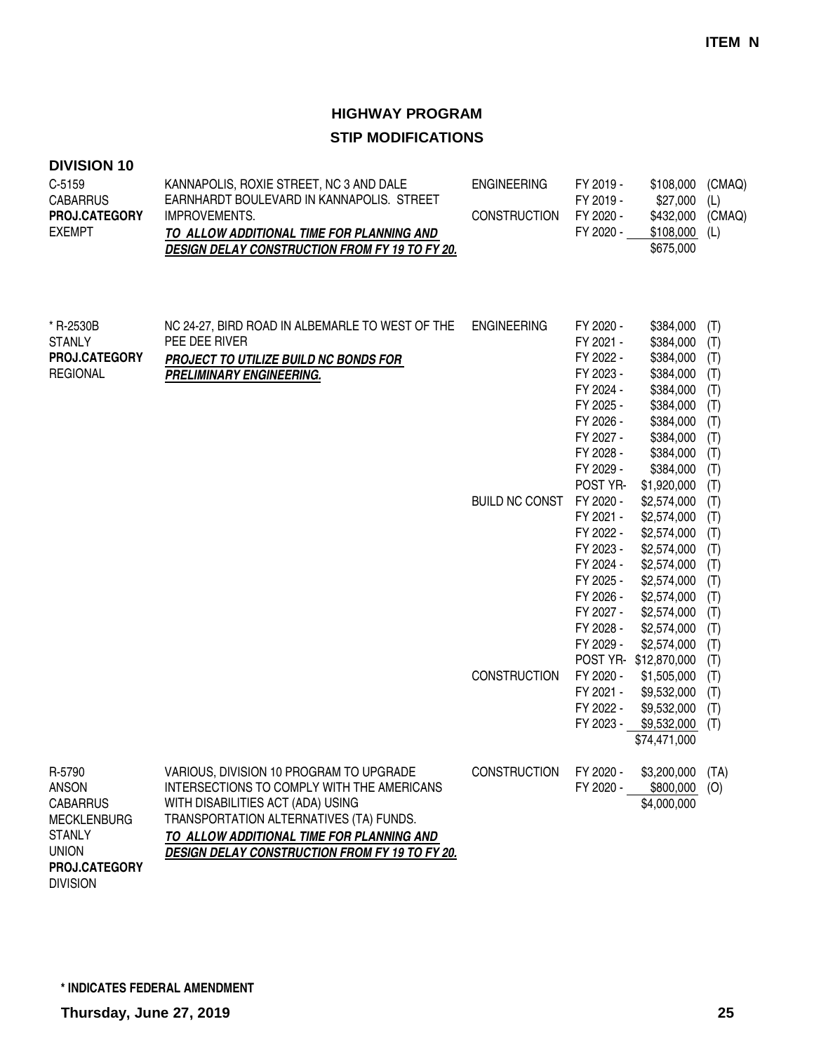**ITEM N**

## HIGHWAY PROGRAM

## STIP MODIFICATIONS

### DIVISION 10

| Project | Description | Phase | Year | Amount | Fund |
|---|---|---|---|---|---|
| C-5159<br>CABARRUS<br>**PROJ.CATEGORY**<br>EXEMPT | KANNAPOLIS, ROXIE STREET, NC 3 AND DALE EARNHARDT BOULEVARD IN KANNAPOLIS. STREET IMPROVEMENTS.<br>***TO ALLOW ADDITIONAL TIME FOR PLANNING AND DESIGN DELAY CONSTRUCTION FROM FY 19 TO FY 20.*** | ENGINEERING | FY 2019 - | $108,000 | (CMAQ) |
| | | | FY 2019 - | $27,000 | (L) |
| | | CONSTRUCTION | FY 2020 - | $432,000 | (CMAQ) |
| | | | FY 2020 - | $108,000 | (L) |
| | | | | $675,000 | |
| * R-2530B<br>STANLY<br>**PROJ.CATEGORY**<br>REGIONAL | NC 24-27, BIRD ROAD IN ALBEMARLE TO WEST OF THE PEE DEE RIVER<br>***PROJECT TO UTILIZE BUILD NC BONDS FOR PRELIMINARY ENGINEERING.*** | ENGINEERING | FY 2020 - | $384,000 | (T) |
| | | | FY 2021 - | $384,000 | (T) |
| | | | FY 2022 - | $384,000 | (T) |
| | | | FY 2023 - | $384,000 | (T) |
| | | | FY 2024 - | $384,000 | (T) |
| | | | FY 2025 - | $384,000 | (T) |
| | | | FY 2026 - | $384,000 | (T) |
| | | | FY 2027 - | $384,000 | (T) |
| | | | FY 2028 - | $384,000 | (T) |
| | | | FY 2029 - | $384,000 | (T) |
| | | | POST YR- | $1,920,000 | (T) |
| | | BUILD NC CONST | FY 2020 - | $2,574,000 | (T) |
| | | | FY 2021 - | $2,574,000 | (T) |
| | | | FY 2022 - | $2,574,000 | (T) |
| | | | FY 2023 - | $2,574,000 | (T) |
| | | | FY 2024 - | $2,574,000 | (T) |
| | | | FY 2025 - | $2,574,000 | (T) |
| | | | FY 2026 - | $2,574,000 | (T) |
| | | | FY 2027 - | $2,574,000 | (T) |
| | | | FY 2028 - | $2,574,000 | (T) |
| | | | FY 2029 - | $2,574,000 | (T) |
| | | | POST YR- | $12,870,000 | (T) |
| | | CONSTRUCTION | FY 2020 - | $1,505,000 | (T) |
| | | | FY 2021 - | $9,532,000 | (T) |
| | | | FY 2022 - | $9,532,000 | (T) |
| | | | FY 2023 - | $9,532,000 | (T) |
| | | | | $74,471,000 | |
| R-5790<br>ANSON<br>CABARRUS<br>MECKLENBURG<br>STANLY<br>UNION<br>**PROJ.CATEGORY**<br>DIVISION | VARIOUS, DIVISION 10 PROGRAM TO UPGRADE INTERSECTIONS TO COMPLY WITH THE AMERICANS WITH DISABILITIES ACT (ADA) USING TRANSPORTATION ALTERNATIVES (TA) FUNDS.<br>***TO ALLOW ADDITIONAL TIME FOR PLANNING AND DESIGN DELAY CONSTRUCTION FROM FY 19 TO FY 20.*** | CONSTRUCTION | FY 2020 - | $3,200,000 | (TA) |
| | | | FY 2020 - | $800,000 | (O) |
| | | | | $4,000,000 | |

**\* INDICATES FEDERAL AMENDMENT**

**Thursday, June 27, 2019**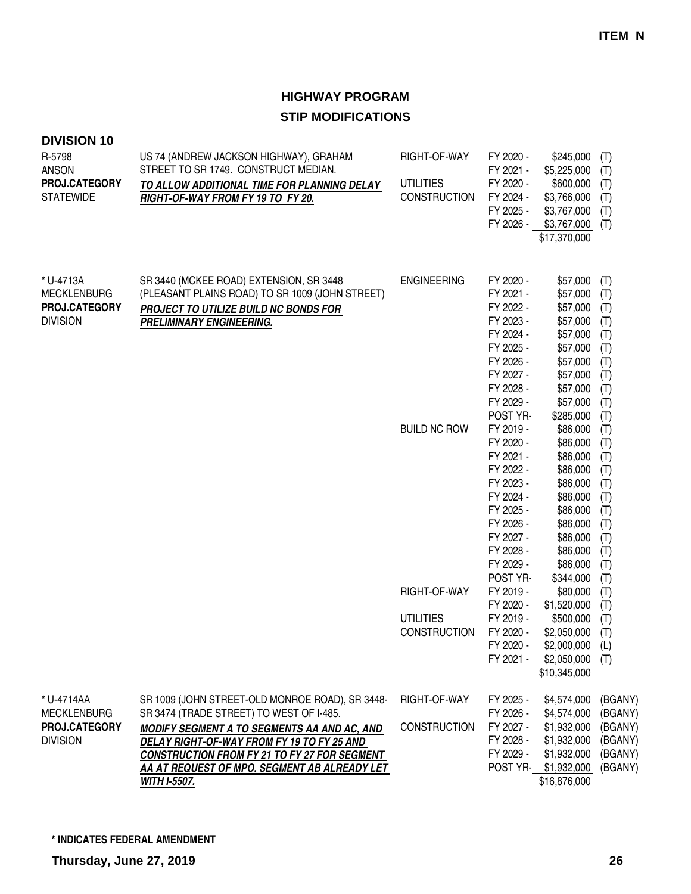**ITEM N**

# HIGHWAY PROGRAM

## STIP MODIFICATIONS

### DIVISION 10

| Project | Description | Phase | Year | Amount | Source |
|---|---|---|---|---|---|
| R-5798<br>ANSON<br>**PROJ.CATEGORY**<br>STATEWIDE | US 74 (ANDREW JACKSON HIGHWAY), GRAHAM STREET TO SR 1749. CONSTRUCT MEDIAN.<br>***TO ALLOW ADDITIONAL TIME FOR PLANNING DELAY RIGHT-OF-WAY FROM FY 19 TO FY 20.*** | RIGHT-OF-WAY | FY 2020 - | $245,000 | (T) |
| | | | FY 2021 - | $5,225,000 | (T) |
| | | UTILITIES | FY 2020 - | $600,000 | (T) |
| | | CONSTRUCTION | FY 2024 - | $3,766,000 | (T) |
| | | | FY 2025 - | $3,767,000 | (T) |
| | | | FY 2026 - | $3,767,000 | (T) |
| | | | | $17,370,000 | |
| * U-4713A<br>MECKLENBURG<br>**PROJ.CATEGORY**<br>DIVISION | SR 3440 (MCKEE ROAD) EXTENSION, SR 3448 (PLEASANT PLAINS ROAD) TO SR 1009 (JOHN STREET)<br>***PROJECT TO UTILIZE BUILD NC BONDS FOR PRELIMINARY ENGINEERING.*** | ENGINEERING | FY 2020 - | $57,000 | (T) |
| | | | FY 2021 - | $57,000 | (T) |
| | | | FY 2022 - | $57,000 | (T) |
| | | | FY 2023 - | $57,000 | (T) |
| | | | FY 2024 - | $57,000 | (T) |
| | | | FY 2025 - | $57,000 | (T) |
| | | | FY 2026 - | $57,000 | (T) |
| | | | FY 2027 - | $57,000 | (T) |
| | | | FY 2028 - | $57,000 | (T) |
| | | | FY 2029 - | $57,000 | (T) |
| | | | POST YR- | $285,000 | (T) |
| | | BUILD NC ROW | FY 2019 - | $86,000 | (T) |
| | | | FY 2020 - | $86,000 | (T) |
| | | | FY 2021 - | $86,000 | (T) |
| | | | FY 2022 - | $86,000 | (T) |
| | | | FY 2023 - | $86,000 | (T) |
| | | | FY 2024 - | $86,000 | (T) |
| | | | FY 2025 - | $86,000 | (T) |
| | | | FY 2026 - | $86,000 | (T) |
| | | | FY 2027 - | $86,000 | (T) |
| | | | FY 2028 - | $86,000 | (T) |
| | | | FY 2029 - | $86,000 | (T) |
| | | | POST YR- | $344,000 | (T) |
| | | RIGHT-OF-WAY | FY 2019 - | $80,000 | (T) |
| | | | FY 2020 - | $1,520,000 | (T) |
| | | UTILITIES | FY 2019 - | $500,000 | (T) |
| | | CONSTRUCTION | FY 2020 - | $2,050,000 | (T) |
| | | | FY 2020 - | $2,000,000 | (L) |
| | | | FY 2021 - | $2,050,000 | (T) |
| | | | | $10,345,000 | |
| * U-4714AA<br>MECKLENBURG<br>**PROJ.CATEGORY**<br>DIVISION | SR 1009 (JOHN STREET-OLD MONROE ROAD), SR 3448-SR 3474 (TRADE STREET) TO WEST OF I-485.<br>***MODIFY SEGMENT A TO SEGMENTS AA AND AC, AND DELAY RIGHT-OF-WAY FROM FY 19 TO FY 25 AND CONSTRUCTION FROM FY 21 TO FY 27 FOR SEGMENT AA AT REQUEST OF MPO. SEGMENT AB ALREADY LET WITH I-5507.*** | RIGHT-OF-WAY | FY 2025 - | $4,574,000 | (BGANY) |
| | | | FY 2026 - | $4,574,000 | (BGANY) |
| | | CONSTRUCTION | FY 2027 - | $1,932,000 | (BGANY) |
| | | | FY 2028 - | $1,932,000 | (BGANY) |
| | | | FY 2029 - | $1,932,000 | (BGANY) |
| | | | POST YR- | $1,932,000 | (BGANY) |
| | | | | $16,876,000 | |

**\* INDICATES FEDERAL AMENDMENT**

**Thursday, June 27, 2019**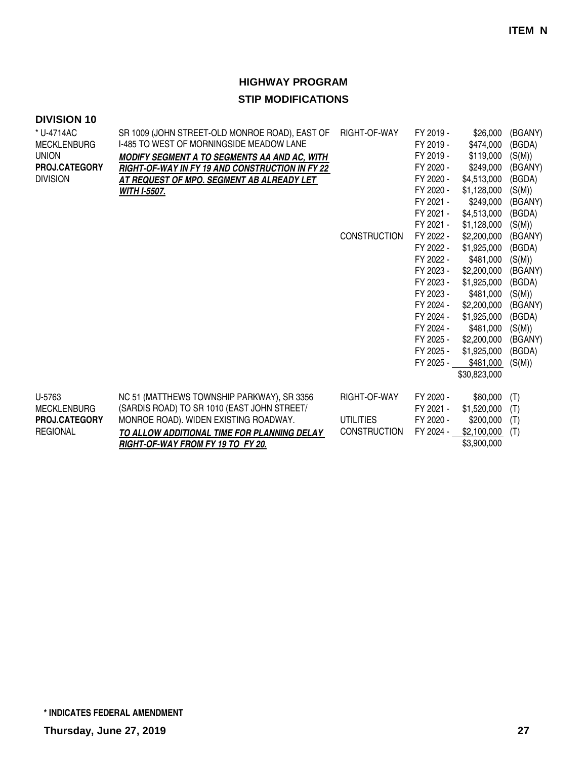**ITEM N**

# HIGHWAY PROGRAM

## STIP MODIFICATIONS

### DIVISION 10

| Project | Description | Phase | Fiscal Year | Amount | Funding |
|---|---|---|---|---|---|
| * U-4714AC<br>MECKLENBURG<br>UNION<br>**PROJ.CATEGORY**<br>DIVISION | SR 1009 (JOHN STREET-OLD MONROE ROAD), EAST OF I-485 TO WEST OF MORNINGSIDE MEADOW LANE<br>***MODIFY SEGMENT A TO SEGMENTS AA AND AC, WITH RIGHT-OF-WAY IN FY 19 AND CONSTRUCTION IN FY 22 AT REQUEST OF MPO. SEGMENT AB ALREADY LET WITH I-5507.*** | RIGHT-OF-WAY | FY 2019 - | $26,000 | (BGANY) |
| | | | FY 2019 - | $474,000 | (BGDA) |
| | | | FY 2019 - | $119,000 | (S(M)) |
| | | | FY 2020 - | $249,000 | (BGANY) |
| | | | FY 2020 - | $4,513,000 | (BGDA) |
| | | | FY 2020 - | $1,128,000 | (S(M)) |
| | | | FY 2021 - | $249,000 | (BGANY) |
| | | | FY 2021 - | $4,513,000 | (BGDA) |
| | | | FY 2021 - | $1,128,000 | (S(M)) |
| | | CONSTRUCTION | FY 2022 - | $2,200,000 | (BGANY) |
| | | | FY 2022 - | $1,925,000 | (BGDA) |
| | | | FY 2022 - | $481,000 | (S(M)) |
| | | | FY 2023 - | $2,200,000 | (BGANY) |
| | | | FY 2023 - | $1,925,000 | (BGDA) |
| | | | FY 2023 - | $481,000 | (S(M)) |
| | | | FY 2024 - | $2,200,000 | (BGANY) |
| | | | FY 2024 - | $1,925,000 | (BGDA) |
| | | | FY 2024 - | $481,000 | (S(M)) |
| | | | FY 2025 - | $2,200,000 | (BGANY) |
| | | | FY 2025 - | $1,925,000 | (BGDA) |
| | | | FY 2025 - | $481,000 | (S(M)) |
| | | | | $30,823,000 | |
| U-5763<br>MECKLENBURG<br>**PROJ.CATEGORY**<br>REGIONAL | NC 51 (MATTHEWS TOWNSHIP PARKWAY), SR 3356 (SARDIS ROAD) TO SR 1010 (EAST JOHN STREET/ MONROE ROAD). WIDEN EXISTING ROADWAY.<br>***TO ALLOW ADDITIONAL TIME FOR PLANNING DELAY RIGHT-OF-WAY FROM FY 19 TO FY 20.*** | RIGHT-OF-WAY | FY 2020 - | $80,000 | (T) |
| | | | FY 2021 - | $1,520,000 | (T) |
| | | UTILITIES | FY 2020 - | $200,000 | (T) |
| | | CONSTRUCTION | FY 2024 - | $2,100,000 | (T) |
| | | | | $3,900,000 | |

**\* INDICATES FEDERAL AMENDMENT**

**Thursday, June 27, 2019**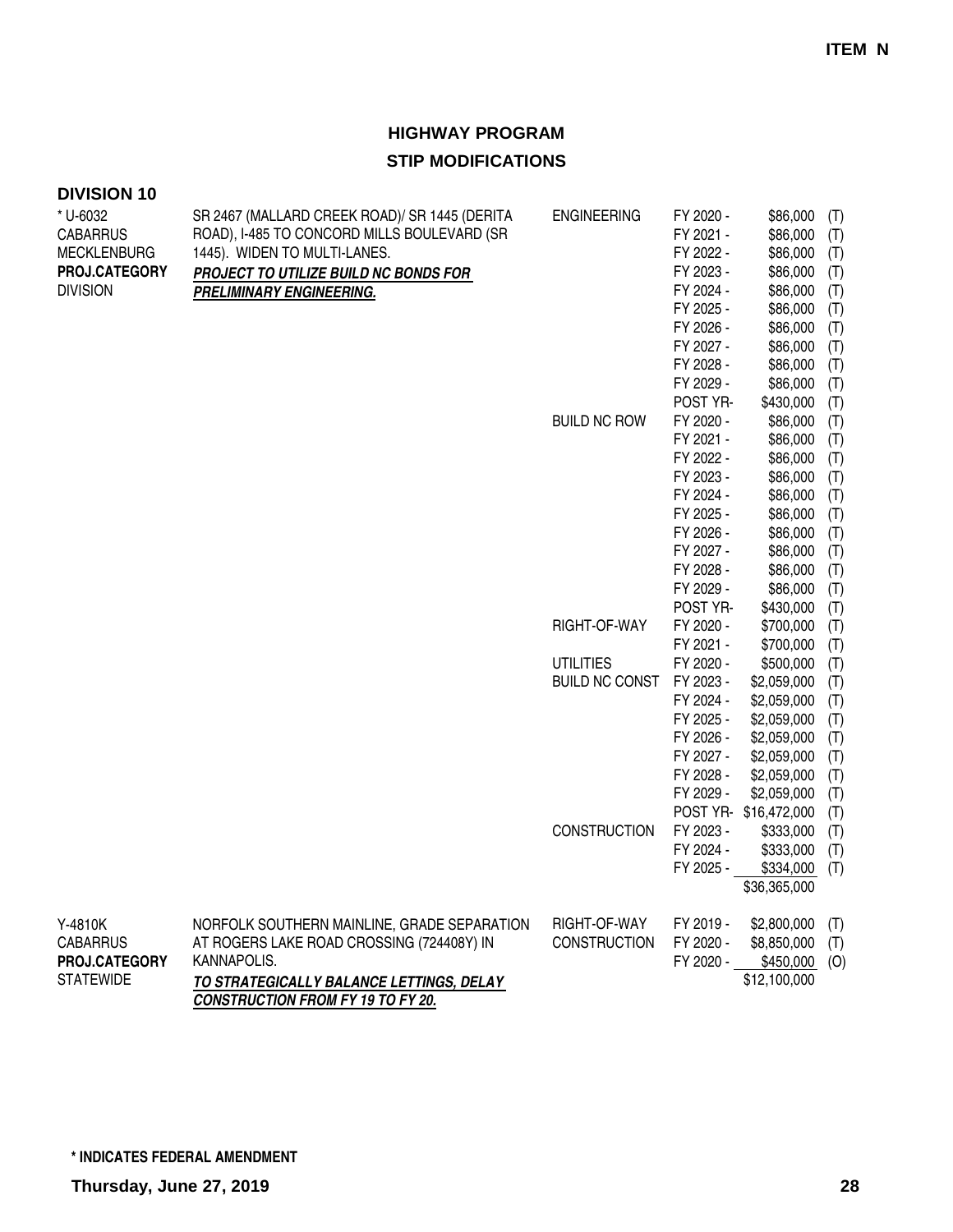**ITEM N**

## HIGHWAY PROGRAM
## STIP MODIFICATIONS

### DIVISION 10

| Project | Description | Phase | Year | Amount | Source |
|---|---|---|---|---|---|
| * U-6032<br>CABARRUS<br>MECKLENBURG<br>**PROJ.CATEGORY**<br>DIVISION | SR 2467 (MALLARD CREEK ROAD)/ SR 1445 (DERITA ROAD), I-485 TO CONCORD MILLS BOULEVARD (SR 1445). WIDEN TO MULTI-LANES.<br>***PROJECT TO UTILIZE BUILD NC BONDS FOR PRELIMINARY ENGINEERING.*** | ENGINEERING | FY 2020 - | $86,000 | (T) |
| | | | FY 2021 - | $86,000 | (T) |
| | | | FY 2022 - | $86,000 | (T) |
| | | | FY 2023 - | $86,000 | (T) |
| | | | FY 2024 - | $86,000 | (T) |
| | | | FY 2025 - | $86,000 | (T) |
| | | | FY 2026 - | $86,000 | (T) |
| | | | FY 2027 - | $86,000 | (T) |
| | | | FY 2028 - | $86,000 | (T) |
| | | | FY 2029 - | $86,000 | (T) |
| | | | POST YR- | $430,000 | (T) |
| | | BUILD NC ROW | FY 2020 - | $86,000 | (T) |
| | | | FY 2021 - | $86,000 | (T) |
| | | | FY 2022 - | $86,000 | (T) |
| | | | FY 2023 - | $86,000 | (T) |
| | | | FY 2024 - | $86,000 | (T) |
| | | | FY 2025 - | $86,000 | (T) |
| | | | FY 2026 - | $86,000 | (T) |
| | | | FY 2027 - | $86,000 | (T) |
| | | | FY 2028 - | $86,000 | (T) |
| | | | FY 2029 - | $86,000 | (T) |
| | | | POST YR- | $430,000 | (T) |
| | | RIGHT-OF-WAY | FY 2020 - | $700,000 | (T) |
| | | | FY 2021 - | $700,000 | (T) |
| | | UTILITIES | FY 2020 - | $500,000 | (T) |
| | | BUILD NC CONST | FY 2023 - | $2,059,000 | (T) |
| | | | FY 2024 - | $2,059,000 | (T) |
| | | | FY 2025 - | $2,059,000 | (T) |
| | | | FY 2026 - | $2,059,000 | (T) |
| | | | FY 2027 - | $2,059,000 | (T) |
| | | | FY 2028 - | $2,059,000 | (T) |
| | | | FY 2029 - | $2,059,000 | (T) |
| | | | POST YR- | $16,472,000 | (T) |
| | | CONSTRUCTION | FY 2023 - | $333,000 | (T) |
| | | | FY 2024 - | $333,000 | (T) |
| | | | FY 2025 - | $334,000 | (T) |
| | | | | $36,365,000 | |
| Y-4810K<br>CABARRUS<br>**PROJ.CATEGORY**<br>STATEWIDE | NORFOLK SOUTHERN MAINLINE, GRADE SEPARATION AT ROGERS LAKE ROAD CROSSING (724408Y) IN KANNAPOLIS.<br>***TO STRATEGICALLY BALANCE LETTINGS, DELAY CONSTRUCTION FROM FY 19 TO FY 20.*** | RIGHT-OF-WAY | FY 2019 - | $2,800,000 | (T) |
| | | CONSTRUCTION | FY 2020 - | $8,850,000 | (T) |
| | | | FY 2020 - | $450,000 | (O) |
| | | | | $12,100,000 | |

**\* INDICATES FEDERAL AMENDMENT**

**Thursday, June 27, 2019**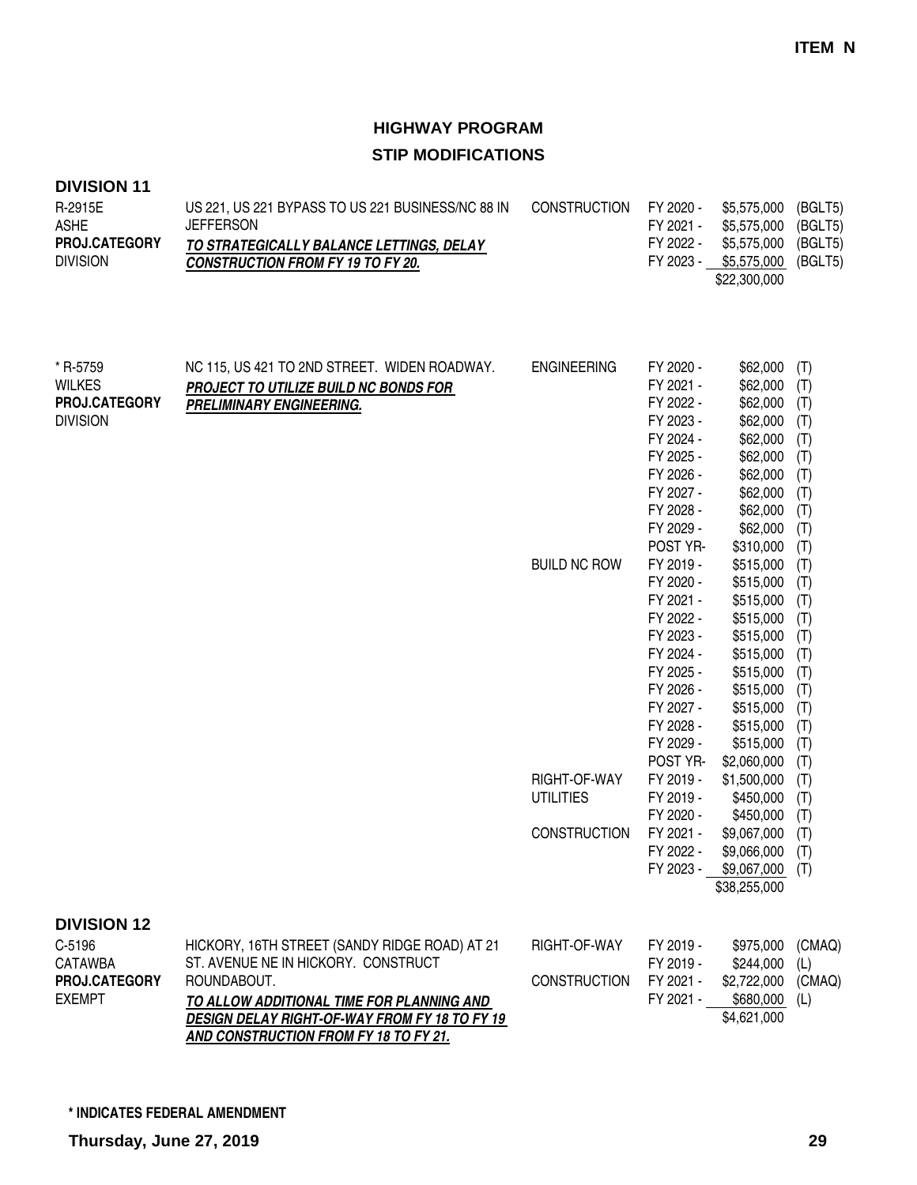**ITEM N**

## HIGHWAY PROGRAM
## STIP MODIFICATIONS

### DIVISION 11

| Project | Description | Phase | Year | Amount | Fund |
|---|---|---|---|---|---|
| R-2915E<br>ASHE<br>**PROJ.CATEGORY**<br>DIVISION | US 221, US 221 BYPASS TO US 221 BUSINESS/NC 88 IN JEFFERSON<br>***TO STRATEGICALLY BALANCE LETTINGS, DELAY CONSTRUCTION FROM FY 19 TO FY 20.*** | CONSTRUCTION | FY 2020 - | $5,575,000 | (BGLT5) |
| | | | FY 2021 - | $5,575,000 | (BGLT5) |
| | | | FY 2022 - | $5,575,000 | (BGLT5) |
| | | | FY 2023 - | $5,575,000 | (BGLT5) |
| | | | | $22,300,000 | |
| * R-5759<br>WILKES<br>**PROJ.CATEGORY**<br>DIVISION | NC 115, US 421 TO 2ND STREET. WIDEN ROADWAY.<br>***PROJECT TO UTILIZE BUILD NC BONDS FOR PRELIMINARY ENGINEERING.*** | ENGINEERING | FY 2020 - | $62,000 | (T) |
| | | | FY 2021 - | $62,000 | (T) |
| | | | FY 2022 - | $62,000 | (T) |
| | | | FY 2023 - | $62,000 | (T) |
| | | | FY 2024 - | $62,000 | (T) |
| | | | FY 2025 - | $62,000 | (T) |
| | | | FY 2026 - | $62,000 | (T) |
| | | | FY 2027 - | $62,000 | (T) |
| | | | FY 2028 - | $62,000 | (T) |
| | | | FY 2029 - | $62,000 | (T) |
| | | | POST YR- | $310,000 | (T) |
| | | BUILD NC ROW | FY 2019 - | $515,000 | (T) |
| | | | FY 2020 - | $515,000 | (T) |
| | | | FY 2021 - | $515,000 | (T) |
| | | | FY 2022 - | $515,000 | (T) |
| | | | FY 2023 - | $515,000 | (T) |
| | | | FY 2024 - | $515,000 | (T) |
| | | | FY 2025 - | $515,000 | (T) |
| | | | FY 2026 - | $515,000 | (T) |
| | | | FY 2027 - | $515,000 | (T) |
| | | | FY 2028 - | $515,000 | (T) |
| | | | FY 2029 - | $515,000 | (T) |
| | | | POST YR- | $2,060,000 | (T) |
| | | RIGHT-OF-WAY | FY 2019 - | $1,500,000 | (T) |
| | | UTILITIES | FY 2019 - | $450,000 | (T) |
| | | | FY 2020 - | $450,000 | (T) |
| | | CONSTRUCTION | FY 2021 - | $9,067,000 | (T) |
| | | | FY 2022 - | $9,066,000 | (T) |
| | | | FY 2023 - | $9,067,000 | (T) |
| | | | | $38,255,000 | |

### DIVISION 12

| Project | Description | Phase | Year | Amount | Fund |
|---|---|---|---|---|---|
| C-5196<br>CATAWBA<br>**PROJ.CATEGORY**<br>EXEMPT | HICKORY, 16TH STREET (SANDY RIDGE ROAD) AT 21 ST. AVENUE NE IN HICKORY. CONSTRUCT ROUNDABOUT.<br>***TO ALLOW ADDITIONAL TIME FOR PLANNING AND DESIGN DELAY RIGHT-OF-WAY FROM FY 18 TO FY 19 AND CONSTRUCTION FROM FY 18 TO FY 21.*** | RIGHT-OF-WAY | FY 2019 - | $975,000 | (CMAQ) |
| | | | FY 2019 - | $244,000 | (L) |
| | | CONSTRUCTION | FY 2021 - | $2,722,000 | (CMAQ) |
| | | | FY 2021 - | $680,000 | (L) |
| | | | | $4,621,000 | |

**\* INDICATES FEDERAL AMENDMENT**

**Thursday, June 27, 2019**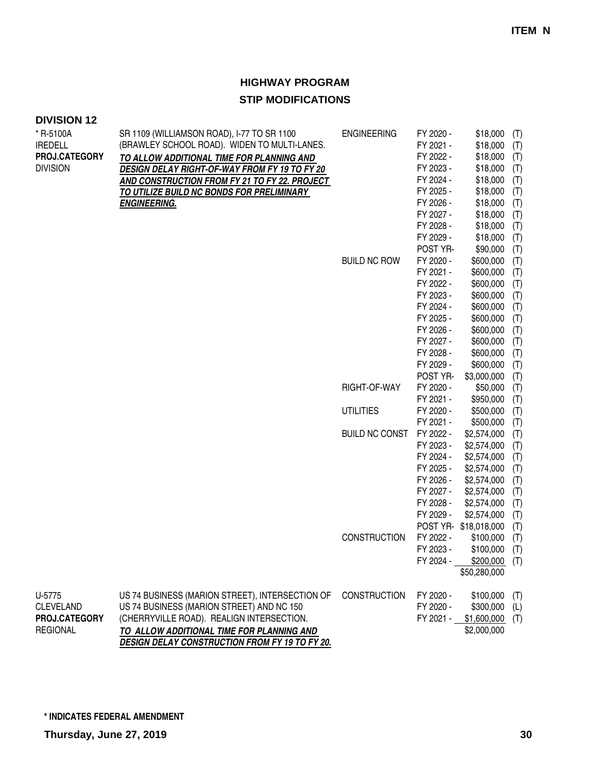**ITEM N**

## HIGHWAY PROGRAM

## STIP MODIFICATIONS

### DIVISION 12

| Project | Description | Category | Year | Amount | Source |
|---|---|---|---|---|---|
| * R-5100A<br>IREDELL<br>**PROJ.CATEGORY**<br>DIVISION | SR 1109 (WILLIAMSON ROAD), I-77 TO SR 1100 (BRAWLEY SCHOOL ROAD). WIDEN TO MULTI-LANES.<br>***TO ALLOW ADDITIONAL TIME FOR PLANNING AND DESIGN DELAY RIGHT-OF-WAY FROM FY 19 TO FY 20 AND CONSTRUCTION FROM FY 21 TO FY 22. PROJECT TO UTILIZE BUILD NC BONDS FOR PRELIMINARY ENGINEERING.*** | ENGINEERING | FY 2020 - | $18,000 | (T) |
| | | | FY 2021 - | $18,000 | (T) |
| | | | FY 2022 - | $18,000 | (T) |
| | | | FY 2023 - | $18,000 | (T) |
| | | | FY 2024 - | $18,000 | (T) |
| | | | FY 2025 - | $18,000 | (T) |
| | | | FY 2026 - | $18,000 | (T) |
| | | | FY 2027 - | $18,000 | (T) |
| | | | FY 2028 - | $18,000 | (T) |
| | | | FY 2029 - | $18,000 | (T) |
| | | | POST YR- | $90,000 | (T) |
| | | BUILD NC ROW | FY 2020 - | $600,000 | (T) |
| | | | FY 2021 - | $600,000 | (T) |
| | | | FY 2022 - | $600,000 | (T) |
| | | | FY 2023 - | $600,000 | (T) |
| | | | FY 2024 - | $600,000 | (T) |
| | | | FY 2025 - | $600,000 | (T) |
| | | | FY 2026 - | $600,000 | (T) |
| | | | FY 2027 - | $600,000 | (T) |
| | | | FY 2028 - | $600,000 | (T) |
| | | | FY 2029 - | $600,000 | (T) |
| | | | POST YR- | $3,000,000 | (T) |
| | | RIGHT-OF-WAY | FY 2020 - | $50,000 | (T) |
| | | | FY 2021 - | $950,000 | (T) |
| | | UTILITIES | FY 2020 - | $500,000 | (T) |
| | | | FY 2021 - | $500,000 | (T) |
| | | BUILD NC CONST | FY 2022 - | $2,574,000 | (T) |
| | | | FY 2023 - | $2,574,000 | (T) |
| | | | FY 2024 - | $2,574,000 | (T) |
| | | | FY 2025 - | $2,574,000 | (T) |
| | | | FY 2026 - | $2,574,000 | (T) |
| | | | FY 2027 - | $2,574,000 | (T) |
| | | | FY 2028 - | $2,574,000 | (T) |
| | | | FY 2029 - | $2,574,000 | (T) |
| | | | POST YR- | $18,018,000 | (T) |
| | | CONSTRUCTION | FY 2022 - | $100,000 | (T) |
| | | | FY 2023 - | $100,000 | (T) |
| | | | FY 2024 - | $200,000 | (T) |
| | | | | $50,280,000 | |
| U-5775<br>CLEVELAND<br>**PROJ.CATEGORY**<br>REGIONAL | US 74 BUSINESS (MARION STREET), INTERSECTION OF US 74 BUSINESS (MARION STREET) AND NC 150 (CHERRYVILLE ROAD). REALIGN INTERSECTION.<br>***TO ALLOW ADDITIONAL TIME FOR PLANNING AND DESIGN DELAY CONSTRUCTION FROM FY 19 TO FY 20.*** | CONSTRUCTION | FY 2020 - | $100,000 | (T) |
| | | | FY 2020 - | $300,000 | (L) |
| | | | FY 2021 - | $1,600,000 | (T) |
| | | | | $2,000,000 | |

**\* INDICATES FEDERAL AMENDMENT**

**Thursday, June 27, 2019**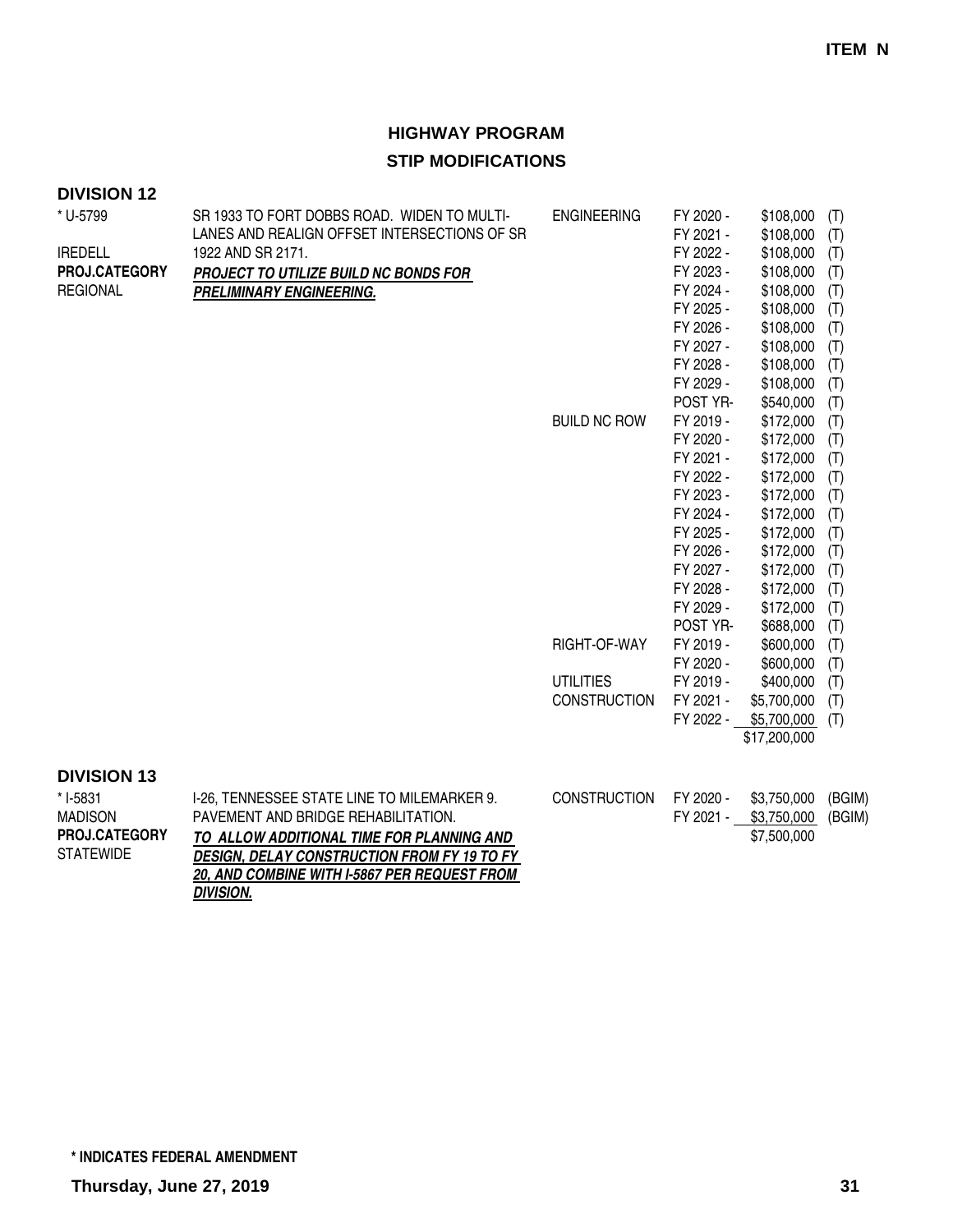**ITEM N**

## HIGHWAY PROGRAM

## STIP MODIFICATIONS

### DIVISION 12

| Project | Description | Work Type | Fiscal Year | Amount | Fund |
|---|---|---|---|---|---|
| * U-5799 | SR 1933 TO FORT DOBBS ROAD. WIDEN TO MULTI-LANES AND REALIGN OFFSET INTERSECTIONS OF SR 1922 AND SR 2171. | ENGINEERING | FY 2020 - | $108,000 | (T) |
| IREDELL | ***PROJECT TO UTILIZE BUILD NC BONDS FOR PRELIMINARY ENGINEERING.*** | | FY 2021 - | $108,000 | (T) |
| **PROJ.CATEGORY** | | | FY 2022 - | $108,000 | (T) |
| REGIONAL | | | FY 2023 - | $108,000 | (T) |
| | | | FY 2024 - | $108,000 | (T) |
| | | | FY 2025 - | $108,000 | (T) |
| | | | FY 2026 - | $108,000 | (T) |
| | | | FY 2027 - | $108,000 | (T) |
| | | | FY 2028 - | $108,000 | (T) |
| | | | FY 2029 - | $108,000 | (T) |
| | | | POST YR- | $540,000 | (T) |
| | | BUILD NC ROW | FY 2019 - | $172,000 | (T) |
| | | | FY 2020 - | $172,000 | (T) |
| | | | FY 2021 - | $172,000 | (T) |
| | | | FY 2022 - | $172,000 | (T) |
| | | | FY 2023 - | $172,000 | (T) |
| | | | FY 2024 - | $172,000 | (T) |
| | | | FY 2025 - | $172,000 | (T) |
| | | | FY 2026 - | $172,000 | (T) |
| | | | FY 2027 - | $172,000 | (T) |
| | | | FY 2028 - | $172,000 | (T) |
| | | | FY 2029 - | $172,000 | (T) |
| | | | POST YR- | $688,000 | (T) |
| | | RIGHT-OF-WAY | FY 2019 - | $600,000 | (T) |
| | | | FY 2020 - | $600,000 | (T) |
| | | UTILITIES | FY 2019 - | $400,000 | (T) |
| | | CONSTRUCTION | FY 2021 - | $5,700,000 | (T) |
| | | | FY 2022 - | $5,700,000 | (T) |
| | | | | $17,200,000 | |

### DIVISION 13

| Project | Description | Work Type | Fiscal Year | Amount | Fund |
|---|---|---|---|---|---|
| * I-5831 | I-26, TENNESSEE STATE LINE TO MILEMARKER 9. PAVEMENT AND BRIDGE REHABILITATION. | CONSTRUCTION | FY 2020 - | $3,750,000 | (BGIM) |
| MADISON | ***TO ALLOW ADDITIONAL TIME FOR PLANNING AND DESIGN, DELAY CONSTRUCTION FROM FY 19 TO FY 20, AND COMBINE WITH I-5867 PER REQUEST FROM DIVISION.*** | | FY 2021 - | $3,750,000 | (BGIM) |
| **PROJ.CATEGORY** | | | | $7,500,000 | |
| STATEWIDE | | | | | |

**\* INDICATES FEDERAL AMENDMENT**

**Thursday, June 27, 2019**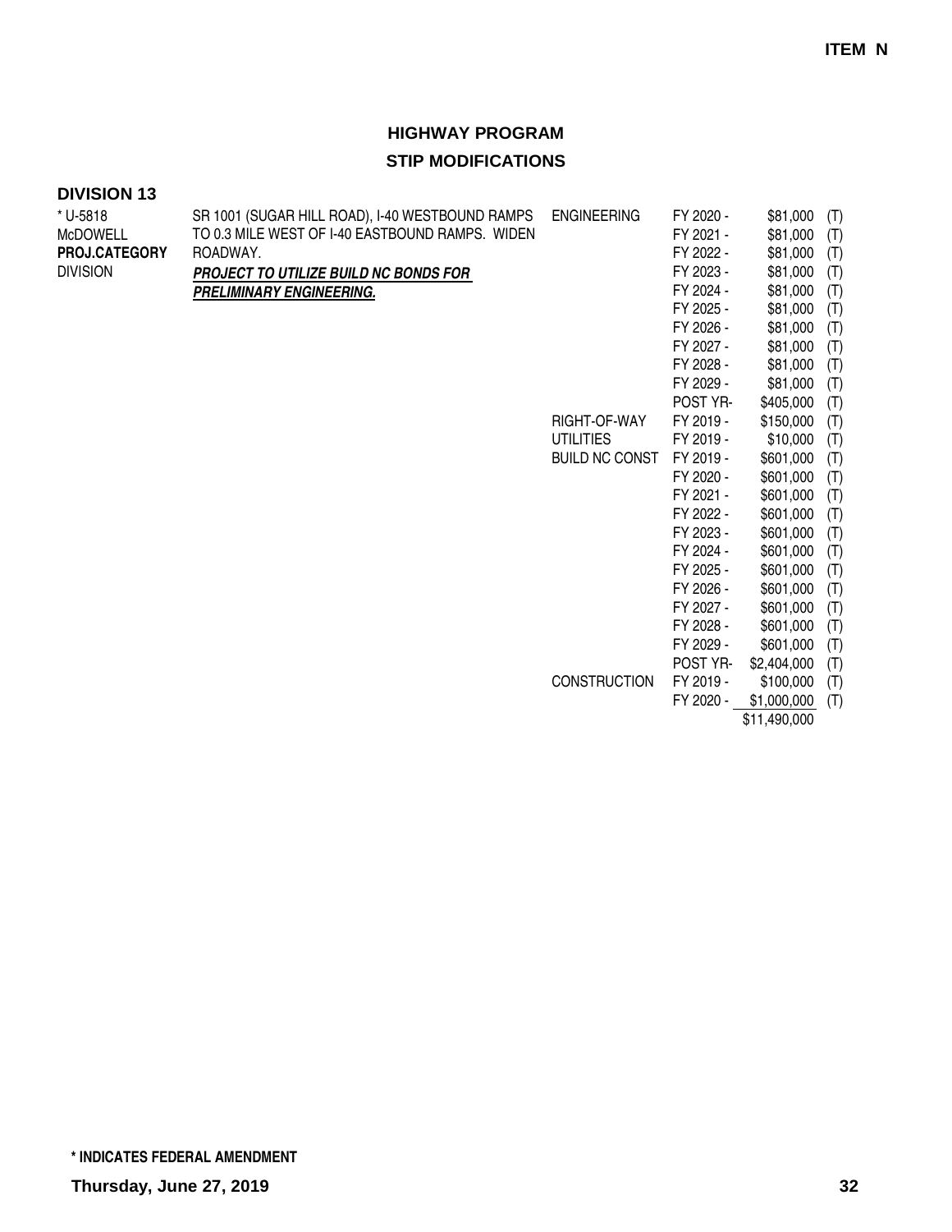**ITEM N**

## HIGHWAY PROGRAM
## STIP MODIFICATIONS

### DIVISION 13

| Project | Description | Work Type | Fiscal Year | Amount | |
|---|---|---|---|---|---|
| * U-5818<br>McDOWELL<br>**PROJ.CATEGORY**<br>DIVISION | SR 1001 (SUGAR HILL ROAD), I-40 WESTBOUND RAMPS TO 0.3 MILE WEST OF I-40 EASTBOUND RAMPS. WIDEN ROADWAY.<br>***PROJECT TO UTILIZE BUILD NC BONDS FOR PRELIMINARY ENGINEERING.*** | ENGINEERING | FY 2020 - | $81,000 | (T) |
| | | | FY 2021 - | $81,000 | (T) |
| | | | FY 2022 - | $81,000 | (T) |
| | | | FY 2023 - | $81,000 | (T) |
| | | | FY 2024 - | $81,000 | (T) |
| | | | FY 2025 - | $81,000 | (T) |
| | | | FY 2026 - | $81,000 | (T) |
| | | | FY 2027 - | $81,000 | (T) |
| | | | FY 2028 - | $81,000 | (T) |
| | | | FY 2029 - | $81,000 | (T) |
| | | | POST YR- | $405,000 | (T) |
| | | RIGHT-OF-WAY | FY 2019 - | $150,000 | (T) |
| | | UTILITIES | FY 2019 - | $10,000 | (T) |
| | | BUILD NC CONST | FY 2019 - | $601,000 | (T) |
| | | | FY 2020 - | $601,000 | (T) |
| | | | FY 2021 - | $601,000 | (T) |
| | | | FY 2022 - | $601,000 | (T) |
| | | | FY 2023 - | $601,000 | (T) |
| | | | FY 2024 - | $601,000 | (T) |
| | | | FY 2025 - | $601,000 | (T) |
| | | | FY 2026 - | $601,000 | (T) |
| | | | FY 2027 - | $601,000 | (T) |
| | | | FY 2028 - | $601,000 | (T) |
| | | | FY 2029 - | $601,000 | (T) |
| | | | POST YR- | $2,404,000 | (T) |
| | | CONSTRUCTION | FY 2019 - | $100,000 | (T) |
| | | | FY 2020 - | $1,000,000 | (T) |
| | | | | $11,490,000 | |

**\* INDICATES FEDERAL AMENDMENT**

**Thursday, June 27, 2019**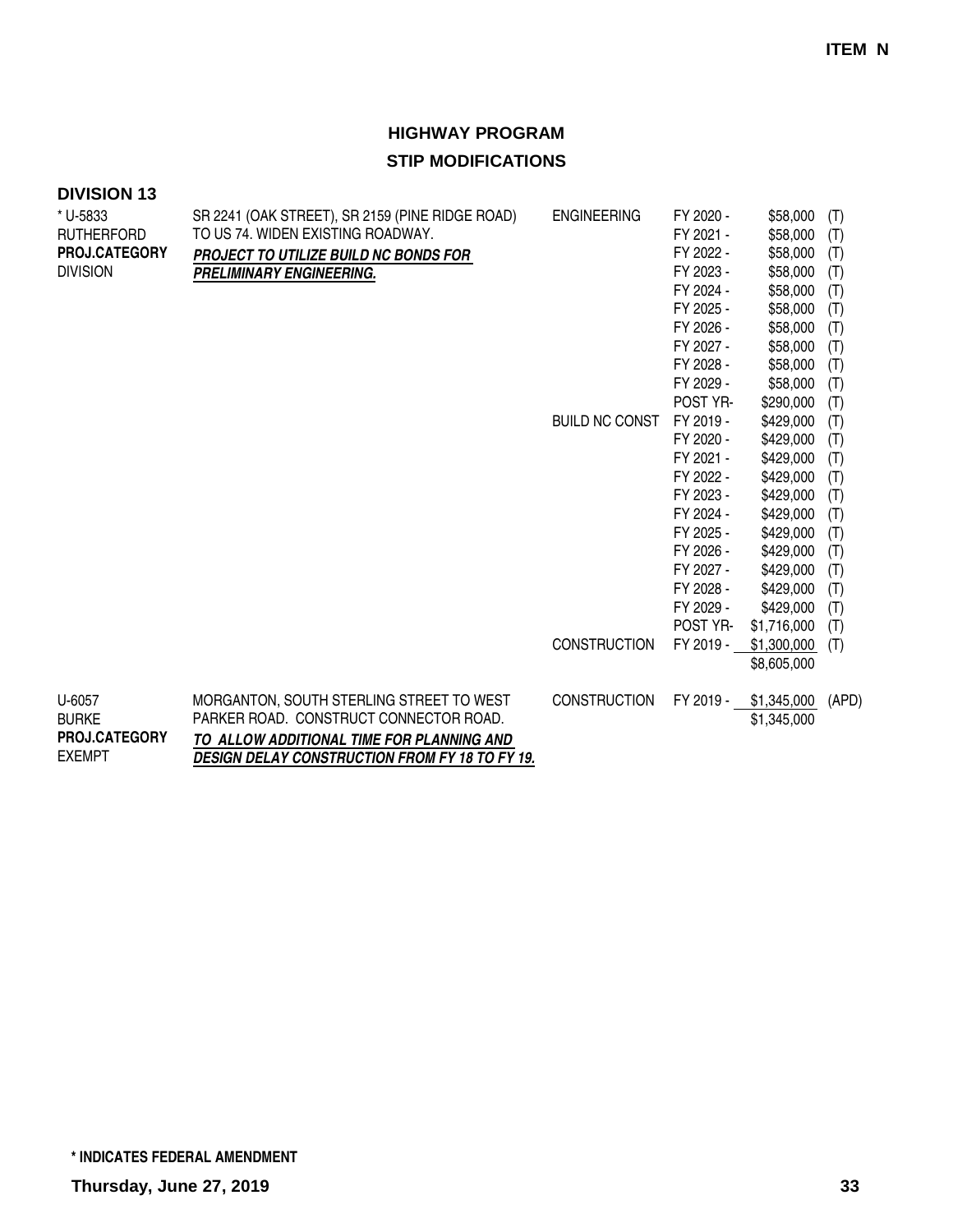**ITEM N**

## HIGHWAY PROGRAM

## STIP MODIFICATIONS

### DIVISION 13

| Project | Description | Work Type | Fiscal Year | Amount | Source |
|---|---|---|---|---|---|
| * U-5833 | SR 2241 (OAK STREET), SR 2159 (PINE RIDGE ROAD) | ENGINEERING | FY 2020 - | $58,000 | (T) |
| RUTHERFORD | TO US 74. WIDEN EXISTING ROADWAY. | | FY 2021 - | $58,000 | (T) |
| **PROJ.CATEGORY** | ***PROJECT TO UTILIZE BUILD NC BONDS FOR*** | | FY 2022 - | $58,000 | (T) |
| DIVISION | ***PRELIMINARY ENGINEERING.*** | | FY 2023 - | $58,000 | (T) |
| | | | FY 2024 - | $58,000 | (T) |
| | | | FY 2025 - | $58,000 | (T) |
| | | | FY 2026 - | $58,000 | (T) |
| | | | FY 2027 - | $58,000 | (T) |
| | | | FY 2028 - | $58,000 | (T) |
| | | | FY 2029 - | $58,000 | (T) |
| | | | POST YR- | $290,000 | (T) |
| | | BUILD NC CONST | FY 2019 - | $429,000 | (T) |
| | | | FY 2020 - | $429,000 | (T) |
| | | | FY 2021 - | $429,000 | (T) |
| | | | FY 2022 - | $429,000 | (T) |
| | | | FY 2023 - | $429,000 | (T) |
| | | | FY 2024 - | $429,000 | (T) |
| | | | FY 2025 - | $429,000 | (T) |
| | | | FY 2026 - | $429,000 | (T) |
| | | | FY 2027 - | $429,000 | (T) |
| | | | FY 2028 - | $429,000 | (T) |
| | | | FY 2029 - | $429,000 | (T) |
| | | | POST YR- | $1,716,000 | (T) |
| | | CONSTRUCTION | FY 2019 - | $1,300,000 | (T) |
| | | | | $8,605,000 | |
| U-6057 | MORGANTON, SOUTH STERLING STREET TO WEST | CONSTRUCTION | FY 2019 - | $1,345,000 | (APD) |
| BURKE | PARKER ROAD. CONSTRUCT CONNECTOR ROAD. | | | $1,345,000 | |
| **PROJ.CATEGORY** | ***TO ALLOW ADDITIONAL TIME FOR PLANNING AND*** | | | | |
| EXEMPT | ***DESIGN DELAY CONSTRUCTION FROM FY 18 TO FY 19.*** | | | | |

**\* INDICATES FEDERAL AMENDMENT**

**Thursday, June 27, 2019**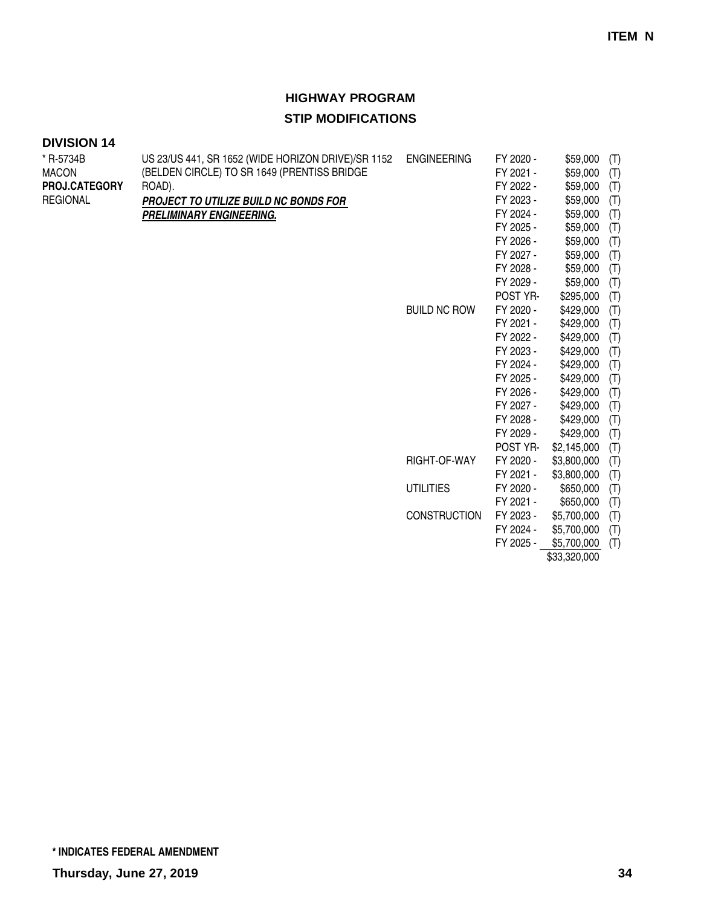**ITEM N**

## HIGHWAY PROGRAM

## STIP MODIFICATIONS

### DIVISION 14

| Project | Description | Phase | Year | Amount | |
|---|---|---|---|---|---|
| * R-5734B<br>MACON<br>**PROJ.CATEGORY**<br>REGIONAL | US 23/US 441, SR 1652 (WIDE HORIZON DRIVE)/SR 1152 (BELDEN CIRCLE) TO SR 1649 (PRENTISS BRIDGE ROAD).<br>***PROJECT TO UTILIZE BUILD NC BONDS FOR PRELIMINARY ENGINEERING.*** | ENGINEERING | FY 2020 - | $59,000 | (T) |
| | | | FY 2021 - | $59,000 | (T) |
| | | | FY 2022 - | $59,000 | (T) |
| | | | FY 2023 - | $59,000 | (T) |
| | | | FY 2024 - | $59,000 | (T) |
| | | | FY 2025 - | $59,000 | (T) |
| | | | FY 2026 - | $59,000 | (T) |
| | | | FY 2027 - | $59,000 | (T) |
| | | | FY 2028 - | $59,000 | (T) |
| | | | FY 2029 - | $59,000 | (T) |
| | | | POST YR- | $295,000 | (T) |
| | | BUILD NC ROW | FY 2020 - | $429,000 | (T) |
| | | | FY 2021 - | $429,000 | (T) |
| | | | FY 2022 - | $429,000 | (T) |
| | | | FY 2023 - | $429,000 | (T) |
| | | | FY 2024 - | $429,000 | (T) |
| | | | FY 2025 - | $429,000 | (T) |
| | | | FY 2026 - | $429,000 | (T) |
| | | | FY 2027 - | $429,000 | (T) |
| | | | FY 2028 - | $429,000 | (T) |
| | | | FY 2029 - | $429,000 | (T) |
| | | | POST YR- | $2,145,000 | (T) |
| | | RIGHT-OF-WAY | FY 2020 - | $3,800,000 | (T) |
| | | | FY 2021 - | $3,800,000 | (T) |
| | | UTILITIES | FY 2020 - | $650,000 | (T) |
| | | | FY 2021 - | $650,000 | (T) |
| | | CONSTRUCTION | FY 2023 - | $5,700,000 | (T) |
| | | | FY 2024 - | $5,700,000 | (T) |
| | | | FY 2025 - | $5,700,000 | (T) |
| | | | | $33,320,000 | |

**\* INDICATES FEDERAL AMENDMENT**

**Thursday, June 27, 2019**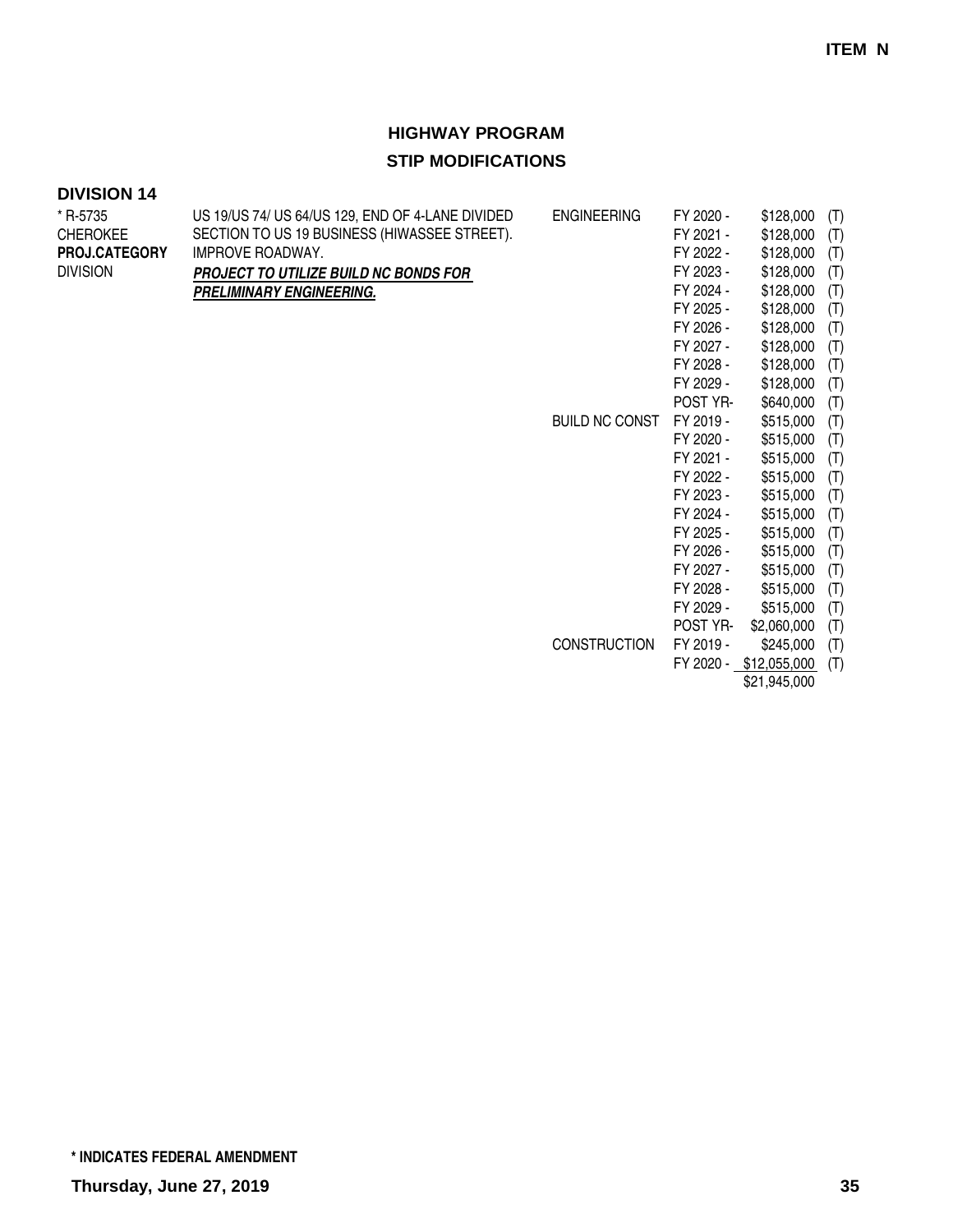**ITEM N**

## HIGHWAY PROGRAM

## STIP MODIFICATIONS

### DIVISION 14

| | | | | | |
|---|---|---|---|---|---|
| * R-5735<br>CHEROKEE<br>**PROJ.CATEGORY**<br>DIVISION | US 19/US 74/ US 64/US 129, END OF 4-LANE DIVIDED SECTION TO US 19 BUSINESS (HIWASSEE STREET). IMPROVE ROADWAY.<br>***PROJECT TO UTILIZE BUILD NC BONDS FOR PRELIMINARY ENGINEERING.*** | ENGINEERING | FY 2020 - | $128,000 | (T) |
| | | | FY 2021 - | $128,000 | (T) |
| | | | FY 2022 - | $128,000 | (T) |
| | | | FY 2023 - | $128,000 | (T) |
| | | | FY 2024 - | $128,000 | (T) |
| | | | FY 2025 - | $128,000 | (T) |
| | | | FY 2026 - | $128,000 | (T) |
| | | | FY 2027 - | $128,000 | (T) |
| | | | FY 2028 - | $128,000 | (T) |
| | | | FY 2029 - | $128,000 | (T) |
| | | | POST YR- | $640,000 | (T) |
| | | BUILD NC CONST | FY 2019 - | $515,000 | (T) |
| | | | FY 2020 - | $515,000 | (T) |
| | | | FY 2021 - | $515,000 | (T) |
| | | | FY 2022 - | $515,000 | (T) |
| | | | FY 2023 - | $515,000 | (T) |
| | | | FY 2024 - | $515,000 | (T) |
| | | | FY 2025 - | $515,000 | (T) |
| | | | FY 2026 - | $515,000 | (T) |
| | | | FY 2027 - | $515,000 | (T) |
| | | | FY 2028 - | $515,000 | (T) |
| | | | FY 2029 - | $515,000 | (T) |
| | | | POST YR- | $2,060,000 | (T) |
| | | CONSTRUCTION | FY 2019 - | $245,000 | (T) |
| | | | FY 2020 - | $12,055,000 | (T) |
| | | | | $21,945,000 | |

**\* INDICATES FEDERAL AMENDMENT**

**Thursday, June 27, 2019**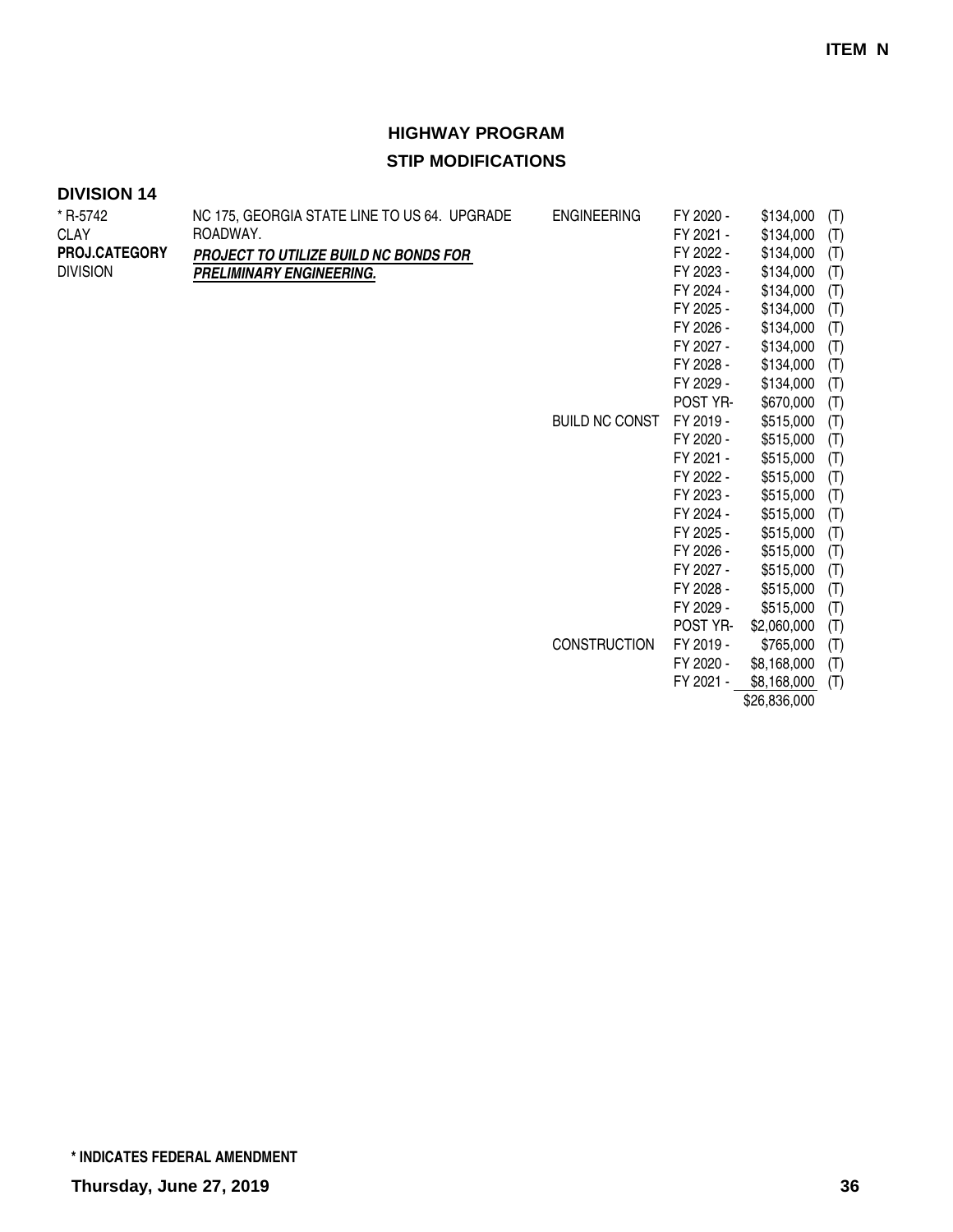**ITEM N**

# HIGHWAY PROGRAM
## STIP MODIFICATIONS

### DIVISION 14

| | | | | | |
|---|---|---|---|---|---|
| * R-5742<br>CLAY<br>**PROJ.CATEGORY**<br>DIVISION | NC 175, GEORGIA STATE LINE TO US 64. UPGRADE ROADWAY.<br>***PROJECT TO UTILIZE BUILD NC BONDS FOR PRELIMINARY ENGINEERING.*** | ENGINEERING | FY 2020 - | $134,000 | (T) |
| | | | FY 2021 - | $134,000 | (T) |
| | | | FY 2022 - | $134,000 | (T) |
| | | | FY 2023 - | $134,000 | (T) |
| | | | FY 2024 - | $134,000 | (T) |
| | | | FY 2025 - | $134,000 | (T) |
| | | | FY 2026 - | $134,000 | (T) |
| | | | FY 2027 - | $134,000 | (T) |
| | | | FY 2028 - | $134,000 | (T) |
| | | | FY 2029 - | $134,000 | (T) |
| | | | POST YR- | $670,000 | (T) |
| | | BUILD NC CONST | FY 2019 - | $515,000 | (T) |
| | | | FY 2020 - | $515,000 | (T) |
| | | | FY 2021 - | $515,000 | (T) |
| | | | FY 2022 - | $515,000 | (T) |
| | | | FY 2023 - | $515,000 | (T) |
| | | | FY 2024 - | $515,000 | (T) |
| | | | FY 2025 - | $515,000 | (T) |
| | | | FY 2026 - | $515,000 | (T) |
| | | | FY 2027 - | $515,000 | (T) |
| | | | FY 2028 - | $515,000 | (T) |
| | | | FY 2029 - | $515,000 | (T) |
| | | | POST YR- | $2,060,000 | (T) |
| | | CONSTRUCTION | FY 2019 - | $765,000 | (T) |
| | | | FY 2020 - | $8,168,000 | (T) |
| | | | FY 2021 - | $8,168,000 | (T) |
| | | | | $26,836,000 | |

**\* INDICATES FEDERAL AMENDMENT**

**Thursday, June 27, 2019**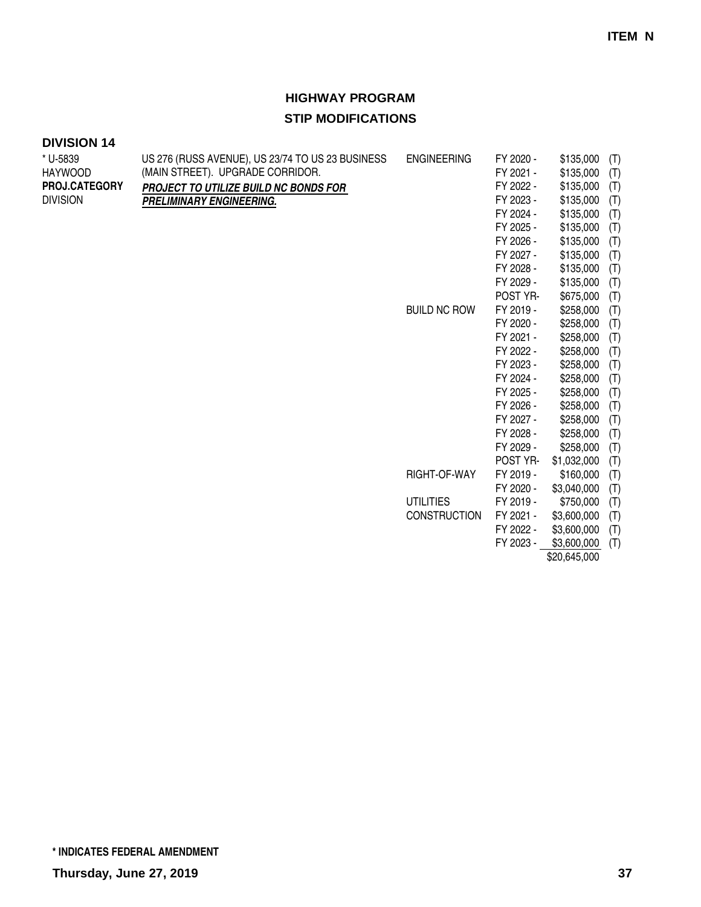**ITEM N**

## HIGHWAY PROGRAM

## STIP MODIFICATIONS

### DIVISION 14

| | | | | | |
|---|---|---|---|---|---|
| * U-5839<br>HAYWOOD<br>**PROJ.CATEGORY**<br>DIVISION | US 276 (RUSS AVENUE), US 23/74 TO US 23 BUSINESS (MAIN STREET). UPGRADE CORRIDOR.<br>***PROJECT TO UTILIZE BUILD NC BONDS FOR PRELIMINARY ENGINEERING.*** | ENGINEERING | FY 2020 - | $135,000 | (T) |
| | | | FY 2021 - | $135,000 | (T) |
| | | | FY 2022 - | $135,000 | (T) |
| | | | FY 2023 - | $135,000 | (T) |
| | | | FY 2024 - | $135,000 | (T) |
| | | | FY 2025 - | $135,000 | (T) |
| | | | FY 2026 - | $135,000 | (T) |
| | | | FY 2027 - | $135,000 | (T) |
| | | | FY 2028 - | $135,000 | (T) |
| | | | FY 2029 - | $135,000 | (T) |
| | | | POST YR- | $675,000 | (T) |
| | | BUILD NC ROW | FY 2019 - | $258,000 | (T) |
| | | | FY 2020 - | $258,000 | (T) |
| | | | FY 2021 - | $258,000 | (T) |
| | | | FY 2022 - | $258,000 | (T) |
| | | | FY 2023 - | $258,000 | (T) |
| | | | FY 2024 - | $258,000 | (T) |
| | | | FY 2025 - | $258,000 | (T) |
| | | | FY 2026 - | $258,000 | (T) |
| | | | FY 2027 - | $258,000 | (T) |
| | | | FY 2028 - | $258,000 | (T) |
| | | | FY 2029 - | $258,000 | (T) |
| | | | POST YR- | $1,032,000 | (T) |
| | | RIGHT-OF-WAY | FY 2019 - | $160,000 | (T) |
| | | | FY 2020 - | $3,040,000 | (T) |
| | | UTILITIES | FY 2019 - | $750,000 | (T) |
| | | CONSTRUCTION | FY 2021 - | $3,600,000 | (T) |
| | | | FY 2022 - | $3,600,000 | (T) |
| | | | FY 2023 - | $3,600,000 | (T) |
| | | | | $20,645,000 | |

**\* INDICATES FEDERAL AMENDMENT**

**Thursday, June 27, 2019**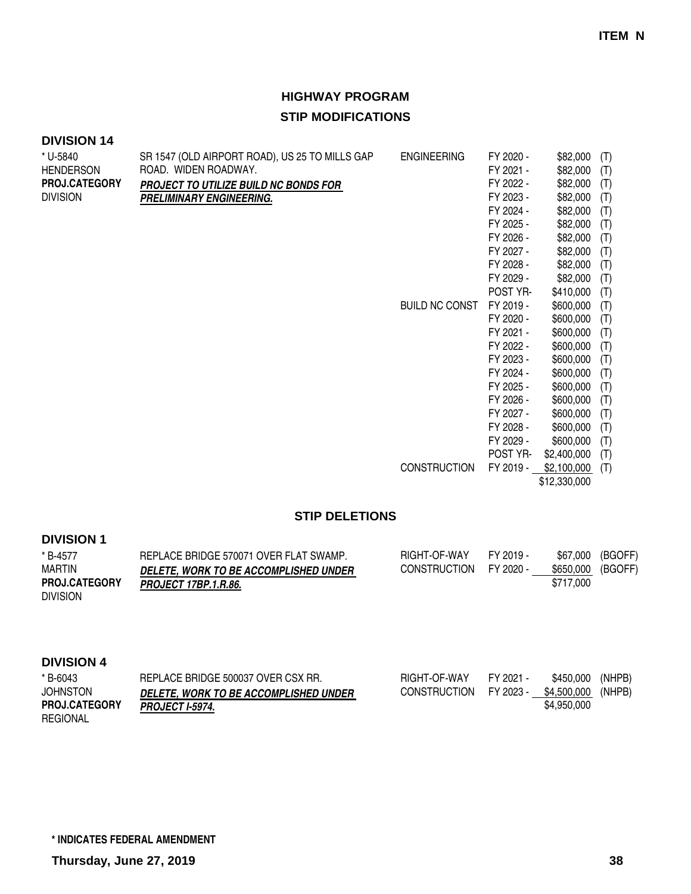**ITEM N**

# HIGHWAY PROGRAM

## STIP MODIFICATIONS

### DIVISION 14

| Project | Description | Work Type | Year | Amount | Fund |
|---|---|---|---|---|---|
| * U-5840<br>HENDERSON<br>**PROJ.CATEGORY**<br>DIVISION | SR 1547 (OLD AIRPORT ROAD), US 25 TO MILLS GAP ROAD. WIDEN ROADWAY.<br>***PROJECT TO UTILIZE BUILD NC BONDS FOR PRELIMINARY ENGINEERING.*** | ENGINEERING | FY 2020 - | $82,000 | (T) |
| | | | FY 2021 - | $82,000 | (T) |
| | | | FY 2022 - | $82,000 | (T) |
| | | | FY 2023 - | $82,000 | (T) |
| | | | FY 2024 - | $82,000 | (T) |
| | | | FY 2025 - | $82,000 | (T) |
| | | | FY 2026 - | $82,000 | (T) |
| | | | FY 2027 - | $82,000 | (T) |
| | | | FY 2028 - | $82,000 | (T) |
| | | | FY 2029 - | $82,000 | (T) |
| | | | POST YR- | $410,000 | (T) |
| | | BUILD NC CONST | FY 2019 - | $600,000 | (T) |
| | | | FY 2020 - | $600,000 | (T) |
| | | | FY 2021 - | $600,000 | (T) |
| | | | FY 2022 - | $600,000 | (T) |
| | | | FY 2023 - | $600,000 | (T) |
| | | | FY 2024 - | $600,000 | (T) |
| | | | FY 2025 - | $600,000 | (T) |
| | | | FY 2026 - | $600,000 | (T) |
| | | | FY 2027 - | $600,000 | (T) |
| | | | FY 2028 - | $600,000 | (T) |
| | | | FY 2029 - | $600,000 | (T) |
| | | | POST YR- | $2,400,000 | (T) |
| | | CONSTRUCTION | FY 2019 - | $2,100,000 | (T) |
| | | | | $12,330,000 | |

## STIP DELETIONS

### DIVISION 1

| Project | Description | Work Type | Year | Amount | Fund |
|---|---|---|---|---|---|
| * B-4577<br>MARTIN<br>**PROJ.CATEGORY**<br>DIVISION | REPLACE BRIDGE 570071 OVER FLAT SWAMP.<br>***DELETE, WORK TO BE ACCOMPLISHED UNDER PROJECT 17BP.1.R.86.*** | RIGHT-OF-WAY | FY 2019 - | $67,000 | (BGOFF) |
| | | CONSTRUCTION | FY 2020 - | $650,000 | (BGOFF) |
| | | | | $717,000 | |

### DIVISION 4

| Project | Description | Work Type | Year | Amount | Fund |
|---|---|---|---|---|---|
| * B-6043<br>JOHNSTON<br>**PROJ.CATEGORY**<br>REGIONAL | REPLACE BRIDGE 500037 OVER CSX RR.<br>***DELETE, WORK TO BE ACCOMPLISHED UNDER PROJECT I-5974.*** | RIGHT-OF-WAY | FY 2021 - | $450,000 | (NHPB) |
| | | CONSTRUCTION | FY 2023 - | $4,500,000 | (NHPB) |
| | | | | $4,950,000 | |

**\* INDICATES FEDERAL AMENDMENT**

**Thursday, June 27, 2019**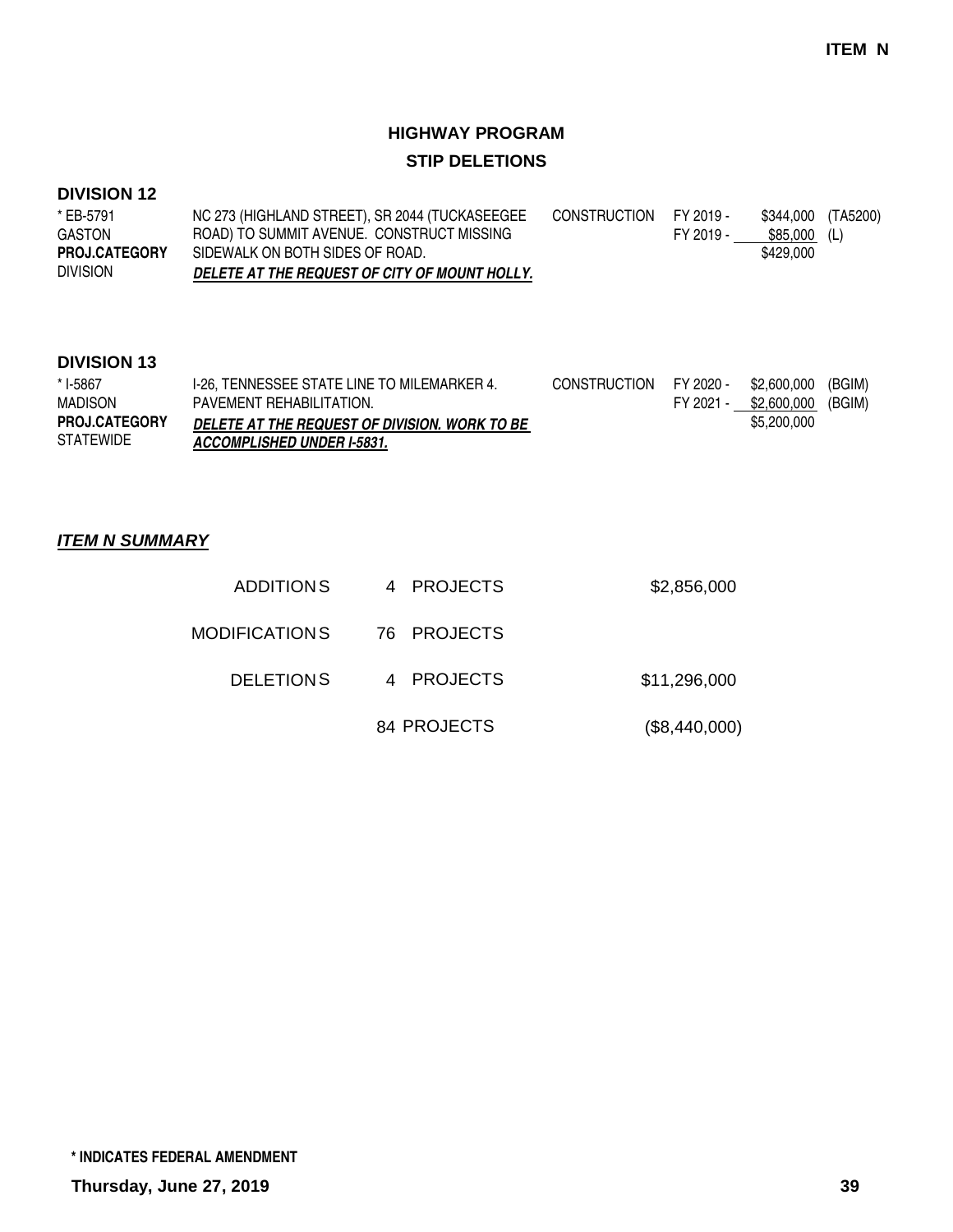**ITEM N**

## HIGHWAY PROGRAM
## STIP DELETIONS

### DIVISION 12

| | | | | | |
|---|---|---|---|---|---|
| * EB-5791<br>GASTON<br>**PROJ.CATEGORY**<br>DIVISION | NC 273 (HIGHLAND STREET), SR 2044 (TUCKASEEGEE ROAD) TO SUMMIT AVENUE. CONSTRUCT MISSING SIDEWALK ON BOTH SIDES OF ROAD.<br>***DELETE AT THE REQUEST OF CITY OF MOUNT HOLLY.*** | CONSTRUCTION | FY 2019 -<br>FY 2019 - | \$344,000<br>\$85,000<br>\$429,000 | (TA5200)<br>(L) |

### DIVISION 13

| | | | | | |
|---|---|---|---|---|---|
| * I-5867<br>MADISON<br>**PROJ.CATEGORY**<br>STATEWIDE | I-26, TENNESSEE STATE LINE TO MILEMARKER 4. PAVEMENT REHABILITATION.<br>***DELETE AT THE REQUEST OF DIVISION. WORK TO BE ACCOMPLISHED UNDER I-5831.*** | CONSTRUCTION | FY 2020 -<br>FY 2021 - | \$2,600,000<br>\$2,600,000<br>\$5,200,000 | (BGIM)<br>(BGIM) |

***ITEM N SUMMARY***

| | | |
|---|---|---|
| ADDITIONS | 4 PROJECTS | \$2,856,000 |
| MODIFICATIONS | 76 PROJECTS | |
| DELETIONS | 4 PROJECTS | \$11,296,000 |
| | 84 PROJECTS | (\$8,440,000) |

**\* INDICATES FEDERAL AMENDMENT**

**Thursday, June 27, 2019**